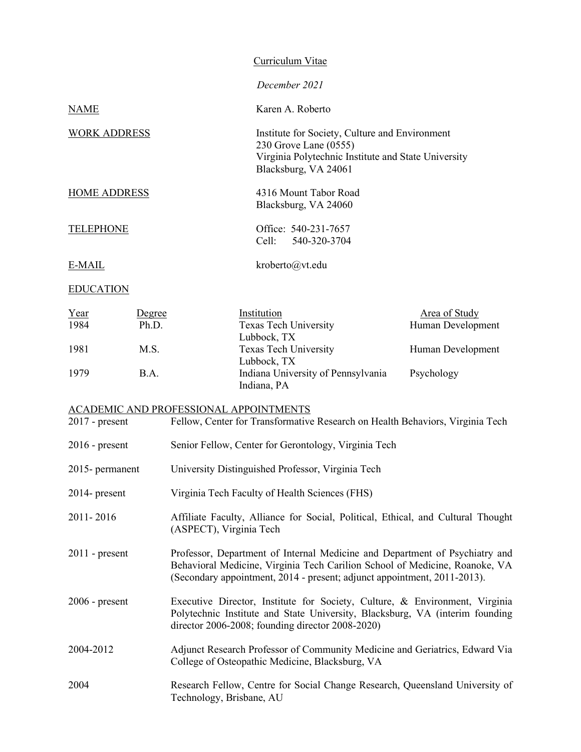# Curriculum Vitae

*December 2021*

| | |
|---|---|
| NAME | Karen A. Roberto |
| WORK ADDRESS | Institute for Society, Culture and Environment<br>230 Grove Lane (0555)<br>Virginia Polytechnic Institute and State University<br>Blacksburg, VA 24061 |
| HOME ADDRESS | 4316 Mount Tabor Road<br>Blacksburg, VA 24060 |
| TELEPHONE | Office: 540-231-7657<br>Cell: 540-320-3704 |
| E-MAIL | kroberto@vt.edu |

## EDUCATION

| Year | Degree | Institution | Area of Study |
|---|---|---|---|
| 1984 | Ph.D. | Texas Tech University<br>Lubbock, TX | Human Development |
| 1981 | M.S. | Texas Tech University<br>Lubbock, TX | Human Development |
| 1979 | B.A. | Indiana University of Pennsylvania<br>Indiana, PA | Psychology |

## ACADEMIC AND PROFESSIONAL APPOINTMENTS

| | |
|---|---|
| 2017 - present | Fellow, Center for Transformative Research on Health Behaviors, Virginia Tech |
| 2016 - present | Senior Fellow, Center for Gerontology, Virginia Tech |
| 2015- permanent | University Distinguished Professor, Virginia Tech |
| 2014- present | Virginia Tech Faculty of Health Sciences (FHS) |
| 2011- 2016 | Affiliate Faculty, Alliance for Social, Political, Ethical, and Cultural Thought (ASPECT), Virginia Tech |
| 2011 - present | Professor, Department of Internal Medicine and Department of Psychiatry and Behavioral Medicine, Virginia Tech Carilion School of Medicine, Roanoke, VA (Secondary appointment, 2014 - present; adjunct appointment, 2011-2013). |
| 2006 - present | Executive Director, Institute for Society, Culture, & Environment, Virginia Polytechnic Institute and State University, Blacksburg, VA (interim founding director 2006-2008; founding director 2008-2020) |
| 2004-2012 | Adjunct Research Professor of Community Medicine and Geriatrics, Edward Via College of Osteopathic Medicine, Blacksburg, VA |
| 2004 | Research Fellow, Centre for Social Change Research, Queensland University of Technology, Brisbane, AU |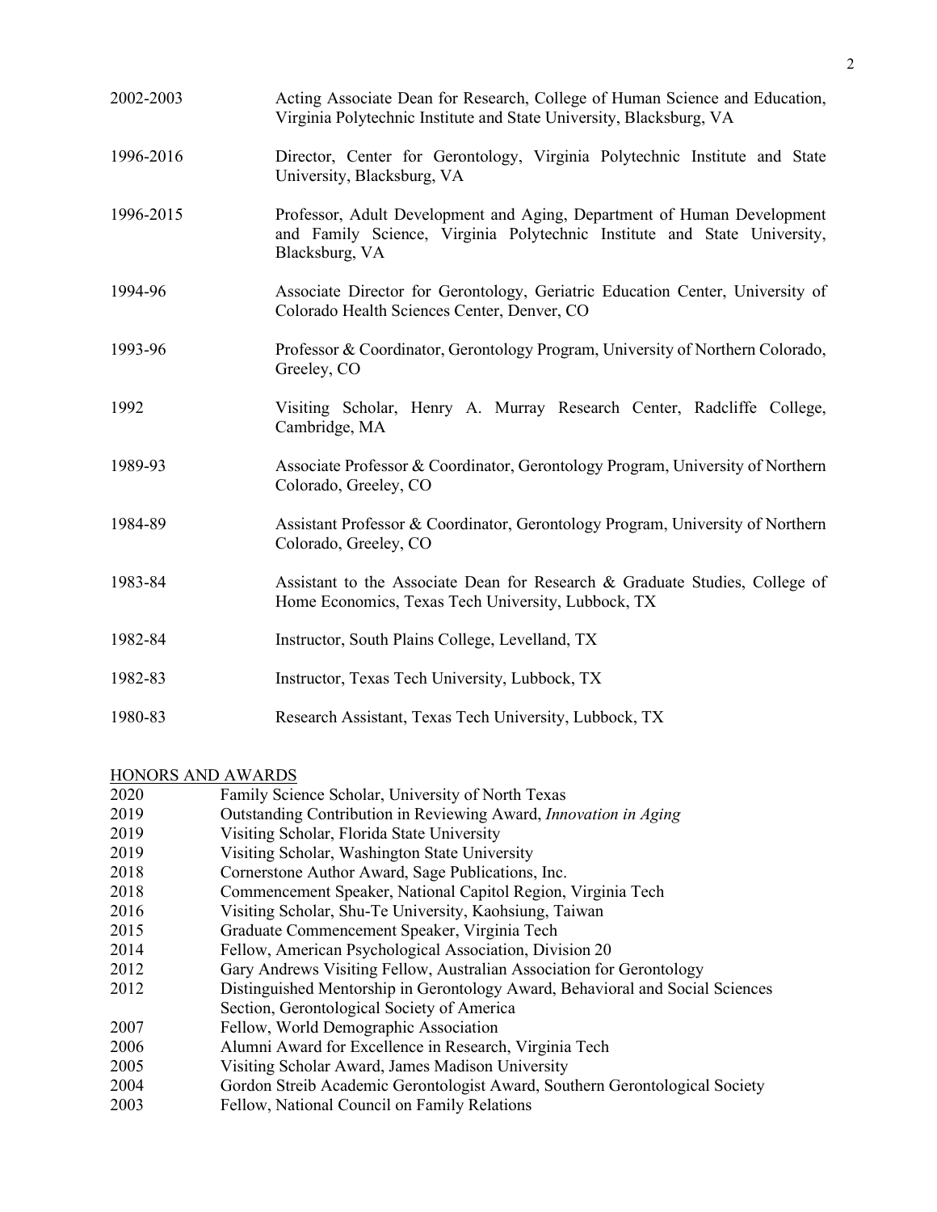2002-2003 Acting Associate Dean for Research, College of Human Science and Education, Virginia Polytechnic Institute and State University, Blacksburg, VA

1996-2016 Director, Center for Gerontology, Virginia Polytechnic Institute and State University, Blacksburg, VA

1996-2015 Professor, Adult Development and Aging, Department of Human Development and Family Science, Virginia Polytechnic Institute and State University, Blacksburg, VA

1994-96 Associate Director for Gerontology, Geriatric Education Center, University of Colorado Health Sciences Center, Denver, CO

1993-96 Professor & Coordinator, Gerontology Program, University of Northern Colorado, Greeley, CO

1992 Visiting Scholar, Henry A. Murray Research Center, Radcliffe College, Cambridge, MA

1989-93 Associate Professor & Coordinator, Gerontology Program, University of Northern Colorado, Greeley, CO

1984-89 Assistant Professor & Coordinator, Gerontology Program, University of Northern Colorado, Greeley, CO

1983-84 Assistant to the Associate Dean for Research & Graduate Studies, College of Home Economics, Texas Tech University, Lubbock, TX

1982-84 Instructor, South Plains College, Levelland, TX

1982-83 Instructor, Texas Tech University, Lubbock, TX

1980-83 Research Assistant, Texas Tech University, Lubbock, TX

## HONORS AND AWARDS

2020 Family Science Scholar, University of North Texas
2019 Outstanding Contribution in Reviewing Award, *Innovation in Aging*
2019 Visiting Scholar, Florida State University
2019 Visiting Scholar, Washington State University
2018 Cornerstone Author Award, Sage Publications, Inc.
2018 Commencement Speaker, National Capitol Region, Virginia Tech
2016 Visiting Scholar, Shu-Te University, Kaohsiung, Taiwan
2015 Graduate Commencement Speaker, Virginia Tech
2014 Fellow, American Psychological Association, Division 20
2012 Gary Andrews Visiting Fellow, Australian Association for Gerontology
2012 Distinguished Mentorship in Gerontology Award, Behavioral and Social Sciences Section, Gerontological Society of America
2007 Fellow, World Demographic Association
2006 Alumni Award for Excellence in Research, Virginia Tech
2005 Visiting Scholar Award, James Madison University
2004 Gordon Streib Academic Gerontologist Award, Southern Gerontological Society
2003 Fellow, National Council on Family Relations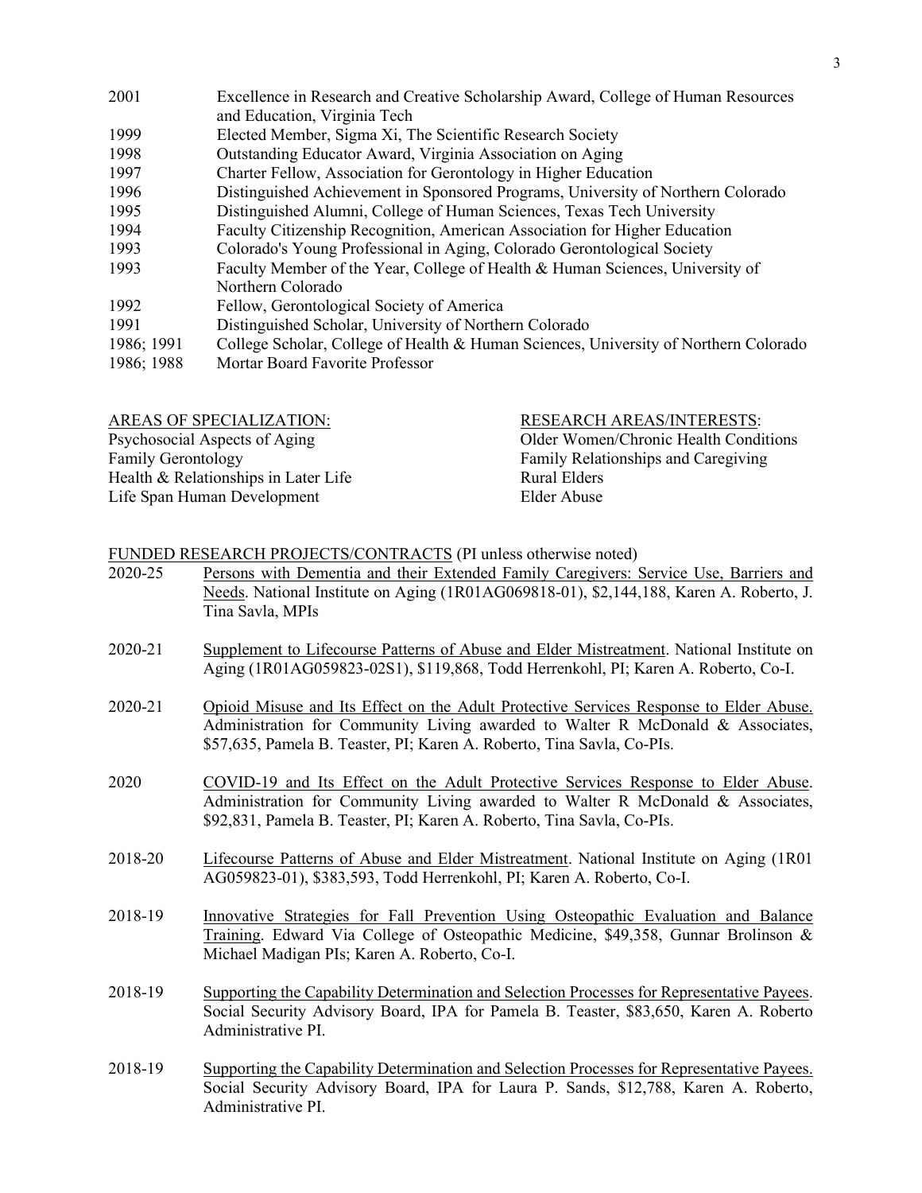| | |
|---|---|
| 2001 | Excellence in Research and Creative Scholarship Award, College of Human Resources and Education, Virginia Tech |
| 1999 | Elected Member, Sigma Xi, The Scientific Research Society |
| 1998 | Outstanding Educator Award, Virginia Association on Aging |
| 1997 | Charter Fellow, Association for Gerontology in Higher Education |
| 1996 | Distinguished Achievement in Sponsored Programs, University of Northern Colorado |
| 1995 | Distinguished Alumni, College of Human Sciences, Texas Tech University |
| 1994 | Faculty Citizenship Recognition, American Association for Higher Education |
| 1993 | Colorado's Young Professional in Aging, Colorado Gerontological Society |
| 1993 | Faculty Member of the Year, College of Health & Human Sciences, University of Northern Colorado |
| 1992 | Fellow, Gerontological Society of America |
| 1991 | Distinguished Scholar, University of Northern Colorado |
| 1986; 1991 | College Scholar, College of Health & Human Sciences, University of Northern Colorado |
| 1986; 1988 | Mortar Board Favorite Professor |

AREAS OF SPECIALIZATION:

Psychosocial Aspects of Aging
Family Gerontology
Health & Relationships in Later Life
Life Span Human Development

RESEARCH AREAS/INTERESTS:

Older Women/Chronic Health Conditions
Family Relationships and Caregiving
Rural Elders
Elder Abuse

FUNDED RESEARCH PROJECTS/CONTRACTS (PI unless otherwise noted)

2020-25 Persons with Dementia and their Extended Family Caregivers: Service Use, Barriers and Needs. National Institute on Aging (1R01AG069818-01), $2,144,188, Karen A. Roberto, J. Tina Savla, MPIs

2020-21 Supplement to Lifecourse Patterns of Abuse and Elder Mistreatment. National Institute on Aging (1R01AG059823-02S1), $119,868, Todd Herrenkohl, PI; Karen A. Roberto, Co-I.

2020-21 Opioid Misuse and Its Effect on the Adult Protective Services Response to Elder Abuse. Administration for Community Living awarded to Walter R McDonald & Associates, $57,635, Pamela B. Teaster, PI; Karen A. Roberto, Tina Savla, Co-PIs.

2020 COVID-19 and Its Effect on the Adult Protective Services Response to Elder Abuse. Administration for Community Living awarded to Walter R McDonald & Associates, $92,831, Pamela B. Teaster, PI; Karen A. Roberto, Tina Savla, Co-PIs.

2018-20 Lifecourse Patterns of Abuse and Elder Mistreatment. National Institute on Aging (1R01 AG059823-01), $383,593, Todd Herrenkohl, PI; Karen A. Roberto, Co-I.

2018-19 Innovative Strategies for Fall Prevention Using Osteopathic Evaluation and Balance Training. Edward Via College of Osteopathic Medicine, $49,358, Gunnar Brolinson & Michael Madigan PIs; Karen A. Roberto, Co-I.

2018-19 Supporting the Capability Determination and Selection Processes for Representative Payees. Social Security Advisory Board, IPA for Pamela B. Teaster, $83,650, Karen A. Roberto Administrative PI.

2018-19 Supporting the Capability Determination and Selection Processes for Representative Payees. Social Security Advisory Board, IPA for Laura P. Sands, $12,788, Karen A. Roberto, Administrative PI.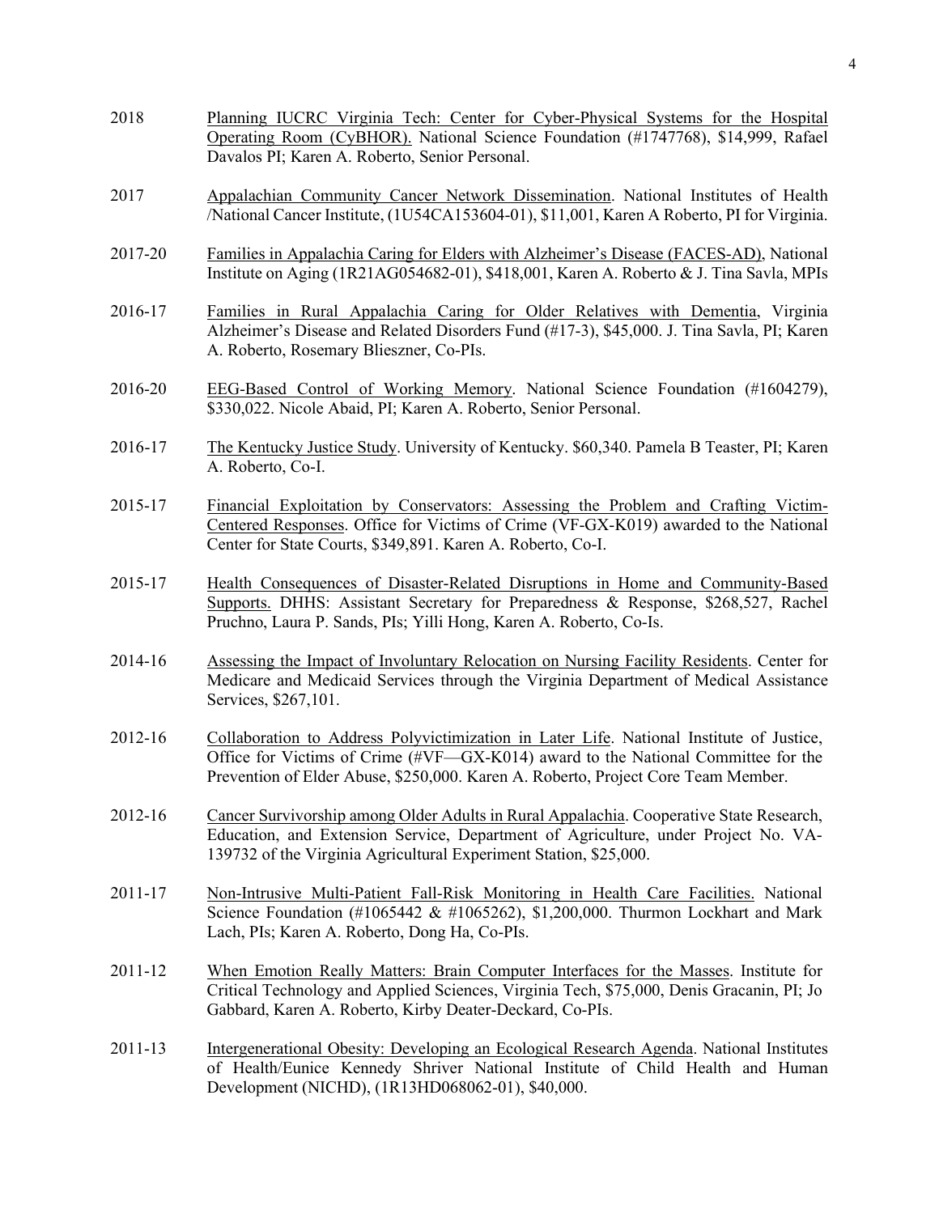2018 Planning IUCRC Virginia Tech: Center for Cyber-Physical Systems for the Hospital Operating Room (CyBHOR). National Science Foundation (#1747768), $14,999, Rafael Davalos PI; Karen A. Roberto, Senior Personal.

2017 Appalachian Community Cancer Network Dissemination. National Institutes of Health /National Cancer Institute, (1U54CA153604-01), $11,001, Karen A Roberto, PI for Virginia.

2017-20 Families in Appalachia Caring for Elders with Alzheimer's Disease (FACES-AD), National Institute on Aging (1R21AG054682-01), $418,001, Karen A. Roberto & J. Tina Savla, MPIs

2016-17 Families in Rural Appalachia Caring for Older Relatives with Dementia, Virginia Alzheimer's Disease and Related Disorders Fund (#17-3), $45,000. J. Tina Savla, PI; Karen A. Roberto, Rosemary Blieszner, Co-PIs.

2016-20 EEG-Based Control of Working Memory. National Science Foundation (#1604279), $330,022. Nicole Abaid, PI; Karen A. Roberto, Senior Personal.

2016-17 The Kentucky Justice Study. University of Kentucky. $60,340. Pamela B Teaster, PI; Karen A. Roberto, Co-I.

2015-17 Financial Exploitation by Conservators: Assessing the Problem and Crafting Victim-Centered Responses. Office for Victims of Crime (VF-GX-K019) awarded to the National Center for State Courts, $349,891. Karen A. Roberto, Co-I.

2015-17 Health Consequences of Disaster-Related Disruptions in Home and Community-Based Supports. DHHS: Assistant Secretary for Preparedness & Response, $268,527, Rachel Pruchno, Laura P. Sands, PIs; Yilli Hong, Karen A. Roberto, Co-Is.

2014-16 Assessing the Impact of Involuntary Relocation on Nursing Facility Residents. Center for Medicare and Medicaid Services through the Virginia Department of Medical Assistance Services, $267,101.

2012-16 Collaboration to Address Polyvictimization in Later Life. National Institute of Justice, Office for Victims of Crime (#VF—GX-K014) award to the National Committee for the Prevention of Elder Abuse, $250,000. Karen A. Roberto, Project Core Team Member.

2012-16 Cancer Survivorship among Older Adults in Rural Appalachia. Cooperative State Research, Education, and Extension Service, Department of Agriculture, under Project No. VA-139732 of the Virginia Agricultural Experiment Station, $25,000.

2011-17 Non-Intrusive Multi-Patient Fall-Risk Monitoring in Health Care Facilities. National Science Foundation (#1065442 & #1065262), $1,200,000. Thurmon Lockhart and Mark Lach, PIs; Karen A. Roberto, Dong Ha, Co-PIs.

2011-12 When Emotion Really Matters: Brain Computer Interfaces for the Masses. Institute for Critical Technology and Applied Sciences, Virginia Tech, $75,000, Denis Gracanin, PI; Jo Gabbard, Karen A. Roberto, Kirby Deater-Deckard, Co-PIs.

2011-13 Intergenerational Obesity: Developing an Ecological Research Agenda. National Institutes of Health/Eunice Kennedy Shriver National Institute of Child Health and Human Development (NICHD), (1R13HD068062-01), $40,000.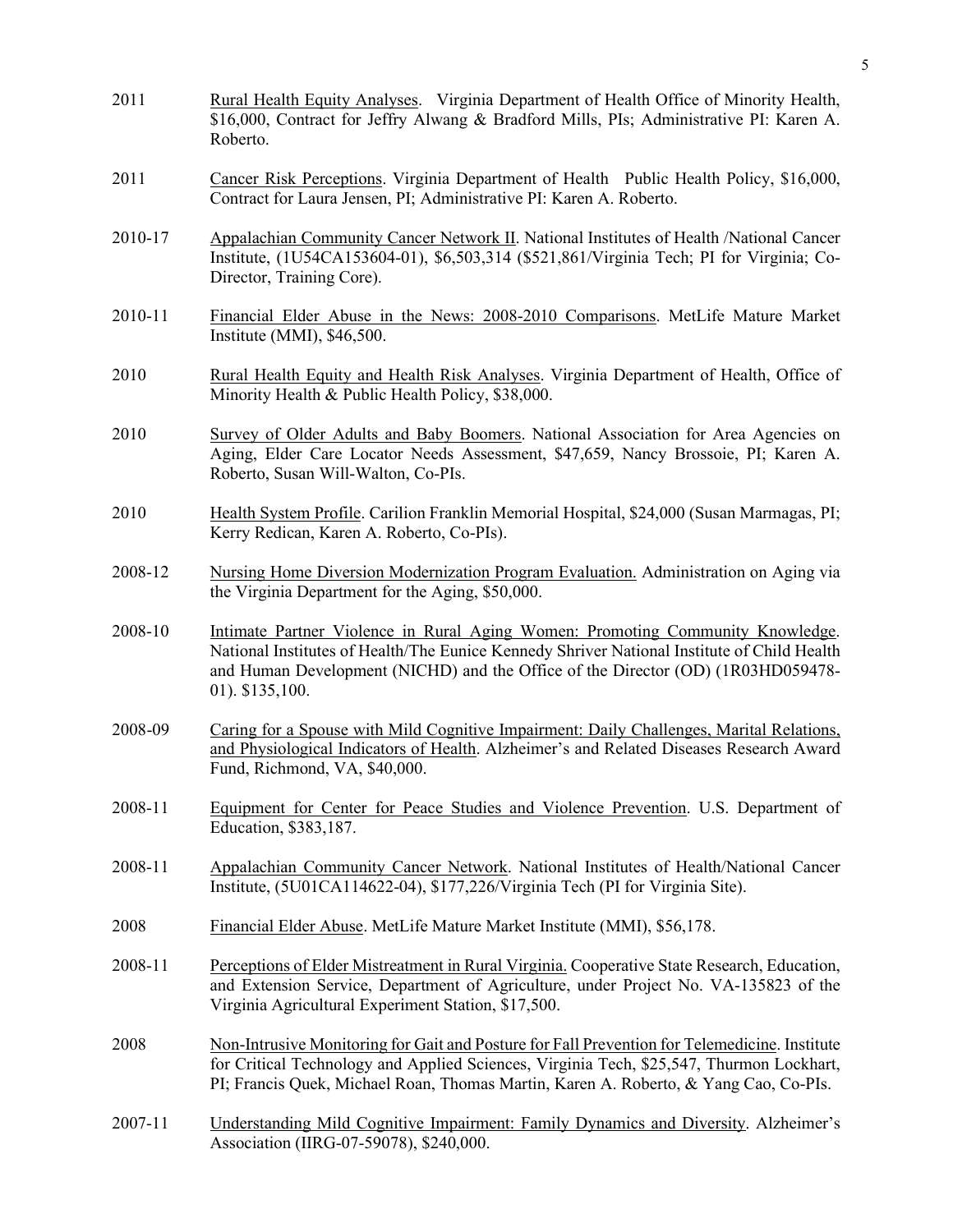2011 Rural Health Equity Analyses. Virginia Department of Health Office of Minority Health, $16,000, Contract for Jeffry Alwang & Bradford Mills, PIs; Administrative PI: Karen A. Roberto.

2011 Cancer Risk Perceptions. Virginia Department of Health Public Health Policy, $16,000, Contract for Laura Jensen, PI; Administrative PI: Karen A. Roberto.

2010-17 Appalachian Community Cancer Network II. National Institutes of Health /National Cancer Institute, (1U54CA153604-01), $6,503,314 ($521,861/Virginia Tech; PI for Virginia; Co-Director, Training Core).

2010-11 Financial Elder Abuse in the News: 2008-2010 Comparisons. MetLife Mature Market Institute (MMI), $46,500.

2010 Rural Health Equity and Health Risk Analyses. Virginia Department of Health, Office of Minority Health & Public Health Policy, $38,000.

2010 Survey of Older Adults and Baby Boomers. National Association for Area Agencies on Aging, Elder Care Locator Needs Assessment, $47,659, Nancy Brossoie, PI; Karen A. Roberto, Susan Will-Walton, Co-PIs.

2010 Health System Profile. Carilion Franklin Memorial Hospital, $24,000 (Susan Marmagas, PI; Kerry Redican, Karen A. Roberto, Co-PIs).

2008-12 Nursing Home Diversion Modernization Program Evaluation. Administration on Aging via the Virginia Department for the Aging, $50,000.

2008-10 Intimate Partner Violence in Rural Aging Women: Promoting Community Knowledge. National Institutes of Health/The Eunice Kennedy Shriver National Institute of Child Health and Human Development (NICHD) and the Office of the Director (OD) (1R03HD059478-01). $135,100.

2008-09 Caring for a Spouse with Mild Cognitive Impairment: Daily Challenges, Marital Relations, and Physiological Indicators of Health. Alzheimer's and Related Diseases Research Award Fund, Richmond, VA, $40,000.

2008-11 Equipment for Center for Peace Studies and Violence Prevention. U.S. Department of Education, $383,187.

2008-11 Appalachian Community Cancer Network. National Institutes of Health/National Cancer Institute, (5U01CA114622-04), $177,226/Virginia Tech (PI for Virginia Site).

2008 Financial Elder Abuse. MetLife Mature Market Institute (MMI), $56,178.

2008-11 Perceptions of Elder Mistreatment in Rural Virginia. Cooperative State Research, Education, and Extension Service, Department of Agriculture, under Project No. VA-135823 of the Virginia Agricultural Experiment Station, $17,500.

2008 Non-Intrusive Monitoring for Gait and Posture for Fall Prevention for Telemedicine. Institute for Critical Technology and Applied Sciences, Virginia Tech, $25,547, Thurmon Lockhart, PI; Francis Quek, Michael Roan, Thomas Martin, Karen A. Roberto, & Yang Cao, Co-PIs.

2007-11 Understanding Mild Cognitive Impairment: Family Dynamics and Diversity. Alzheimer's Association (IIRG-07-59078), $240,000.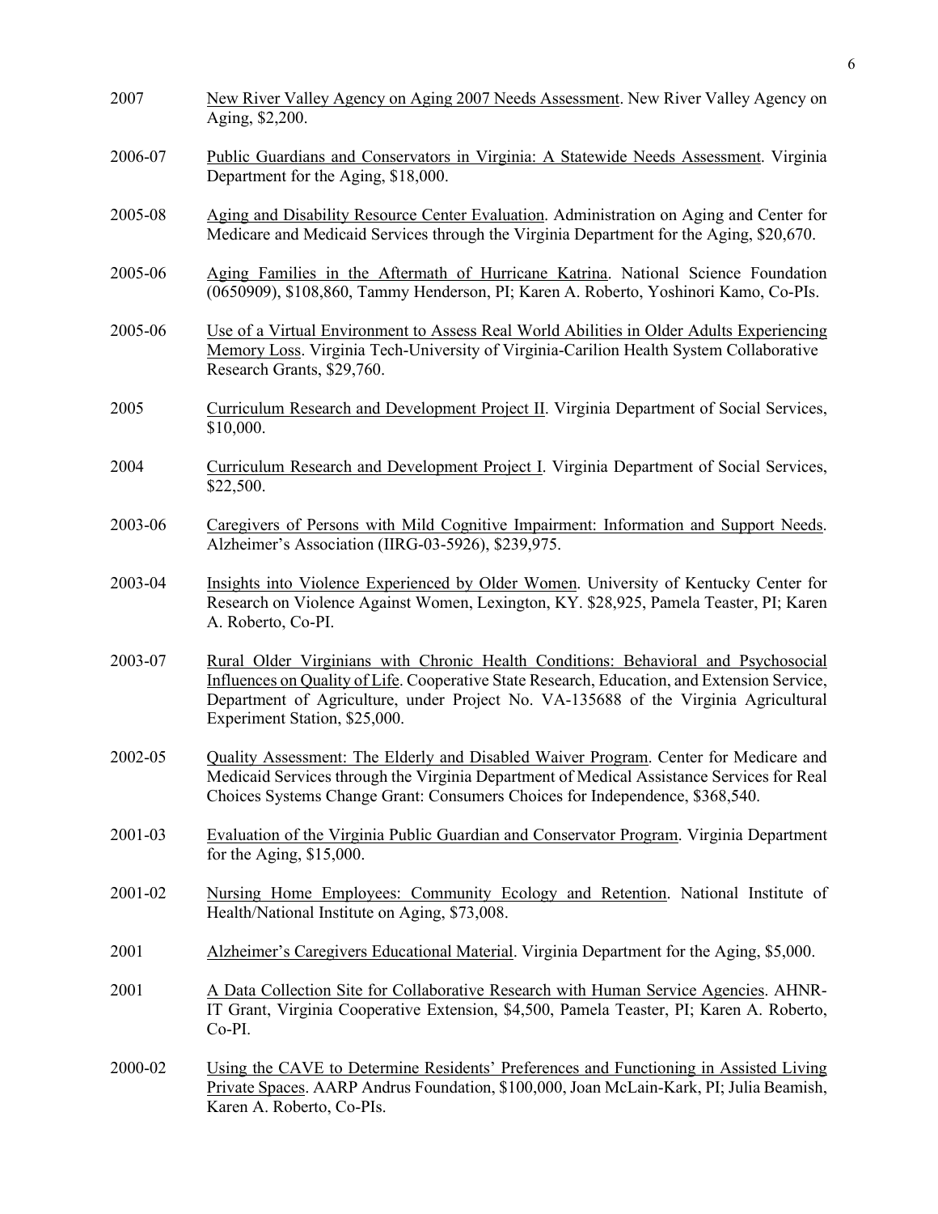2007 New River Valley Agency on Aging 2007 Needs Assessment. New River Valley Agency on Aging, $2,200.

2006-07 Public Guardians and Conservators in Virginia: A Statewide Needs Assessment. Virginia Department for the Aging, $18,000.

2005-08 Aging and Disability Resource Center Evaluation. Administration on Aging and Center for Medicare and Medicaid Services through the Virginia Department for the Aging, $20,670.

2005-06 Aging Families in the Aftermath of Hurricane Katrina. National Science Foundation (0650909), $108,860, Tammy Henderson, PI; Karen A. Roberto, Yoshinori Kamo, Co-PIs.

2005-06 Use of a Virtual Environment to Assess Real World Abilities in Older Adults Experiencing Memory Loss. Virginia Tech-University of Virginia-Carilion Health System Collaborative Research Grants, $29,760.

2005 Curriculum Research and Development Project II. Virginia Department of Social Services, $10,000.

2004 Curriculum Research and Development Project I. Virginia Department of Social Services, $22,500.

2003-06 Caregivers of Persons with Mild Cognitive Impairment: Information and Support Needs. Alzheimer's Association (IIRG-03-5926), $239,975.

2003-04 Insights into Violence Experienced by Older Women. University of Kentucky Center for Research on Violence Against Women, Lexington, KY. $28,925, Pamela Teaster, PI; Karen A. Roberto, Co-PI.

2003-07 Rural Older Virginians with Chronic Health Conditions: Behavioral and Psychosocial Influences on Quality of Life. Cooperative State Research, Education, and Extension Service, Department of Agriculture, under Project No. VA-135688 of the Virginia Agricultural Experiment Station, $25,000.

2002-05 Quality Assessment: The Elderly and Disabled Waiver Program. Center for Medicare and Medicaid Services through the Virginia Department of Medical Assistance Services for Real Choices Systems Change Grant: Consumers Choices for Independence, $368,540.

2001-03 Evaluation of the Virginia Public Guardian and Conservator Program. Virginia Department for the Aging, $15,000.

2001-02 Nursing Home Employees: Community Ecology and Retention. National Institute of Health/National Institute on Aging, $73,008.

2001 Alzheimer's Caregivers Educational Material. Virginia Department for the Aging, $5,000.

2001 A Data Collection Site for Collaborative Research with Human Service Agencies. AHNR-IT Grant, Virginia Cooperative Extension, $4,500, Pamela Teaster, PI; Karen A. Roberto, Co-PI.

2000-02 Using the CAVE to Determine Residents' Preferences and Functioning in Assisted Living Private Spaces. AARP Andrus Foundation, $100,000, Joan McLain-Kark, PI; Julia Beamish, Karen A. Roberto, Co-PIs.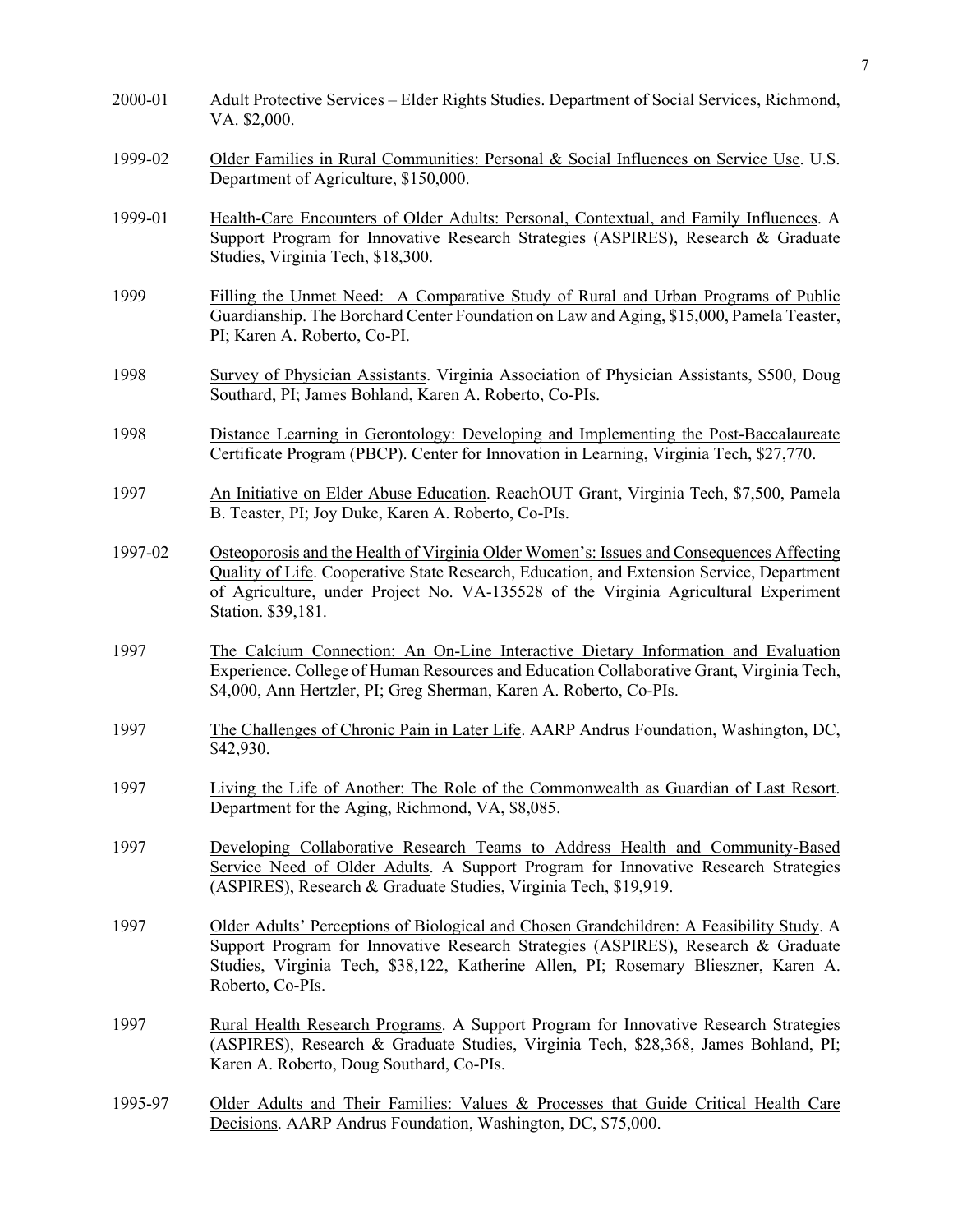2000-01 Adult Protective Services – Elder Rights Studies. Department of Social Services, Richmond, VA. $2,000.

1999-02 Older Families in Rural Communities: Personal & Social Influences on Service Use. U.S. Department of Agriculture, $150,000.

1999-01 Health-Care Encounters of Older Adults: Personal, Contextual, and Family Influences. A Support Program for Innovative Research Strategies (ASPIRES), Research & Graduate Studies, Virginia Tech, $18,300.

1999 Filling the Unmet Need: A Comparative Study of Rural and Urban Programs of Public Guardianship. The Borchard Center Foundation on Law and Aging, $15,000, Pamela Teaster, PI; Karen A. Roberto, Co-PI.

1998 Survey of Physician Assistants. Virginia Association of Physician Assistants, $500, Doug Southard, PI; James Bohland, Karen A. Roberto, Co-PIs.

1998 Distance Learning in Gerontology: Developing and Implementing the Post-Baccalaureate Certificate Program (PBCP). Center for Innovation in Learning, Virginia Tech, $27,770.

1997 An Initiative on Elder Abuse Education. ReachOUT Grant, Virginia Tech, $7,500, Pamela B. Teaster, PI; Joy Duke, Karen A. Roberto, Co-PIs.

1997-02 Osteoporosis and the Health of Virginia Older Women's: Issues and Consequences Affecting Quality of Life. Cooperative State Research, Education, and Extension Service, Department of Agriculture, under Project No. VA-135528 of the Virginia Agricultural Experiment Station. $39,181.

1997 The Calcium Connection: An On-Line Interactive Dietary Information and Evaluation Experience. College of Human Resources and Education Collaborative Grant, Virginia Tech, $4,000, Ann Hertzler, PI; Greg Sherman, Karen A. Roberto, Co-PIs.

1997 The Challenges of Chronic Pain in Later Life. AARP Andrus Foundation, Washington, DC, $42,930.

1997 Living the Life of Another: The Role of the Commonwealth as Guardian of Last Resort. Department for the Aging, Richmond, VA, $8,085.

1997 Developing Collaborative Research Teams to Address Health and Community-Based Service Need of Older Adults. A Support Program for Innovative Research Strategies (ASPIRES), Research & Graduate Studies, Virginia Tech, $19,919.

1997 Older Adults' Perceptions of Biological and Chosen Grandchildren: A Feasibility Study. A Support Program for Innovative Research Strategies (ASPIRES), Research & Graduate Studies, Virginia Tech, $38,122, Katherine Allen, PI; Rosemary Blieszner, Karen A. Roberto, Co-PIs.

1997 Rural Health Research Programs. A Support Program for Innovative Research Strategies (ASPIRES), Research & Graduate Studies, Virginia Tech, $28,368, James Bohland, PI; Karen A. Roberto, Doug Southard, Co-PIs.

1995-97 Older Adults and Their Families: Values & Processes that Guide Critical Health Care Decisions. AARP Andrus Foundation, Washington, DC, $75,000.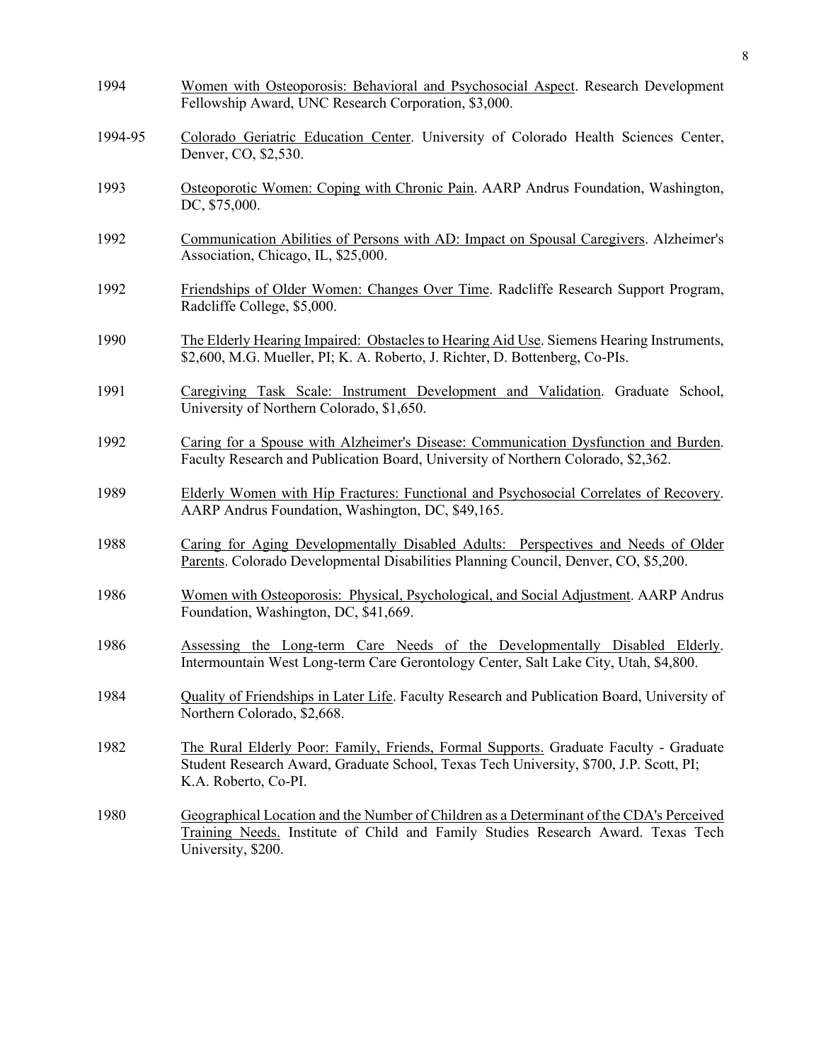1994 Women with Osteoporosis: Behavioral and Psychosocial Aspect. Research Development Fellowship Award, UNC Research Corporation, $3,000.

1994-95 Colorado Geriatric Education Center. University of Colorado Health Sciences Center, Denver, CO, $2,530.

1993 Osteoporotic Women: Coping with Chronic Pain. AARP Andrus Foundation, Washington, DC, $75,000.

1992 Communication Abilities of Persons with AD: Impact on Spousal Caregivers. Alzheimer's Association, Chicago, IL, $25,000.

1992 Friendships of Older Women: Changes Over Time. Radcliffe Research Support Program, Radcliffe College, $5,000.

1990 The Elderly Hearing Impaired: Obstacles to Hearing Aid Use. Siemens Hearing Instruments, $2,600, M.G. Mueller, PI; K. A. Roberto, J. Richter, D. Bottenberg, Co-PIs.

1991 Caregiving Task Scale: Instrument Development and Validation. Graduate School, University of Northern Colorado, $1,650.

1992 Caring for a Spouse with Alzheimer's Disease: Communication Dysfunction and Burden. Faculty Research and Publication Board, University of Northern Colorado, $2,362.

1989 Elderly Women with Hip Fractures: Functional and Psychosocial Correlates of Recovery. AARP Andrus Foundation, Washington, DC, $49,165.

1988 Caring for Aging Developmentally Disabled Adults: Perspectives and Needs of Older Parents. Colorado Developmental Disabilities Planning Council, Denver, CO, $5,200.

1986 Women with Osteoporosis: Physical, Psychological, and Social Adjustment. AARP Andrus Foundation, Washington, DC, $41,669.

1986 Assessing the Long-term Care Needs of the Developmentally Disabled Elderly. Intermountain West Long-term Care Gerontology Center, Salt Lake City, Utah, $4,800.

1984 Quality of Friendships in Later Life. Faculty Research and Publication Board, University of Northern Colorado, $2,668.

1982 The Rural Elderly Poor: Family, Friends, Formal Supports. Graduate Faculty - Graduate Student Research Award, Graduate School, Texas Tech University, $700, J.P. Scott, PI; K.A. Roberto, Co-PI.

1980 Geographical Location and the Number of Children as a Determinant of the CDA's Perceived Training Needs. Institute of Child and Family Studies Research Award. Texas Tech University, $200.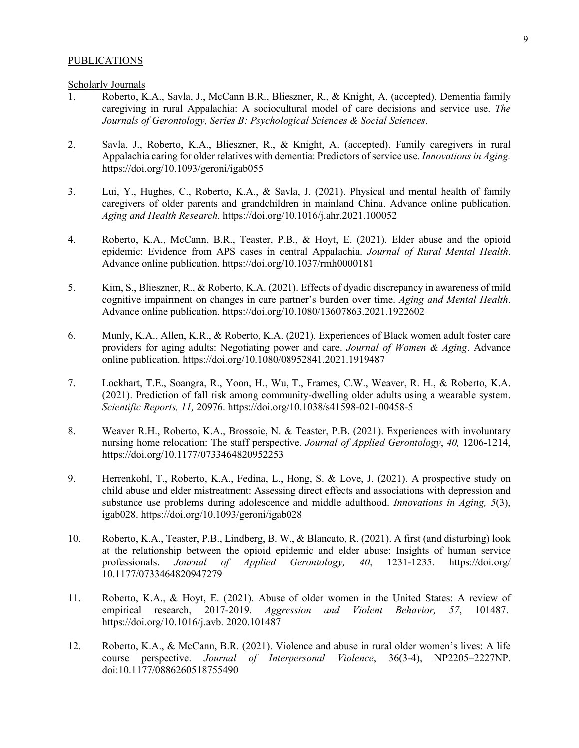PUBLICATIONS

Scholarly Journals

1. Roberto, K.A., Savla, J., McCann B.R., Blieszner, R., & Knight, A. (accepted). Dementia family caregiving in rural Appalachia: A sociocultural model of care decisions and service use. *The Journals of Gerontology, Series B: Psychological Sciences & Social Sciences*.

2. Savla, J., Roberto, K.A., Blieszner, R., & Knight, A. (accepted). Family caregivers in rural Appalachia caring for older relatives with dementia: Predictors of service use. *Innovations in Aging.* https://doi.org/10.1093/geroni/igab055

3. Lui, Y., Hughes, C., Roberto, K.A., & Savla, J. (2021). Physical and mental health of family caregivers of older parents and grandchildren in mainland China. Advance online publication. *Aging and Health Research*. https://doi.org/10.1016/j.ahr.2021.100052

4. Roberto, K.A., McCann, B.R., Teaster, P.B., & Hoyt, E. (2021). Elder abuse and the opioid epidemic: Evidence from APS cases in central Appalachia. *Journal of Rural Mental Health*. Advance online publication. https://doi.org/10.1037/rmh0000181

5. Kim, S., Blieszner, R., & Roberto, K.A. (2021). Effects of dyadic discrepancy in awareness of mild cognitive impairment on changes in care partner's burden over time. *Aging and Mental Health*. Advance online publication. https://doi.org/10.1080/13607863.2021.1922602

6. Munly, K.A., Allen, K.R., & Roberto, K.A. (2021). Experiences of Black women adult foster care providers for aging adults: Negotiating power and care. *Journal of Women & Aging*. Advance online publication. https://doi.org/10.1080/08952841.2021.1919487

7. Lockhart, T.E., Soangra, R., Yoon, H., Wu, T., Frames, C.W., Weaver, R. H., & Roberto, K.A. (2021). Prediction of fall risk among community-dwelling older adults using a wearable system. *Scientific Reports, 11,* 20976. https://doi.org/10.1038/s41598-021-00458-5

8. Weaver R.H., Roberto, K.A., Brossoie, N. & Teaster, P.B. (2021). Experiences with involuntary nursing home relocation: The staff perspective. *Journal of Applied Gerontology*, *40,* 1206-1214, https://doi.org/10.1177/0733464820952253

9. Herrenkohl, T., Roberto, K.A., Fedina, L., Hong, S. & Love, J. (2021). A prospective study on child abuse and elder mistreatment: Assessing direct effects and associations with depression and substance use problems during adolescence and middle adulthood. *Innovations in Aging, 5*(3), igab028. https://doi.org/10.1093/geroni/igab028

10. Roberto, K.A., Teaster, P.B., Lindberg, B. W., & Blancato, R. (2021). A first (and disturbing) look at the relationship between the opioid epidemic and elder abuse: Insights of human service professionals. *Journal of Applied Gerontology, 40*, 1231-1235. https://doi.org/ 10.1177/0733464820947279

11. Roberto, K.A., & Hoyt, E. (2021). Abuse of older women in the United States: A review of empirical research, 2017-2019. *Aggression and Violent Behavior, 57*, 101487. https://doi.org/10.1016/j.avb. 2020.101487

12. Roberto, K.A., & McCann, B.R. (2021). Violence and abuse in rural older women's lives: A life course perspective. *Journal of Interpersonal Violence*, 36(3-4), NP2205–2227NP. doi:10.1177/0886260518755490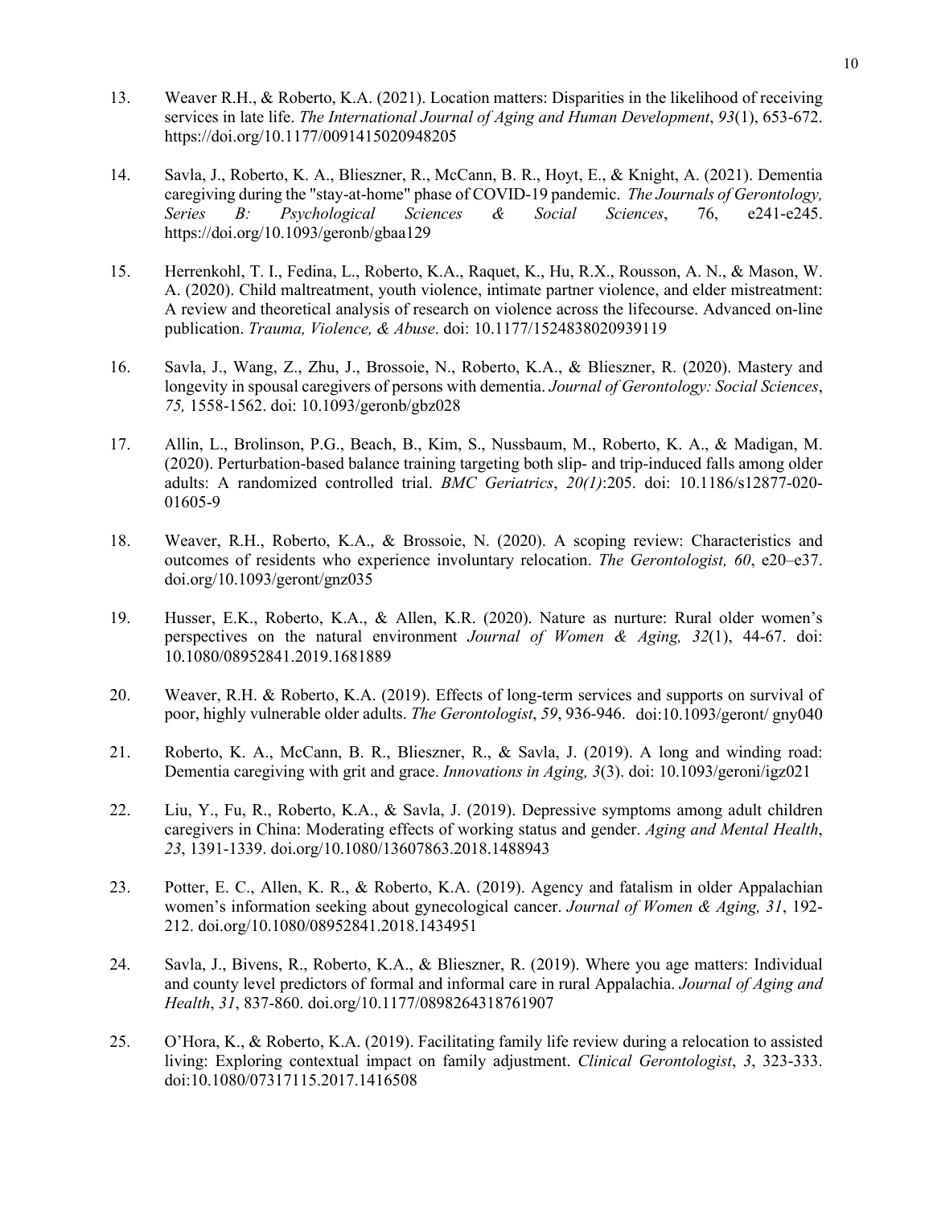13. Weaver R.H., & Roberto, K.A. (2021). Location matters: Disparities in the likelihood of receiving services in late life. *The International Journal of Aging and Human Development*, *93*(1), 653-672. https://doi.org/10.1177/0091415020948205

14. Savla, J., Roberto, K. A., Blieszner, R., McCann, B. R., Hoyt, E., & Knight, A. (2021). Dementia caregiving during the "stay-at-home" phase of COVID-19 pandemic. *The Journals of Gerontology, Series B: Psychological Sciences & Social Sciences*, 76, e241-e245. https://doi.org/10.1093/geronb/gbaa129

15. Herrenkohl, T. I., Fedina, L., Roberto, K.A., Raquet, K., Hu, R.X., Rousson, A. N., & Mason, W. A. (2020). Child maltreatment, youth violence, intimate partner violence, and elder mistreatment: A review and theoretical analysis of research on violence across the lifecourse. Advanced on-line publication. *Trauma, Violence, & Abuse*. doi: 10.1177/1524838020939119

16. Savla, J., Wang, Z., Zhu, J., Brossoie, N., Roberto, K.A., & Blieszner, R. (2020). Mastery and longevity in spousal caregivers of persons with dementia. *Journal of Gerontology: Social Sciences*, *75,* 1558-1562. doi: 10.1093/geronb/gbz028

17. Allin, L., Brolinson, P.G., Beach, B., Kim, S., Nussbaum, M., Roberto, K. A., & Madigan, M. (2020). Perturbation-based balance training targeting both slip- and trip-induced falls among older adults: A randomized controlled trial. *BMC Geriatrics*, *20(1)*:205. doi: 10.1186/s12877-020-01605-9

18. Weaver, R.H., Roberto, K.A., & Brossoie, N. (2020). A scoping review: Characteristics and outcomes of residents who experience involuntary relocation. *The Gerontologist, 60*, e20–e37. doi.org/10.1093/geront/gnz035

19. Husser, E.K., Roberto, K.A., & Allen, K.R. (2020). Nature as nurture: Rural older women's perspectives on the natural environment *Journal of Women & Aging, 32*(1), 44-67. doi: 10.1080/08952841.2019.1681889

20. Weaver, R.H. & Roberto, K.A. (2019). Effects of long-term services and supports on survival of poor, highly vulnerable older adults. *The Gerontologist*, *59*, 936-946. doi:10.1093/geront/ gny040

21. Roberto, K. A., McCann, B. R., Blieszner, R., & Savla, J. (2019). A long and winding road: Dementia caregiving with grit and grace. *Innovations in Aging, 3*(3). doi: 10.1093/geroni/igz021

22. Liu, Y., Fu, R., Roberto, K.A., & Savla, J. (2019). Depressive symptoms among adult children caregivers in China: Moderating effects of working status and gender. *Aging and Mental Health*, *23*, 1391-1339. doi.org/10.1080/13607863.2018.1488943

23. Potter, E. C., Allen, K. R., & Roberto, K.A. (2019). Agency and fatalism in older Appalachian women's information seeking about gynecological cancer. *Journal of Women & Aging, 31*, 192-212. doi.org/10.1080/08952841.2018.1434951

24. Savla, J., Bivens, R., Roberto, K.A., & Blieszner, R. (2019). Where you age matters: Individual and county level predictors of formal and informal care in rural Appalachia. *Journal of Aging and Health*, *31*, 837-860. doi.org/10.1177/0898264318761907

25. O'Hora, K., & Roberto, K.A. (2019). Facilitating family life review during a relocation to assisted living: Exploring contextual impact on family adjustment. *Clinical Gerontologist*, *3*, 323-333. doi:10.1080/07317115.2017.1416508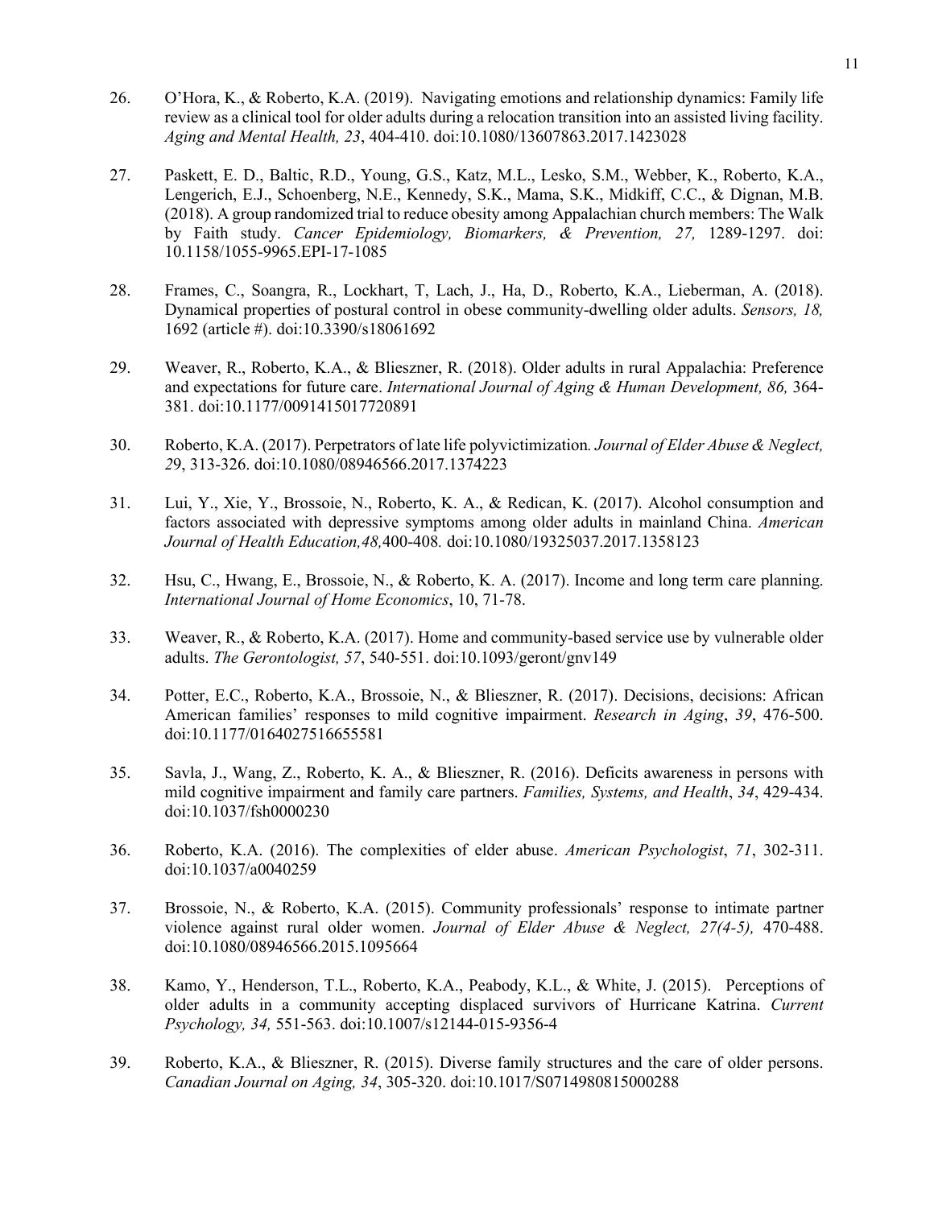26. O'Hora, K., & Roberto, K.A. (2019). Navigating emotions and relationship dynamics: Family life review as a clinical tool for older adults during a relocation transition into an assisted living facility. *Aging and Mental Health, 23*, 404-410. doi:10.1080/13607863.2017.1423028

27. Paskett, E. D., Baltic, R.D., Young, G.S., Katz, M.L., Lesko, S.M., Webber, K., Roberto, K.A., Lengerich, E.J., Schoenberg, N.E., Kennedy, S.K., Mama, S.K., Midkiff, C.C., & Dignan, M.B. (2018). A group randomized trial to reduce obesity among Appalachian church members: The Walk by Faith study. *Cancer Epidemiology, Biomarkers, & Prevention, 27,* 1289-1297. doi: 10.1158/1055-9965.EPI-17-1085

28. Frames, C., Soangra, R., Lockhart, T, Lach, J., Ha, D., Roberto, K.A., Lieberman, A. (2018). Dynamical properties of postural control in obese community-dwelling older adults. *Sensors, 18,* 1692 (article #). doi:10.3390/s18061692

29. Weaver, R., Roberto, K.A., & Blieszner, R. (2018). Older adults in rural Appalachia: Preference and expectations for future care. *International Journal of Aging & Human Development, 86,* 364-381. doi:10.1177/0091415017720891

30. Roberto, K.A. (2017). Perpetrators of late life polyvictimization*. Journal of Elder Abuse & Neglect, 2*9, 313-326. doi:10.1080/08946566.2017.1374223

31. Lui, Y., Xie, Y., Brossoie, N., Roberto, K. A., & Redican, K. (2017). Alcohol consumption and factors associated with depressive symptoms among older adults in mainland China. *American Journal of Health Education,48,*400-408*.* doi:10.1080/19325037.2017.1358123

32. Hsu, C., Hwang, E., Brossoie, N., & Roberto, K. A. (2017). Income and long term care planning. *International Journal of Home Economics*, 10, 71-78.

33. Weaver, R., & Roberto, K.A. (2017). Home and community-based service use by vulnerable older adults. *The Gerontologist, 57*, 540-551. doi:10.1093/geront/gnv149

34. Potter, E.C., Roberto, K.A., Brossoie, N., & Blieszner, R. (2017). Decisions, decisions: African American families' responses to mild cognitive impairment. *Research in Aging*, *39*, 476-500. doi:10.1177/0164027516655581

35. Savla, J., Wang, Z., Roberto, K. A., & Blieszner, R. (2016). Deficits awareness in persons with mild cognitive impairment and family care partners. *Families, Systems, and Health*, *34*, 429-434. doi:10.1037/fsh0000230

36. Roberto, K.A. (2016). The complexities of elder abuse. *American Psychologist*, *71*, 302-311. doi:10.1037/a0040259

37. Brossoie, N., & Roberto, K.A. (2015). Community professionals' response to intimate partner violence against rural older women. *Journal of Elder Abuse & Neglect, 27(4-5),* 470-488. doi:10.1080/08946566.2015.1095664

38. Kamo, Y., Henderson, T.L., Roberto, K.A., Peabody, K.L., & White, J. (2015). Perceptions of older adults in a community accepting displaced survivors of Hurricane Katrina. *Current Psychology, 34,* 551-563. doi:10.1007/s12144-015-9356-4

39. Roberto, K.A., & Blieszner, R. (2015). Diverse family structures and the care of older persons. *Canadian Journal on Aging, 34*, 305-320. doi:10.1017/S0714980815000288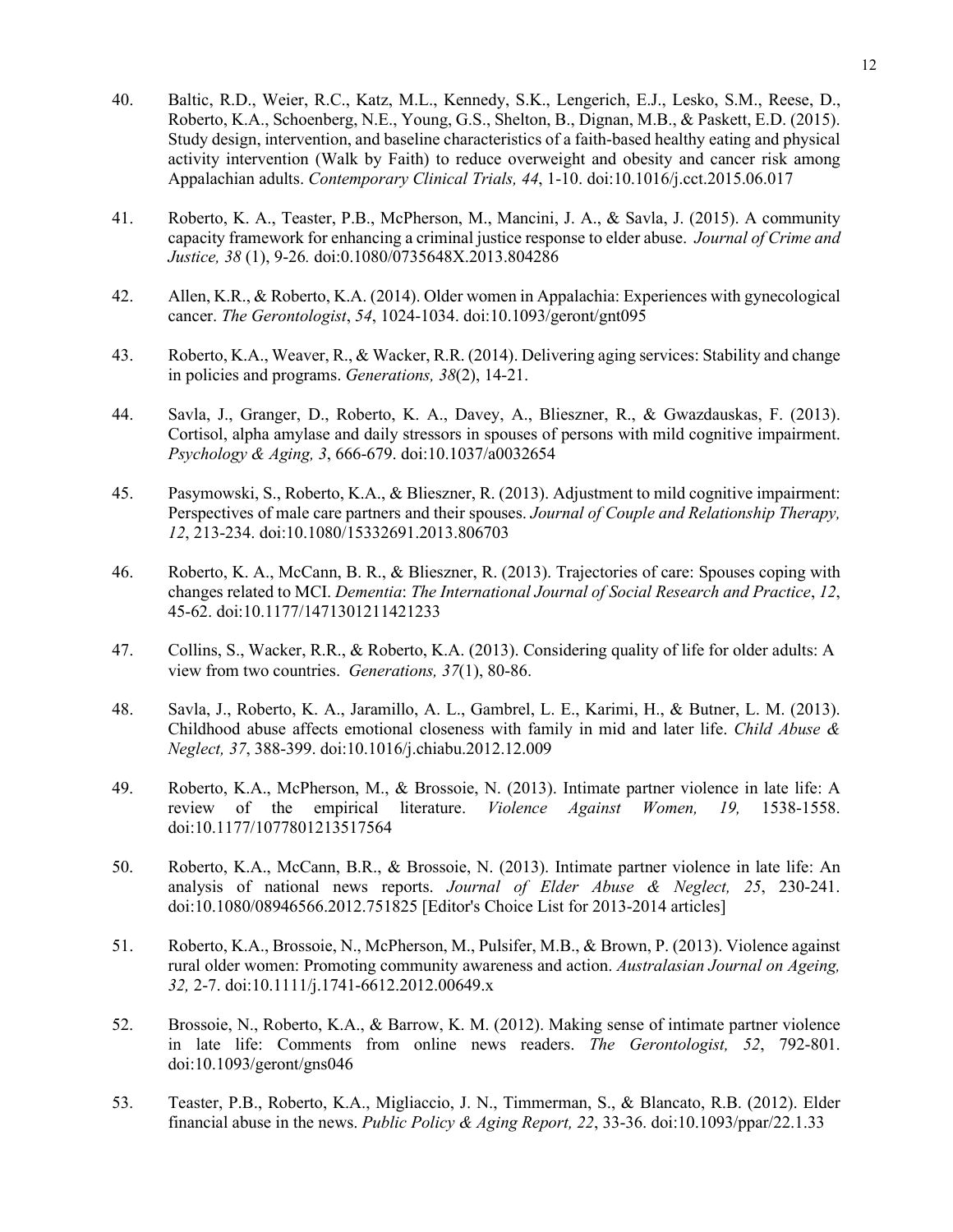40. Baltic, R.D., Weier, R.C., Katz, M.L., Kennedy, S.K., Lengerich, E.J., Lesko, S.M., Reese, D., Roberto, K.A., Schoenberg, N.E., Young, G.S., Shelton, B., Dignan, M.B., & Paskett, E.D. (2015). Study design, intervention, and baseline characteristics of a faith-based healthy eating and physical activity intervention (Walk by Faith) to reduce overweight and obesity and cancer risk among Appalachian adults. *Contemporary Clinical Trials, 44*, 1-10. doi:10.1016/j.cct.2015.06.017

41. Roberto, K. A., Teaster, P.B., McPherson, M., Mancini, J. A., & Savla, J. (2015). A community capacity framework for enhancing a criminal justice response to elder abuse. *Journal of Crime and Justice, 38* (1), 9-26*.* doi:0.1080/0735648X.2013.804286

42. Allen, K.R., & Roberto, K.A. (2014). Older women in Appalachia: Experiences with gynecological cancer. *The Gerontologist*, *54*, 1024-1034. doi:10.1093/geront/gnt095

43. Roberto, K.A., Weaver, R., & Wacker, R.R. (2014). Delivering aging services: Stability and change in policies and programs. *Generations, 38*(2), 14-21.

44. Savla, J., Granger, D., Roberto, K. A., Davey, A., Blieszner, R., & Gwazdauskas, F. (2013). Cortisol, alpha amylase and daily stressors in spouses of persons with mild cognitive impairment. *Psychology & Aging, 3*, 666-679. doi:10.1037/a0032654

45. Pasymowski, S., Roberto, K.A., & Blieszner, R. (2013). Adjustment to mild cognitive impairment: Perspectives of male care partners and their spouses. *Journal of Couple and Relationship Therapy, 12*, 213-234. doi:10.1080/15332691.2013.806703

46. Roberto, K. A., McCann, B. R., & Blieszner, R. (2013). Trajectories of care: Spouses coping with changes related to MCI. *Dementia*: *The International Journal of Social Research and Practice*, *12*, 45-62. doi:10.1177/1471301211421233

47. Collins, S., Wacker, R.R., & Roberto, K.A. (2013). Considering quality of life for older adults: A view from two countries. *Generations, 37*(1), 80-86.

48. Savla, J., Roberto, K. A., Jaramillo, A. L., Gambrel, L. E., Karimi, H., & Butner, L. M. (2013). Childhood abuse affects emotional closeness with family in mid and later life. *Child Abuse & Neglect, 37*, 388-399. doi:10.1016/j.chiabu.2012.12.009

49. Roberto, K.A., McPherson, M., & Brossoie, N. (2013). Intimate partner violence in late life: A review of the empirical literature. *Violence Against Women, 19,* 1538-1558. doi:10.1177/1077801213517564

50. Roberto, K.A., McCann, B.R., & Brossoie, N. (2013). Intimate partner violence in late life: An analysis of national news reports. *Journal of Elder Abuse & Neglect, 25*, 230-241. doi:10.1080/08946566.2012.751825 [Editor's Choice List for 2013-2014 articles]

51. Roberto, K.A., Brossoie, N., McPherson, M., Pulsifer, M.B., & Brown, P. (2013). Violence against rural older women: Promoting community awareness and action. *Australasian Journal on Ageing, 32,* 2-7. doi:10.1111/j.1741-6612.2012.00649.x

52. Brossoie, N., Roberto, K.A., & Barrow, K. M. (2012). Making sense of intimate partner violence in late life: Comments from online news readers. *The Gerontologist, 52*, 792-801. doi:10.1093/geront/gns046

53. Teaster, P.B., Roberto, K.A., Migliaccio, J. N., Timmerman, S., & Blancato, R.B. (2012). Elder financial abuse in the news. *Public Policy & Aging Report, 22*, 33-36. doi:10.1093/ppar/22.1.33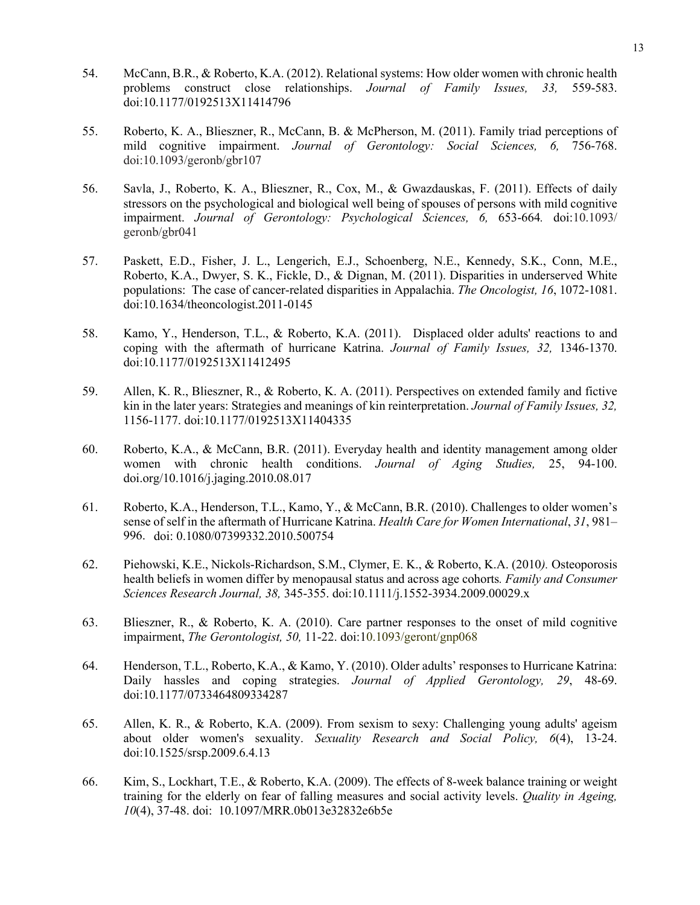54. McCann, B.R., & Roberto, K.A. (2012). Relational systems: How older women with chronic health problems construct close relationships. *Journal of Family Issues, 33,* 559-583. doi:10.1177/0192513X11414796

55. Roberto, K. A., Blieszner, R., McCann, B. & McPherson, M. (2011). Family triad perceptions of mild cognitive impairment. *Journal of Gerontology: Social Sciences, 6,* 756-768. doi:10.1093/geronb/gbr107

56. Savla, J., Roberto, K. A., Blieszner, R., Cox, M., & Gwazdauskas, F. (2011). Effects of daily stressors on the psychological and biological well being of spouses of persons with mild cognitive impairment. *Journal of Gerontology: Psychological Sciences, 6,* 653-664*.* doi:10.1093/ geronb/gbr041

57. Paskett, E.D., Fisher, J. L., Lengerich, E.J., Schoenberg, N.E., Kennedy, S.K., Conn, M.E., Roberto, K.A., Dwyer, S. K., Fickle, D., & Dignan, M. (2011). Disparities in underserved White populations: The case of cancer-related disparities in Appalachia. *The Oncologist, 16*, 1072-1081. doi:10.1634/theoncologist.2011-0145

58. Kamo, Y., Henderson, T.L., & Roberto, K.A. (2011). Displaced older adults' reactions to and coping with the aftermath of hurricane Katrina. *Journal of Family Issues, 32,* 1346-1370. doi:10.1177/0192513X11412495

59. Allen, K. R., Blieszner, R., & Roberto, K. A. (2011). Perspectives on extended family and fictive kin in the later years: Strategies and meanings of kin reinterpretation. *Journal of Family Issues, 32,* 1156-1177. doi:10.1177/0192513X11404335

60. Roberto, K.A., & McCann, B.R. (2011). Everyday health and identity management among older women with chronic health conditions. *Journal of Aging Studies,* 25, 94-100. doi.org/10.1016/j.jaging.2010.08.017

61. Roberto, K.A., Henderson, T.L., Kamo, Y., & McCann, B.R. (2010). Challenges to older women's sense of self in the aftermath of Hurricane Katrina. *Health Care for Women International*, *31*, 981–996. doi: 0.1080/07399332.2010.500754

62. Piehowski, K.E., Nickols-Richardson, S.M., Clymer, E. K., & Roberto, K.A. (2010*).* Osteoporosis health beliefs in women differ by menopausal status and across age cohorts*. Family and Consumer Sciences Research Journal, 38,* 345-355. doi:10.1111/j.1552-3934.2009.00029.x

63. Blieszner, R., & Roberto, K. A. (2010). Care partner responses to the onset of mild cognitive impairment, *The Gerontologist, 50,* 11-22. doi:10.1093/geront/gnp068

64. Henderson, T.L., Roberto, K.A., & Kamo, Y. (2010). Older adults' responses to Hurricane Katrina: Daily hassles and coping strategies. *Journal of Applied Gerontology, 29*, 48-69. doi:10.1177/0733464809334287

65. Allen, K. R., & Roberto, K.A. (2009). From sexism to sexy: Challenging young adults' ageism about older women's sexuality. *Sexuality Research and Social Policy, 6*(4), 13-24. doi:10.1525/srsp.2009.6.4.13

66. Kim, S., Lockhart, T.E., & Roberto, K.A. (2009). The effects of 8-week balance training or weight training for the elderly on fear of falling measures and social activity levels. *Quality in Ageing, 10*(4), 37-48. doi: 10.1097/MRR.0b013e32832e6b5e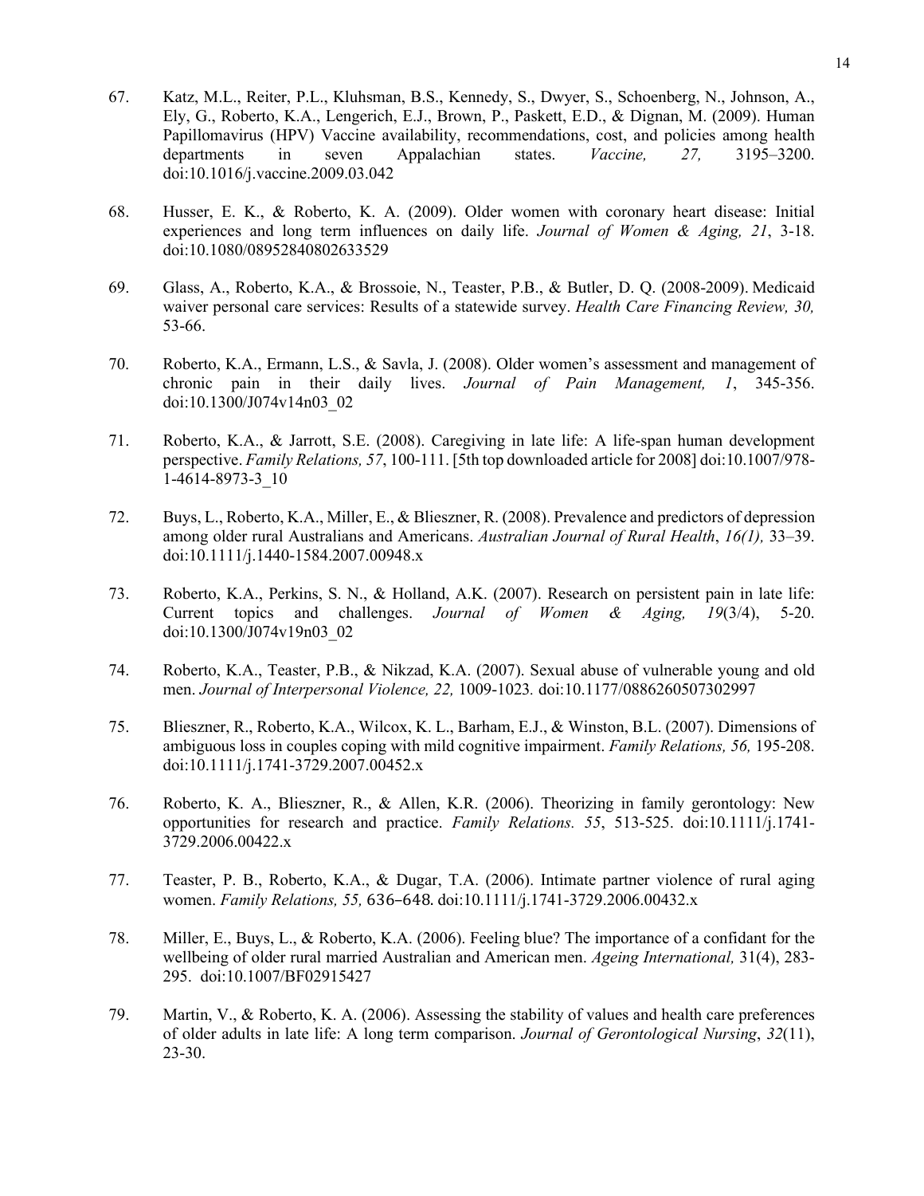67. Katz, M.L., Reiter, P.L., Kluhsman, B.S., Kennedy, S., Dwyer, S., Schoenberg, N., Johnson, A., Ely, G., Roberto, K.A., Lengerich, E.J., Brown, P., Paskett, E.D., & Dignan, M. (2009). Human Papillomavirus (HPV) Vaccine availability, recommendations, cost, and policies among health departments in seven Appalachian states. *Vaccine, 27,* 3195–3200. doi:10.1016/j.vaccine.2009.03.042

68. Husser, E. K., & Roberto, K. A. (2009). Older women with coronary heart disease: Initial experiences and long term influences on daily life. *Journal of Women & Aging, 21*, 3-18. doi:10.1080/08952840802633529

69. Glass, A., Roberto, K.A., & Brossoie, N., Teaster, P.B., & Butler, D. Q. (2008-2009). Medicaid waiver personal care services: Results of a statewide survey. *Health Care Financing Review, 30,* 53-66.

70. Roberto, K.A., Ermann, L.S., & Savla, J. (2008). Older women's assessment and management of chronic pain in their daily lives. *Journal of Pain Management, 1*, 345-356. doi:10.1300/J074v14n03_02

71. Roberto, K.A., & Jarrott, S.E. (2008). Caregiving in late life: A life-span human development perspective. *Family Relations, 57*, 100-111. [5th top downloaded article for 2008] doi:10.1007/978-1-4614-8973-3_10

72. Buys, L., Roberto, K.A., Miller, E., & Blieszner, R. (2008). Prevalence and predictors of depression among older rural Australians and Americans. *Australian Journal of Rural Health*, *16(1),* 33–39. doi:10.1111/j.1440-1584.2007.00948.x

73. Roberto, K.A., Perkins, S. N., & Holland, A.K. (2007). Research on persistent pain in late life: Current topics and challenges. *Journal of Women & Aging, 19*(3/4), 5-20. doi:10.1300/J074v19n03_02

74. Roberto, K.A., Teaster, P.B., & Nikzad, K.A. (2007). Sexual abuse of vulnerable young and old men. *Journal of Interpersonal Violence, 22,* 1009-1023*.* doi:10.1177/0886260507302997

75. Blieszner, R., Roberto, K.A., Wilcox, K. L., Barham, E.J., & Winston, B.L. (2007). Dimensions of ambiguous loss in couples coping with mild cognitive impairment. *Family Relations, 56,* 195-208. doi:10.1111/j.1741-3729.2007.00452.x

76. Roberto, K. A., Blieszner, R., & Allen, K.R. (2006). Theorizing in family gerontology: New opportunities for research and practice. *Family Relations. 55*, 513-525. doi:10.1111/j.1741-3729.2006.00422.x

77. Teaster, P. B., Roberto, K.A., & Dugar, T.A. (2006). Intimate partner violence of rural aging women. *Family Relations, 55,* 636–648*.* doi:10.1111/j.1741-3729.2006.00432.x

78. Miller, E., Buys, L., & Roberto, K.A. (2006). Feeling blue? The importance of a confidant for the wellbeing of older rural married Australian and American men. *Ageing International,* 31(4), 283-295. doi:10.1007/BF02915427

79. Martin, V., & Roberto, K. A. (2006). Assessing the stability of values and health care preferences of older adults in late life: A long term comparison. *Journal of Gerontological Nursing*, *32*(11), 23-30.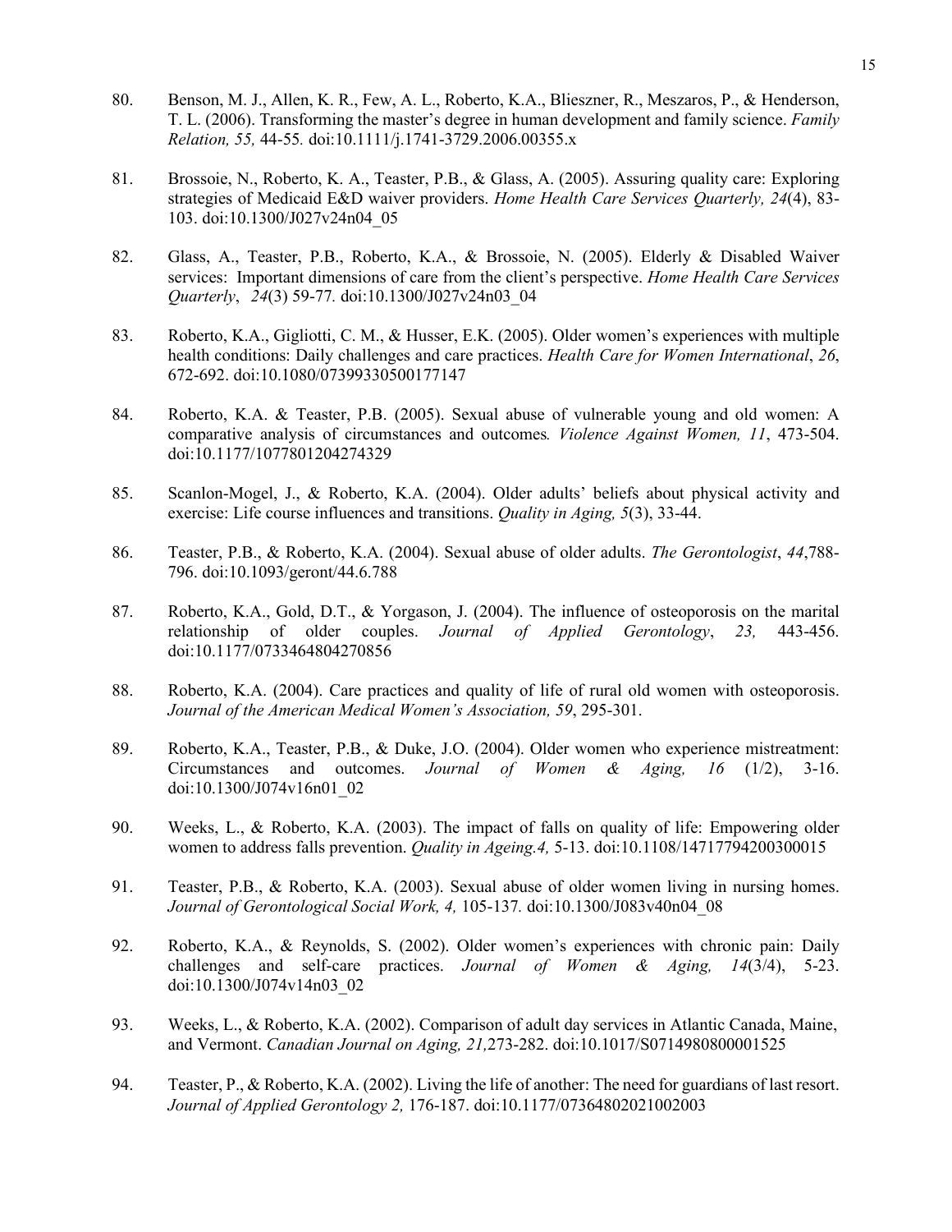80. Benson, M. J., Allen, K. R., Few, A. L., Roberto, K.A., Blieszner, R., Meszaros, P., & Henderson, T. L. (2006). Transforming the master's degree in human development and family science. *Family Relation, 55,* 44-55. doi:10.1111/j.1741-3729.2006.00355.x

81. Brossoie, N., Roberto, K. A., Teaster, P.B., & Glass, A. (2005). Assuring quality care: Exploring strategies of Medicaid E&D waiver providers. *Home Health Care Services Quarterly, 24*(4), 83-103. doi:10.1300/J027v24n04_05

82. Glass, A., Teaster, P.B., Roberto, K.A., & Brossoie, N. (2005). Elderly & Disabled Waiver services: Important dimensions of care from the client's perspective. *Home Health Care Services Quarterly*, *24*(3) 59-77. doi:10.1300/J027v24n03_04

83. Roberto, K.A., Gigliotti, C. M., & Husser, E.K. (2005). Older women's experiences with multiple health conditions: Daily challenges and care practices. *Health Care for Women International*, *26*, 672-692. doi:10.1080/07399330500177147

84. Roberto, K.A. & Teaster, P.B. (2005). Sexual abuse of vulnerable young and old women: A comparative analysis of circumstances and outcomes*. Violence Against Women, 11*, 473-504. doi:10.1177/1077801204274329

85. Scanlon-Mogel, J., & Roberto, K.A. (2004). Older adults' beliefs about physical activity and exercise: Life course influences and transitions. *Quality in Aging, 5*(3), 33-44.

86. Teaster, P.B., & Roberto, K.A. (2004). Sexual abuse of older adults. *The Gerontologist*, *44*,788-796. doi:10.1093/geront/44.6.788

87. Roberto, K.A., Gold, D.T., & Yorgason, J. (2004). The influence of osteoporosis on the marital relationship of older couples. *Journal of Applied Gerontology*, *23,* 443-456. doi:10.1177/0733464804270856

88. Roberto, K.A. (2004). Care practices and quality of life of rural old women with osteoporosis. *Journal of the American Medical Women's Association, 59*, 295-301.

89. Roberto, K.A., Teaster, P.B., & Duke, J.O. (2004). Older women who experience mistreatment: Circumstances and outcomes. *Journal of Women & Aging, 16* (1/2), 3-16. doi:10.1300/J074v16n01_02

90. Weeks, L., & Roberto, K.A. (2003). The impact of falls on quality of life: Empowering older women to address falls prevention. *Quality in Ageing.4,* 5-13. doi:10.1108/14717794200300015

91. Teaster, P.B., & Roberto, K.A. (2003). Sexual abuse of older women living in nursing homes. *Journal of Gerontological Social Work, 4,* 105-137. doi:10.1300/J083v40n04_08

92. Roberto, K.A., & Reynolds, S. (2002). Older women's experiences with chronic pain: Daily challenges and self-care practices. *Journal of Women & Aging, 14*(3/4), 5-23. doi:10.1300/J074v14n03_02

93. Weeks, L., & Roberto, K.A. (2002). Comparison of adult day services in Atlantic Canada, Maine, and Vermont. *Canadian Journal on Aging, 21,*273-282. doi:10.1017/S0714980800001525

94. Teaster, P., & Roberto, K.A. (2002). Living the life of another: The need for guardians of last resort. *Journal of Applied Gerontology 2,* 176-187. doi:10.1177/07364802021002003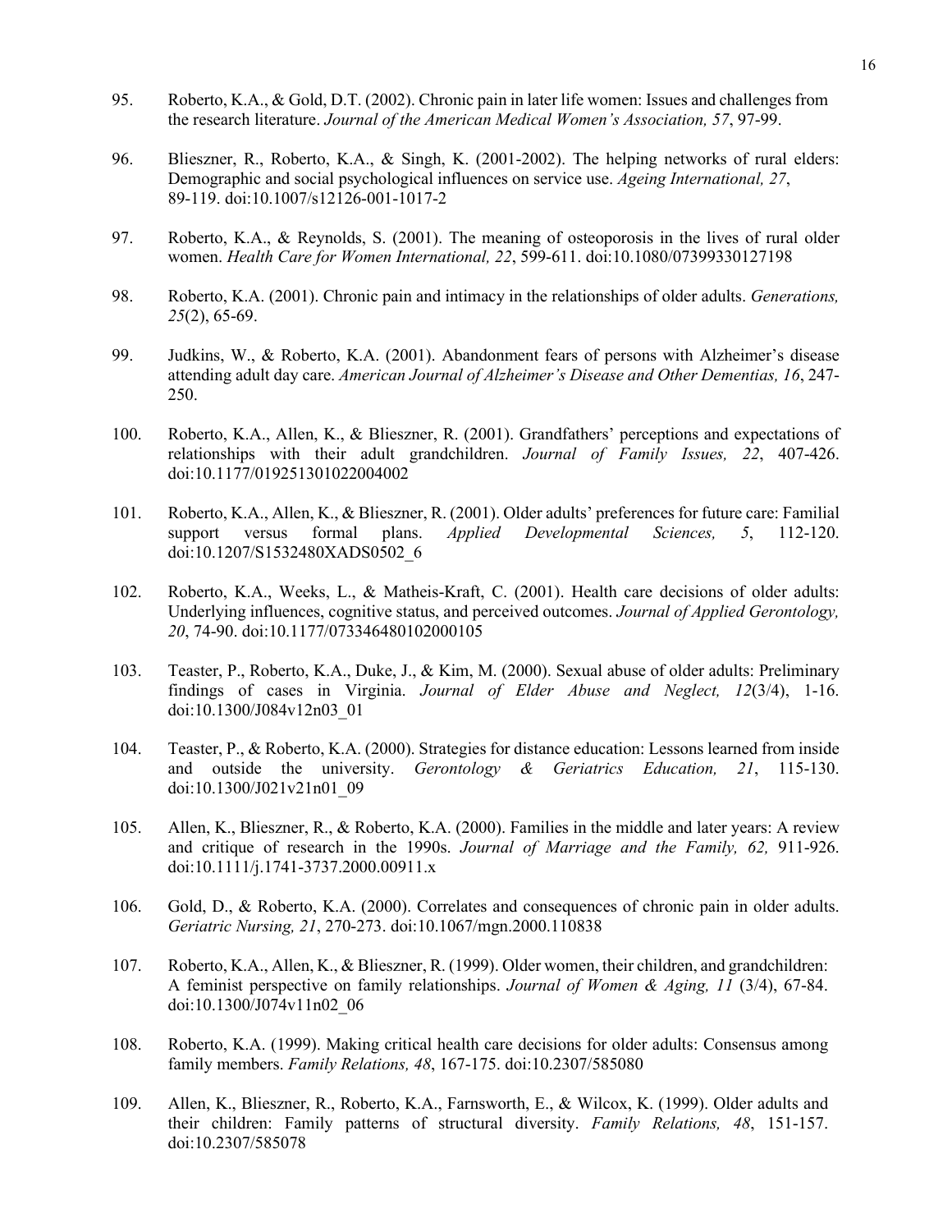95. Roberto, K.A., & Gold, D.T. (2002). Chronic pain in later life women: Issues and challenges from the research literature. *Journal of the American Medical Women's Association, 57*, 97-99.

96. Blieszner, R., Roberto, K.A., & Singh, K. (2001-2002). The helping networks of rural elders: Demographic and social psychological influences on service use. *Ageing International, 27*, 89-119. doi:10.1007/s12126-001-1017-2

97. Roberto, K.A., & Reynolds, S. (2001). The meaning of osteoporosis in the lives of rural older women. *Health Care for Women International, 22*, 599-611. doi:10.1080/07399330127198

98. Roberto, K.A. (2001). Chronic pain and intimacy in the relationships of older adults. *Generations, 25*(2), 65-69.

99. Judkins, W., & Roberto, K.A. (2001). Abandonment fears of persons with Alzheimer's disease attending adult day care. *American Journal of Alzheimer's Disease and Other Dementias, 16*, 247-250.

100. Roberto, K.A., Allen, K., & Blieszner, R. (2001). Grandfathers' perceptions and expectations of relationships with their adult grandchildren. *Journal of Family Issues, 22*, 407-426. doi:10.1177/019251301022004002

101. Roberto, K.A., Allen, K., & Blieszner, R. (2001). Older adults' preferences for future care: Familial support versus formal plans. *Applied Developmental Sciences, 5*, 112-120. doi:10.1207/S1532480XADS0502_6

102. Roberto, K.A., Weeks, L., & Matheis-Kraft, C. (2001). Health care decisions of older adults: Underlying influences, cognitive status, and perceived outcomes. *Journal of Applied Gerontology, 20*, 74-90. doi:10.1177/073346480102000105

103. Teaster, P., Roberto, K.A., Duke, J., & Kim, M. (2000). Sexual abuse of older adults: Preliminary findings of cases in Virginia. *Journal of Elder Abuse and Neglect, 12*(3/4), 1-16. doi:10.1300/J084v12n03_01

104. Teaster, P., & Roberto, K.A. (2000). Strategies for distance education: Lessons learned from inside and outside the university. *Gerontology & Geriatrics Education, 21*, 115-130. doi:10.1300/J021v21n01_09

105. Allen, K., Blieszner, R., & Roberto, K.A. (2000). Families in the middle and later years: A review and critique of research in the 1990s. *Journal of Marriage and the Family, 62,* 911-926. doi:10.1111/j.1741-3737.2000.00911.x

106. Gold, D., & Roberto, K.A. (2000). Correlates and consequences of chronic pain in older adults. *Geriatric Nursing, 21*, 270-273. doi:10.1067/mgn.2000.110838

107. Roberto, K.A., Allen, K., & Blieszner, R. (1999). Older women, their children, and grandchildren: A feminist perspective on family relationships. *Journal of Women & Aging, 11* (3/4), 67-84. doi:10.1300/J074v11n02_06

108. Roberto, K.A. (1999). Making critical health care decisions for older adults: Consensus among family members. *Family Relations, 48*, 167-175. doi:10.2307/585080

109. Allen, K., Blieszner, R., Roberto, K.A., Farnsworth, E., & Wilcox, K. (1999). Older adults and their children: Family patterns of structural diversity. *Family Relations, 48*, 151-157. doi:10.2307/585078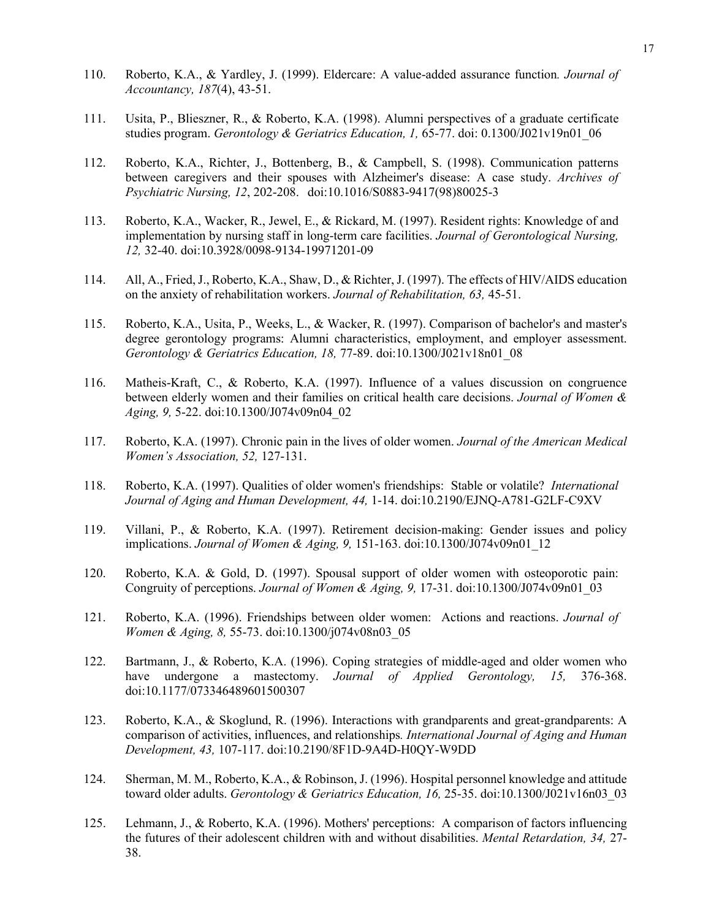110. Roberto, K.A., & Yardley, J. (1999). Eldercare: A value-added assurance function. *Journal of Accountancy, 187*(4), 43-51.

111. Usita, P., Blieszner, R., & Roberto, K.A. (1998). Alumni perspectives of a graduate certificate studies program. *Gerontology & Geriatrics Education, 1,* 65-77. doi: 0.1300/J021v19n01_06

112. Roberto, K.A., Richter, J., Bottenberg, B., & Campbell, S. (1998). Communication patterns between caregivers and their spouses with Alzheimer's disease: A case study. *Archives of Psychiatric Nursing, 12*, 202-208. doi:10.1016/S0883-9417(98)80025-3

113. Roberto, K.A., Wacker, R., Jewel, E., & Rickard, M. (1997). Resident rights: Knowledge of and implementation by nursing staff in long-term care facilities. *Journal of Gerontological Nursing, 12,* 32-40. doi:10.3928/0098-9134-19971201-09

114. All, A., Fried, J., Roberto, K.A., Shaw, D., & Richter, J. (1997). The effects of HIV/AIDS education on the anxiety of rehabilitation workers. *Journal of Rehabilitation, 63,* 45-51.

115. Roberto, K.A., Usita, P., Weeks, L., & Wacker, R. (1997). Comparison of bachelor's and master's degree gerontology programs: Alumni characteristics, employment, and employer assessment. *Gerontology & Geriatrics Education, 18,* 77-89. doi:10.1300/J021v18n01_08

116. Matheis-Kraft, C., & Roberto, K.A. (1997). Influence of a values discussion on congruence between elderly women and their families on critical health care decisions. *Journal of Women & Aging, 9,* 5-22. doi:10.1300/J074v09n04_02

117. Roberto, K.A. (1997). Chronic pain in the lives of older women. *Journal of the American Medical Women's Association, 52,* 127-131.

118. Roberto, K.A. (1997). Qualities of older women's friendships: Stable or volatile? *International Journal of Aging and Human Development, 44,* 1-14. doi:10.2190/EJNQ-A781-G2LF-C9XV

119. Villani, P., & Roberto, K.A. (1997). Retirement decision-making: Gender issues and policy implications. *Journal of Women & Aging, 9,* 151-163. doi:10.1300/J074v09n01_12

120. Roberto, K.A. & Gold, D. (1997). Spousal support of older women with osteoporotic pain: Congruity of perceptions. *Journal of Women & Aging, 9,* 17-31. doi:10.1300/J074v09n01_03

121. Roberto, K.A. (1996). Friendships between older women: Actions and reactions. *Journal of Women & Aging, 8,* 55-73. doi:10.1300/j074v08n03_05

122. Bartmann, J., & Roberto, K.A. (1996). Coping strategies of middle-aged and older women who have undergone a mastectomy. *Journal of Applied Gerontology, 15,* 376-368. doi:10.1177/073346489601500307

123. Roberto, K.A., & Skoglund, R. (1996). Interactions with grandparents and great-grandparents: A comparison of activities, influences, and relationships. *International Journal of Aging and Human Development, 43,* 107-117. doi:10.2190/8F1D-9A4D-H0QY-W9DD

124. Sherman, M. M., Roberto, K.A., & Robinson, J. (1996). Hospital personnel knowledge and attitude toward older adults. *Gerontology & Geriatrics Education, 16,* 25-35. doi:10.1300/J021v16n03_03

125. Lehmann, J., & Roberto, K.A. (1996). Mothers' perceptions: A comparison of factors influencing the futures of their adolescent children with and without disabilities. *Mental Retardation, 34,* 27-38.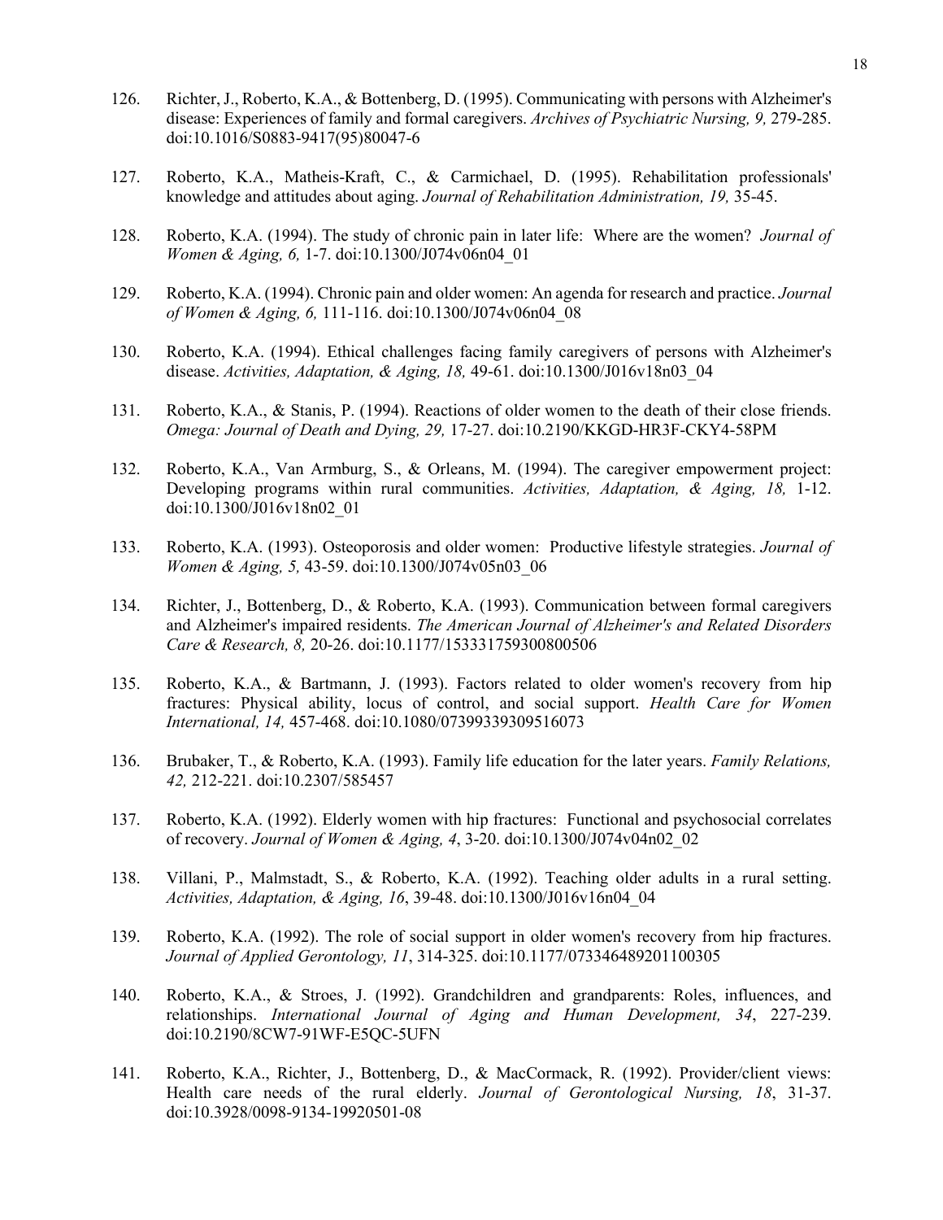126. Richter, J., Roberto, K.A., & Bottenberg, D. (1995). Communicating with persons with Alzheimer's disease: Experiences of family and formal caregivers. *Archives of Psychiatric Nursing, 9,* 279-285. doi:10.1016/S0883-9417(95)80047-6

127. Roberto, K.A., Matheis-Kraft, C., & Carmichael, D. (1995). Rehabilitation professionals' knowledge and attitudes about aging. *Journal of Rehabilitation Administration, 19,* 35-45.

128. Roberto, K.A. (1994). The study of chronic pain in later life: Where are the women? *Journal of Women & Aging, 6,* 1-7. doi:10.1300/J074v06n04_01

129. Roberto, K.A. (1994). Chronic pain and older women: An agenda for research and practice. *Journal of Women & Aging, 6,* 111-116. doi:10.1300/J074v06n04_08

130. Roberto, K.A. (1994). Ethical challenges facing family caregivers of persons with Alzheimer's disease. *Activities, Adaptation, & Aging, 18,* 49-61. doi:10.1300/J016v18n03_04

131. Roberto, K.A., & Stanis, P. (1994). Reactions of older women to the death of their close friends. *Omega: Journal of Death and Dying, 29,* 17-27. doi:10.2190/KKGD-HR3F-CKY4-58PM

132. Roberto, K.A., Van Armburg, S., & Orleans, M. (1994). The caregiver empowerment project: Developing programs within rural communities. *Activities, Adaptation, & Aging, 18,* 1-12. doi:10.1300/J016v18n02_01

133. Roberto, K.A. (1993). Osteoporosis and older women: Productive lifestyle strategies. *Journal of Women & Aging, 5,* 43-59. doi:10.1300/J074v05n03_06

134. Richter, J., Bottenberg, D., & Roberto, K.A. (1993). Communication between formal caregivers and Alzheimer's impaired residents. *The American Journal of Alzheimer's and Related Disorders Care & Research, 8,* 20-26. doi:10.1177/153331759300800506

135. Roberto, K.A., & Bartmann, J. (1993). Factors related to older women's recovery from hip fractures: Physical ability, locus of control, and social support. *Health Care for Women International, 14,* 457-468. doi:10.1080/07399339309516073

136. Brubaker, T., & Roberto, K.A. (1993). Family life education for the later years. *Family Relations, 42,* 212-221. doi:10.2307/585457

137. Roberto, K.A. (1992). Elderly women with hip fractures: Functional and psychosocial correlates of recovery. *Journal of Women & Aging, 4*, 3-20. doi:10.1300/J074v04n02_02

138. Villani, P., Malmstadt, S., & Roberto, K.A. (1992). Teaching older adults in a rural setting. *Activities, Adaptation, & Aging, 16*, 39-48. doi:10.1300/J016v16n04_04

139. Roberto, K.A. (1992). The role of social support in older women's recovery from hip fractures. *Journal of Applied Gerontology, 11*, 314-325. doi:10.1177/073346489201100305

140. Roberto, K.A., & Stroes, J. (1992). Grandchildren and grandparents: Roles, influences, and relationships. *International Journal of Aging and Human Development, 34*, 227-239. doi:10.2190/8CW7-91WF-E5QC-5UFN

141. Roberto, K.A., Richter, J., Bottenberg, D., & MacCormack, R. (1992). Provider/client views: Health care needs of the rural elderly. *Journal of Gerontological Nursing, 18*, 31-37. doi:10.3928/0098-9134-19920501-08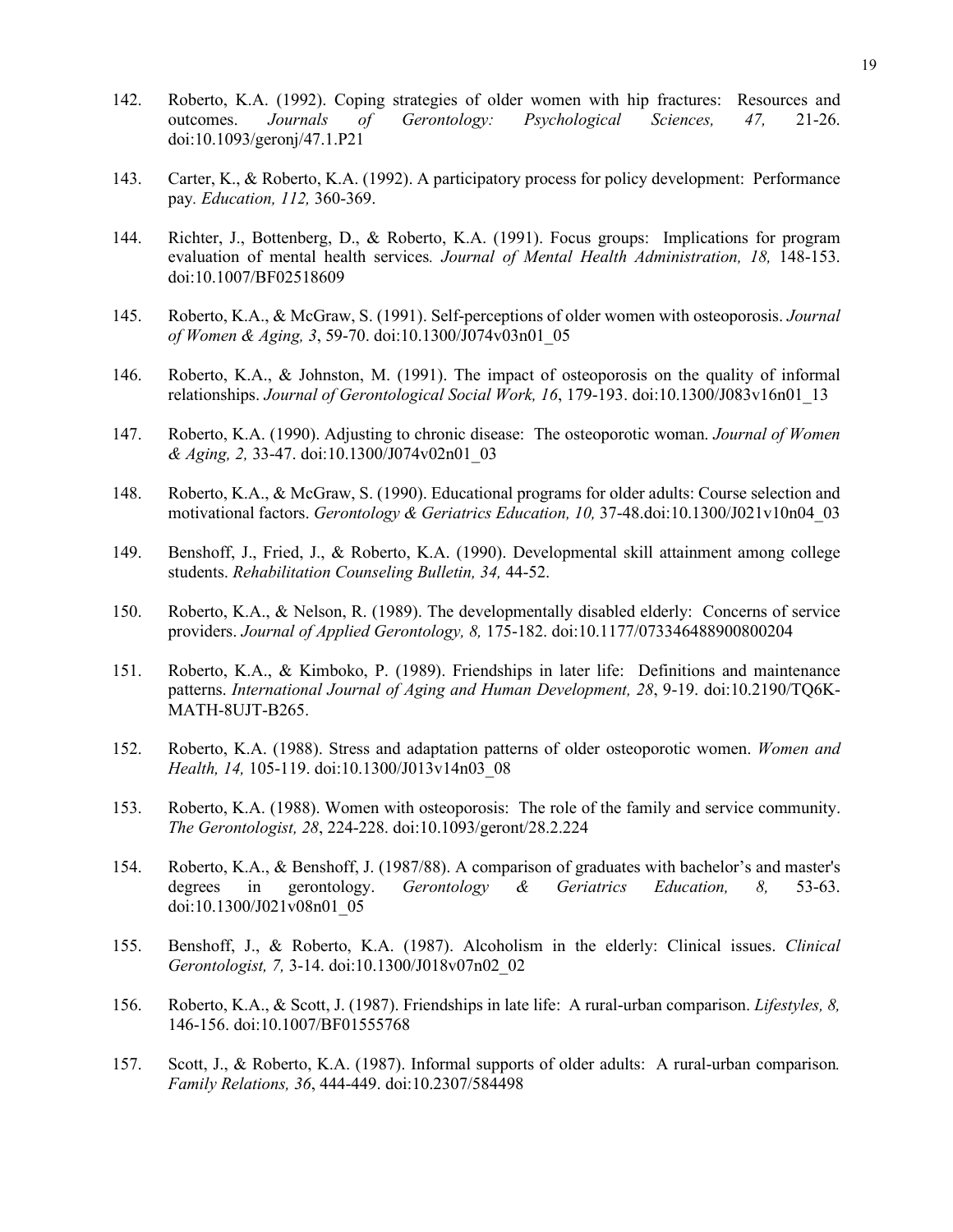142. Roberto, K.A. (1992). Coping strategies of older women with hip fractures: Resources and outcomes. *Journals of Gerontology: Psychological Sciences, 47,* 21-26. doi:10.1093/geronj/47.1.P21

143. Carter, K., & Roberto, K.A. (1992). A participatory process for policy development: Performance pay*. Education, 112,* 360-369.

144. Richter, J., Bottenberg, D., & Roberto, K.A. (1991). Focus groups: Implications for program evaluation of mental health services*. Journal of Mental Health Administration, 18,* 148-153. doi:10.1007/BF02518609

145. Roberto, K.A., & McGraw, S. (1991). Self-perceptions of older women with osteoporosis. *Journal of Women & Aging, 3*, 59-70. doi:10.1300/J074v03n01_05

146. Roberto, K.A., & Johnston, M. (1991). The impact of osteoporosis on the quality of informal relationships. *Journal of Gerontological Social Work, 16*, 179-193. doi:10.1300/J083v16n01_13

147. Roberto, K.A. (1990). Adjusting to chronic disease: The osteoporotic woman. *Journal of Women & Aging, 2,* 33-47. doi:10.1300/J074v02n01_03

148. Roberto, K.A., & McGraw, S. (1990). Educational programs for older adults: Course selection and motivational factors. *Gerontology & Geriatrics Education, 10,* 37-48.doi:10.1300/J021v10n04_03

149. Benshoff, J., Fried, J., & Roberto, K.A. (1990). Developmental skill attainment among college students. *Rehabilitation Counseling Bulletin, 34,* 44-52.

150. Roberto, K.A., & Nelson, R. (1989). The developmentally disabled elderly: Concerns of service providers. *Journal of Applied Gerontology, 8,* 175-182. doi:10.1177/073346488900800204

151. Roberto, K.A., & Kimboko, P. (1989). Friendships in later life: Definitions and maintenance patterns. *International Journal of Aging and Human Development, 28*, 9-19. doi:10.2190/TQ6K-MATH-8UJT-B265.

152. Roberto, K.A. (1988). Stress and adaptation patterns of older osteoporotic women. *Women and Health, 14,* 105-119. doi:10.1300/J013v14n03_08

153. Roberto, K.A. (1988). Women with osteoporosis: The role of the family and service community. *The Gerontologist, 28*, 224-228. doi:10.1093/geront/28.2.224

154. Roberto, K.A., & Benshoff, J. (1987/88). A comparison of graduates with bachelor's and master's degrees in gerontology. *Gerontology & Geriatrics Education, 8,* 53-63. doi:10.1300/J021v08n01_05

155. Benshoff, J., & Roberto, K.A. (1987). Alcoholism in the elderly: Clinical issues. *Clinical Gerontologist, 7,* 3-14. doi:10.1300/J018v07n02_02

156. Roberto, K.A., & Scott, J. (1987). Friendships in late life: A rural-urban comparison. *Lifestyles, 8,* 146-156. doi:10.1007/BF01555768

157. Scott, J., & Roberto, K.A. (1987). Informal supports of older adults: A rural-urban comparison*. Family Relations, 36*, 444-449. doi:10.2307/584498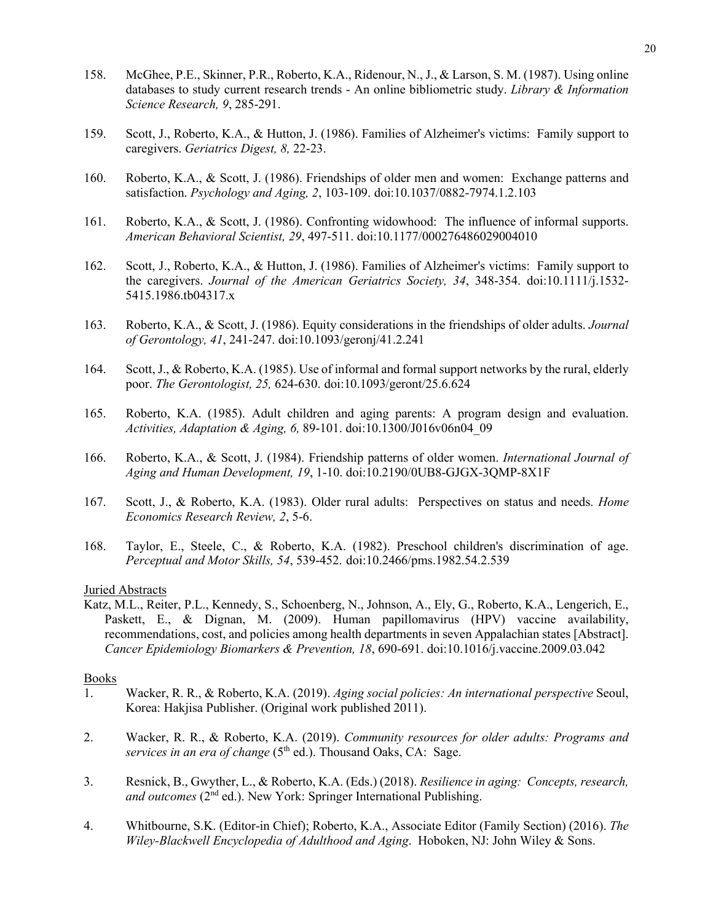158. McGhee, P.E., Skinner, P.R., Roberto, K.A., Ridenour, N., J., & Larson, S. M. (1987). Using online databases to study current research trends - An online bibliometric study. *Library & Information Science Research, 9*, 285-291.

159. Scott, J., Roberto, K.A., & Hutton, J. (1986). Families of Alzheimer's victims: Family support to caregivers. *Geriatrics Digest, 8,* 22-23.

160. Roberto, K.A., & Scott, J. (1986). Friendships of older men and women: Exchange patterns and satisfaction. *Psychology and Aging, 2*, 103-109. doi:10.1037/0882-7974.1.2.103

161. Roberto, K.A., & Scott, J. (1986). Confronting widowhood: The influence of informal supports. *American Behavioral Scientist, 29*, 497-511. doi:10.1177/000276486029004010

162. Scott, J., Roberto, K.A., & Hutton, J. (1986). Families of Alzheimer's victims: Family support to the caregivers. *Journal of the American Geriatrics Society, 34*, 348-354. doi:10.1111/j.1532-5415.1986.tb04317.x

163. Roberto, K.A., & Scott, J. (1986). Equity considerations in the friendships of older adults. *Journal of Gerontology, 41*, 241-247. doi:10.1093/geronj/41.2.241

164. Scott, J., & Roberto, K.A. (1985). Use of informal and formal support networks by the rural, elderly poor. *The Gerontologist, 25,* 624-630. doi:10.1093/geront/25.6.624

165. Roberto, K.A. (1985). Adult children and aging parents: A program design and evaluation. *Activities, Adaptation & Aging, 6,* 89-101. doi:10.1300/J016v06n04_09

166. Roberto, K.A., & Scott, J. (1984). Friendship patterns of older women. *International Journal of Aging and Human Development, 19*, 1-10. doi:10.2190/0UB8-GJGX-3QMP-8X1F

167. Scott, J., & Roberto, K.A. (1983). Older rural adults: Perspectives on status and needs. *Home Economics Research Review, 2*, 5-6.

168. Taylor, E., Steele, C., & Roberto, K.A. (1982). Preschool children's discrimination of age. *Perceptual and Motor Skills, 54*, 539-452. doi:10.2466/pms.1982.54.2.539

Juried Abstracts

Katz, M.L., Reiter, P.L., Kennedy, S., Schoenberg, N., Johnson, A., Ely, G., Roberto, K.A., Lengerich, E., Paskett, E., & Dignan, M. (2009). Human papillomavirus (HPV) vaccine availability, recommendations, cost, and policies among health departments in seven Appalachian states [Abstract]. *Cancer Epidemiology Biomarkers & Prevention, 18*, 690-691. doi:10.1016/j.vaccine.2009.03.042

Books

1. Wacker, R. R., & Roberto, K.A. (2019). *Aging social policies: An international perspective* Seoul, Korea: Hakjisa Publisher. (Original work published 2011).

2. Wacker, R. R., & Roberto, K.A. (2019). *Community resources for older adults: Programs and services in an era of change* (5th ed.). Thousand Oaks, CA: Sage.

3. Resnick, B., Gwyther, L., & Roberto, K.A. (Eds.) (2018). *Resilience in aging: Concepts, research, and outcomes* (2nd ed.). New York: Springer International Publishing.

4. Whitbourne, S.K. (Editor-in Chief); Roberto, K.A., Associate Editor (Family Section) (2016). *The Wiley-Blackwell Encyclopedia of Adulthood and Aging*. Hoboken, NJ: John Wiley & Sons.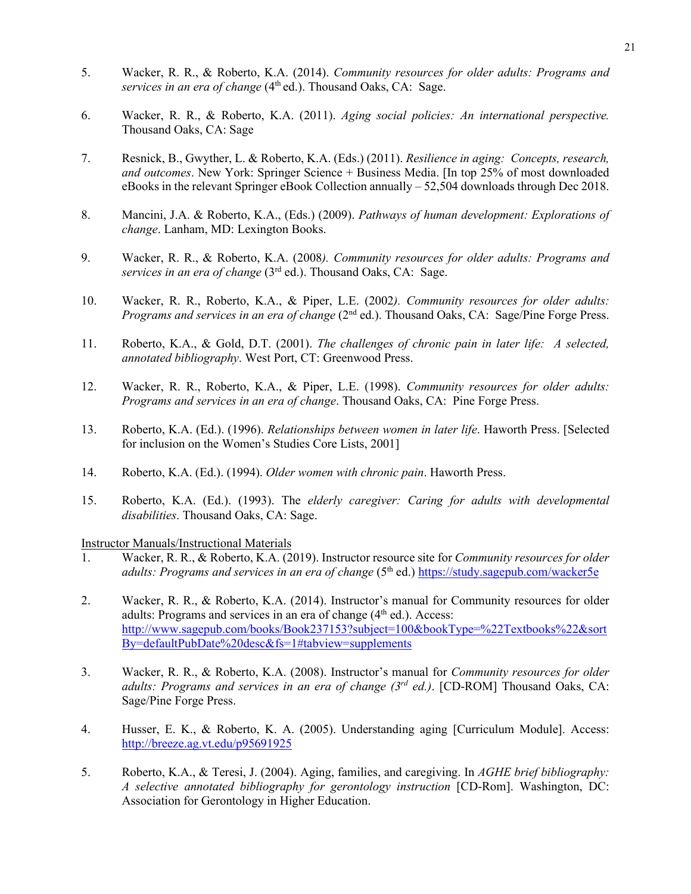5. Wacker, R. R., & Roberto, K.A. (2014). *Community resources for older adults: Programs and services in an era of change* (4th ed.). Thousand Oaks, CA: Sage.

6. Wacker, R. R., & Roberto, K.A. (2011). *Aging social policies: An international perspective.* Thousand Oaks, CA: Sage

7. Resnick, B., Gwyther, L. & Roberto, K.A. (Eds.) (2011). *Resilience in aging: Concepts, research, and outcomes*. New York: Springer Science + Business Media. [In top 25% of most downloaded eBooks in the relevant Springer eBook Collection annually – 52,504 downloads through Dec 2018.

8. Mancini, J.A. & Roberto, K.A., (Eds.) (2009). *Pathways of human development: Explorations of change*. Lanham, MD: Lexington Books.

9. Wacker, R. R., & Roberto, K.A. (2008*). Community resources for older adults: Programs and services in an era of change* (3rd ed.). Thousand Oaks, CA: Sage.

10. Wacker, R. R., Roberto, K.A., & Piper, L.E. (2002*). Community resources for older adults: Programs and services in an era of change* (2nd ed.). Thousand Oaks, CA: Sage/Pine Forge Press.

11. Roberto, K.A., & Gold, D.T. (2001). *The challenges of chronic pain in later life: A selected, annotated bibliography*. West Port, CT: Greenwood Press.

12. Wacker, R. R., Roberto, K.A., & Piper, L.E. (1998). *Community resources for older adults: Programs and services in an era of change*. Thousand Oaks, CA: Pine Forge Press.

13. Roberto, K.A. (Ed.). (1996). *Relationships between women in later life*. Haworth Press. [Selected for inclusion on the Women's Studies Core Lists, 2001]

14. Roberto, K.A. (Ed.). (1994). *Older women with chronic pain*. Haworth Press.

15. Roberto, K.A. (Ed.). (1993). The *elderly caregiver: Caring for adults with developmental disabilities*. Thousand Oaks, CA: Sage.

Instructor Manuals/Instructional Materials

1. Wacker, R. R., & Roberto, K.A. (2019). Instructor resource site for *Community resources for older adults: Programs and services in an era of change* (5th ed.) https://study.sagepub.com/wacker5e

2. Wacker, R. R., & Roberto, K.A. (2014). Instructor's manual for Community resources for older adults: Programs and services in an era of change (4th ed.). Access: http://www.sagepub.com/books/Book237153?subject=100&bookType=%22Textbooks%22&sortBy=defaultPubDate%20desc&fs=1#tabview=supplements

3. Wacker, R. R., & Roberto, K.A. (2008). Instructor's manual for *Community resources for older adults: Programs and services in an era of change (3rd ed.)*. [CD-ROM] Thousand Oaks, CA: Sage/Pine Forge Press.

4. Husser, E. K., & Roberto, K. A. (2005). Understanding aging [Curriculum Module]. Access: http://breeze.ag.vt.edu/p95691925

5. Roberto, K.A., & Teresi, J. (2004). Aging, families, and caregiving. In *AGHE brief bibliography: A selective annotated bibliography for gerontology instruction* [CD-Rom]. Washington, DC: Association for Gerontology in Higher Education.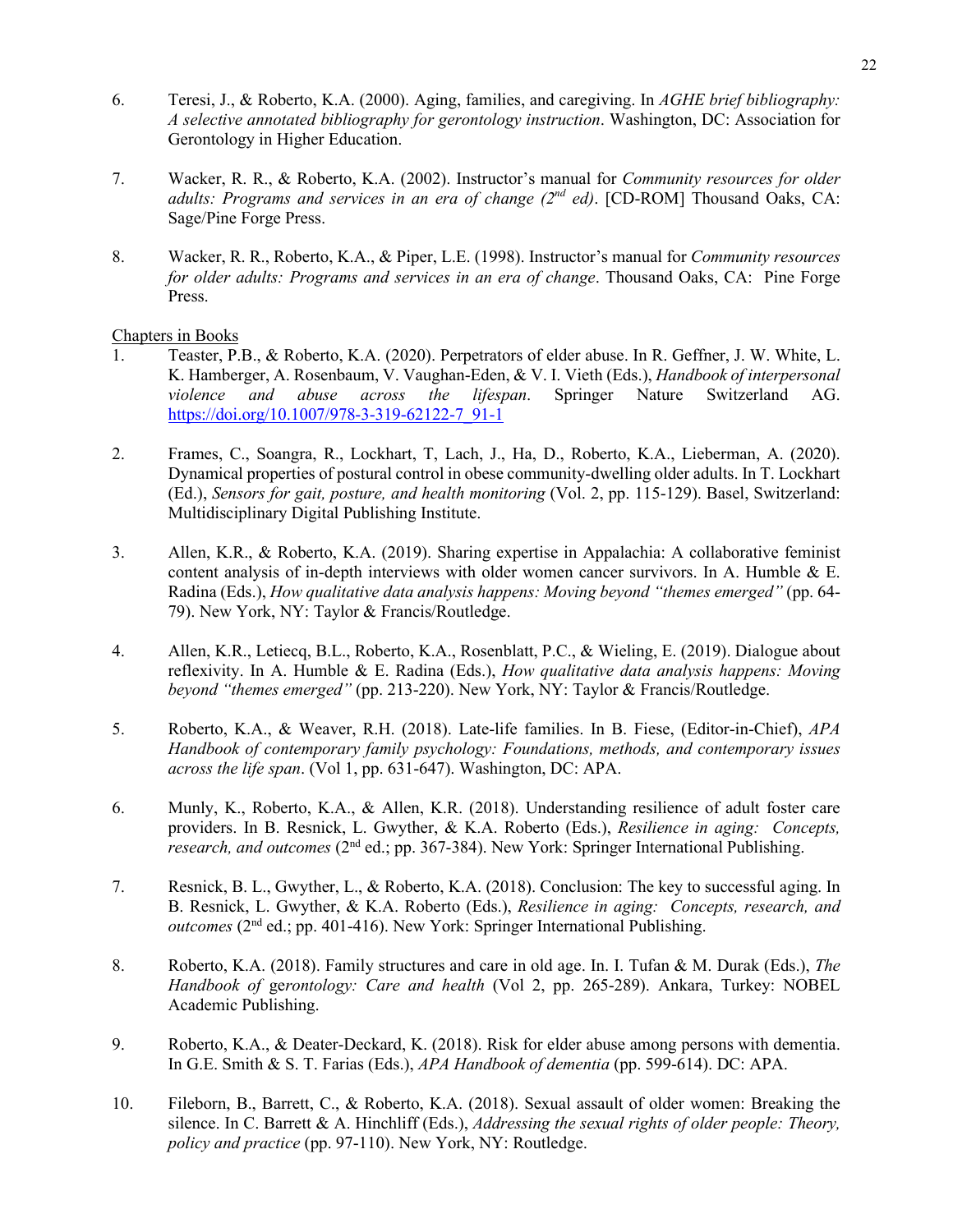6. Teresi, J., & Roberto, K.A. (2000). Aging, families, and caregiving. In *AGHE brief bibliography: A selective annotated bibliography for gerontology instruction*. Washington, DC: Association for Gerontology in Higher Education.

7. Wacker, R. R., & Roberto, K.A. (2002). Instructor's manual for *Community resources for older adults: Programs and services in an era of change (2nd ed)*. [CD-ROM] Thousand Oaks, CA: Sage/Pine Forge Press.

8. Wacker, R. R., Roberto, K.A., & Piper, L.E. (1998). Instructor's manual for *Community resources for older adults: Programs and services in an era of change*. Thousand Oaks, CA: Pine Forge Press.

Chapters in Books

1. Teaster, P.B., & Roberto, K.A. (2020). Perpetrators of elder abuse. In R. Geffner, J. W. White, L. K. Hamberger, A. Rosenbaum, V. Vaughan-Eden, & V. I. Vieth (Eds.), *Handbook of interpersonal violence and abuse across the lifespan*. Springer Nature Switzerland AG. https://doi.org/10.1007/978-3-319-62122-7_91-1

2. Frames, C., Soangra, R., Lockhart, T, Lach, J., Ha, D., Roberto, K.A., Lieberman, A. (2020). Dynamical properties of postural control in obese community-dwelling older adults. In T. Lockhart (Ed.), *Sensors for gait, posture, and health monitoring* (Vol. 2, pp. 115-129). Basel, Switzerland: Multidisciplinary Digital Publishing Institute.

3. Allen, K.R., & Roberto, K.A. (2019). Sharing expertise in Appalachia: A collaborative feminist content analysis of in-depth interviews with older women cancer survivors. In A. Humble & E. Radina (Eds.), *How qualitative data analysis happens: Moving beyond "themes emerged"* (pp. 64-79). New York, NY: Taylor & Francis/Routledge.

4. Allen, K.R., Letiecq, B.L., Roberto, K.A., Rosenblatt, P.C., & Wieling, E. (2019). Dialogue about reflexivity. In A. Humble & E. Radina (Eds.), *How qualitative data analysis happens: Moving beyond "themes emerged"* (pp. 213-220). New York, NY: Taylor & Francis/Routledge.

5. Roberto, K.A., & Weaver, R.H. (2018). Late-life families. In B. Fiese, (Editor-in-Chief), *APA Handbook of contemporary family psychology: Foundations, methods, and contemporary issues across the life span*. (Vol 1, pp. 631-647). Washington, DC: APA.

6. Munly, K., Roberto, K.A., & Allen, K.R. (2018). Understanding resilience of adult foster care providers. In B. Resnick, L. Gwyther, & K.A. Roberto (Eds.), *Resilience in aging: Concepts, research, and outcomes* (2nd ed.; pp. 367-384). New York: Springer International Publishing.

7. Resnick, B. L., Gwyther, L., & Roberto, K.A. (2018). Conclusion: The key to successful aging. In B. Resnick, L. Gwyther, & K.A. Roberto (Eds.), *Resilience in aging: Concepts, research, and outcomes* (2nd ed.; pp. 401-416). New York: Springer International Publishing.

8. Roberto, K.A. (2018). Family structures and care in old age. In. I. Tufan & M. Durak (Eds.), *The Handbook of* g*erontology: Care and health* (Vol 2, pp. 265-289). Ankara, Turkey: NOBEL Academic Publishing.

9. Roberto, K.A., & Deater-Deckard, K. (2018). Risk for elder abuse among persons with dementia. In G.E. Smith & S. T. Farias (Eds.), *APA Handbook of dementia* (pp. 599-614). DC: APA.

10. Fileborn, B., Barrett, C., & Roberto, K.A. (2018). Sexual assault of older women: Breaking the silence. In C. Barrett & A. Hinchliff (Eds.), *Addressing the sexual rights of older people: Theory, policy and practice* (pp. 97-110). New York, NY: Routledge.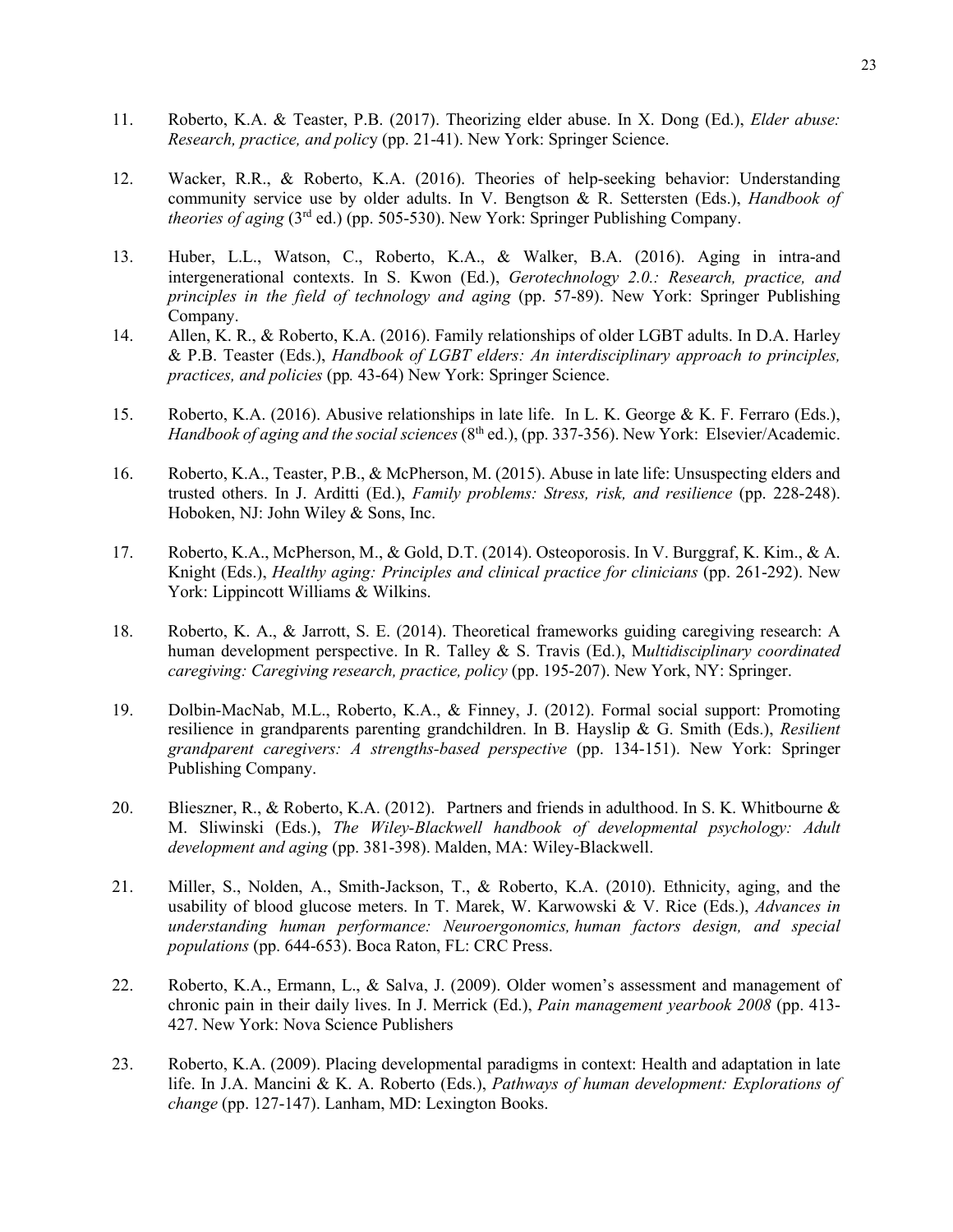11. Roberto, K.A. & Teaster, P.B. (2017). Theorizing elder abuse. In X. Dong (Ed.), *Elder abuse: Research, practice, and policy* (pp. 21-41). New York: Springer Science.

12. Wacker, R.R., & Roberto, K.A. (2016). Theories of help-seeking behavior: Understanding community service use by older adults. In V. Bengtson & R. Settersten (Eds.), *Handbook of theories of aging* (3rd ed.) (pp. 505-530). New York: Springer Publishing Company.

13. Huber, L.L., Watson, C., Roberto, K.A., & Walker, B.A. (2016). Aging in intra-and intergenerational contexts. In S. Kwon (Ed.), *Gerotechnology 2.0.: Research, practice, and principles in the field of technology and aging* (pp. 57-89). New York: Springer Publishing Company.

14. Allen, K. R., & Roberto, K.A. (2016). Family relationships of older LGBT adults. In D.A. Harley & P.B. Teaster (Eds.), *Handbook of LGBT elders: An interdisciplinary approach to principles, practices, and policies* (pp*.* 43-64) New York: Springer Science.

15. Roberto, K.A. (2016). Abusive relationships in late life. In L. K. George & K. F. Ferraro (Eds.), *Handbook of aging and the social sciences* (8th ed.), (pp. 337-356). New York: Elsevier/Academic.

16. Roberto, K.A., Teaster, P.B., & McPherson, M. (2015). Abuse in late life: Unsuspecting elders and trusted others. In J. Arditti (Ed.), *Family problems: Stress, risk, and resilience* (pp. 228-248). Hoboken, NJ: John Wiley & Sons, Inc.

17. Roberto, K.A., McPherson, M., & Gold, D.T. (2014). Osteoporosis. In V. Burggraf, K. Kim., & A. Knight (Eds.), *Healthy aging: Principles and clinical practice for clinicians* (pp. 261-292). New York: Lippincott Williams & Wilkins.

18. Roberto, K. A., & Jarrott, S. E. (2014). Theoretical frameworks guiding caregiving research: A human development perspective. In R. Talley & S. Travis (Ed.), M*ultidisciplinary coordinated caregiving: Caregiving research, practice, policy* (pp. 195-207). New York, NY: Springer.

19. Dolbin-MacNab, M.L., Roberto, K.A., & Finney, J. (2012). Formal social support: Promoting resilience in grandparents parenting grandchildren. In B. Hayslip & G. Smith (Eds.), *Resilient grandparent caregivers: A strengths-based perspective* (pp. 134-151). New York: Springer Publishing Company.

20. Blieszner, R., & Roberto, K.A. (2012). Partners and friends in adulthood. In S. K. Whitbourne & M. Sliwinski (Eds.), *The Wiley-Blackwell handbook of developmental psychology: Adult development and aging* (pp. 381-398). Malden, MA: Wiley-Blackwell.

21. Miller, S., Nolden, A., Smith-Jackson, T., & Roberto, K.A. (2010). Ethnicity, aging, and the usability of blood glucose meters. In T. Marek, W. Karwowski & V. Rice (Eds.), *Advances in understanding human performance: Neuroergonomics, human factors design, and special populations* (pp. 644-653). Boca Raton, FL: CRC Press.

22. Roberto, K.A., Ermann, L., & Salva, J. (2009). Older women's assessment and management of chronic pain in their daily lives. In J. Merrick (Ed.), *Pain management yearbook 2008* (pp. 413-427. New York: Nova Science Publishers

23. Roberto, K.A. (2009). Placing developmental paradigms in context: Health and adaptation in late life. In J.A. Mancini & K. A. Roberto (Eds.), *Pathways of human development: Explorations of change* (pp. 127-147). Lanham, MD: Lexington Books.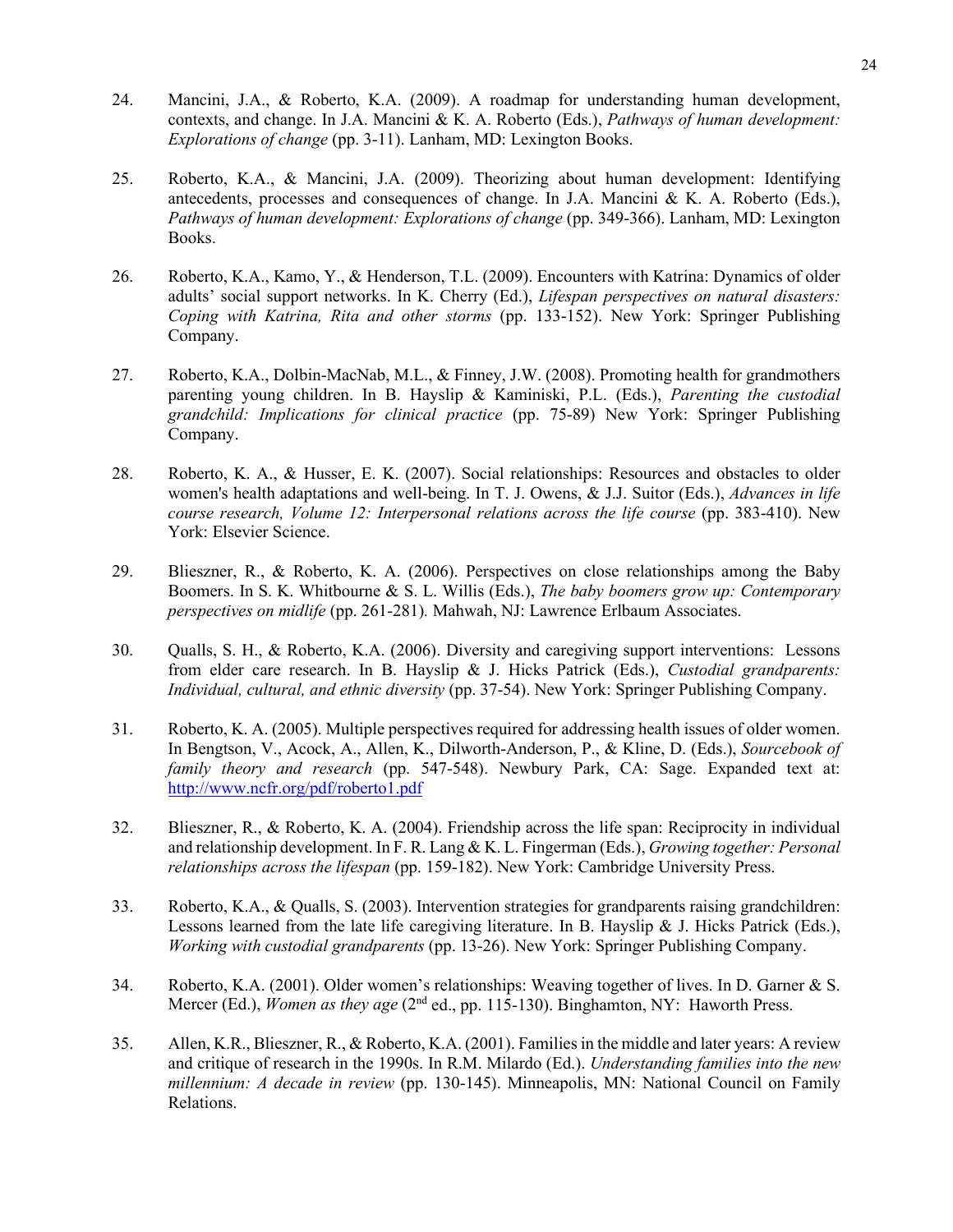24. Mancini, J.A., & Roberto, K.A. (2009). A roadmap for understanding human development, contexts, and change. In J.A. Mancini & K. A. Roberto (Eds.), *Pathways of human development: Explorations of change* (pp. 3-11). Lanham, MD: Lexington Books.

25. Roberto, K.A., & Mancini, J.A. (2009). Theorizing about human development: Identifying antecedents, processes and consequences of change. In J.A. Mancini & K. A. Roberto (Eds.), *Pathways of human development: Explorations of change* (pp. 349-366). Lanham, MD: Lexington Books.

26. Roberto, K.A., Kamo, Y., & Henderson, T.L. (2009). Encounters with Katrina: Dynamics of older adults' social support networks. In K. Cherry (Ed.), *Lifespan perspectives on natural disasters: Coping with Katrina, Rita and other storms* (pp. 133-152). New York: Springer Publishing Company.

27. Roberto, K.A., Dolbin-MacNab, M.L., & Finney, J.W. (2008). Promoting health for grandmothers parenting young children. In B. Hayslip & Kaminiski, P.L. (Eds.), *Parenting the custodial grandchild: Implications for clinical practice* (pp. 75-89) New York: Springer Publishing Company.

28. Roberto, K. A., & Husser, E. K. (2007). Social relationships: Resources and obstacles to older women's health adaptations and well-being. In T. J. Owens, & J.J. Suitor (Eds.), *Advances in life course research, Volume 12: Interpersonal relations across the life course* (pp. 383-410). New York: Elsevier Science.

29. Blieszner, R., & Roberto, K. A. (2006). Perspectives on close relationships among the Baby Boomers. In S. K. Whitbourne & S. L. Willis (Eds.), *The baby boomers grow up: Contemporary perspectives on midlife* (pp. 261-281). Mahwah, NJ: Lawrence Erlbaum Associates.

30. Qualls, S. H., & Roberto, K.A. (2006). Diversity and caregiving support interventions: Lessons from elder care research. In B. Hayslip & J. Hicks Patrick (Eds.), *Custodial grandparents: Individual, cultural, and ethnic diversity* (pp. 37-54). New York: Springer Publishing Company.

31. Roberto, K. A. (2005). Multiple perspectives required for addressing health issues of older women. In Bengtson, V., Acock, A., Allen, K., Dilworth-Anderson, P., & Kline, D. (Eds.), *Sourcebook of family theory and research* (pp. 547-548). Newbury Park, CA: Sage. Expanded text at: http://www.ncfr.org/pdf/roberto1.pdf

32. Blieszner, R., & Roberto, K. A. (2004). Friendship across the life span: Reciprocity in individual and relationship development. In F. R. Lang & K. L. Fingerman (Eds.), *Growing together: Personal relationships across the lifespan* (pp. 159-182). New York: Cambridge University Press.

33. Roberto, K.A., & Qualls, S. (2003). Intervention strategies for grandparents raising grandchildren: Lessons learned from the late life caregiving literature. In B. Hayslip & J. Hicks Patrick (Eds.), *Working with custodial grandparents* (pp. 13-26). New York: Springer Publishing Company.

34. Roberto, K.A. (2001). Older women's relationships: Weaving together of lives. In D. Garner & S. Mercer (Ed.), *Women as they age* (2nd ed., pp. 115-130). Binghamton, NY: Haworth Press.

35. Allen, K.R., Blieszner, R., & Roberto, K.A. (2001). Families in the middle and later years: A review and critique of research in the 1990s. In R.M. Milardo (Ed.). *Understanding families into the new millennium: A decade in review* (pp. 130-145). Minneapolis, MN: National Council on Family Relations.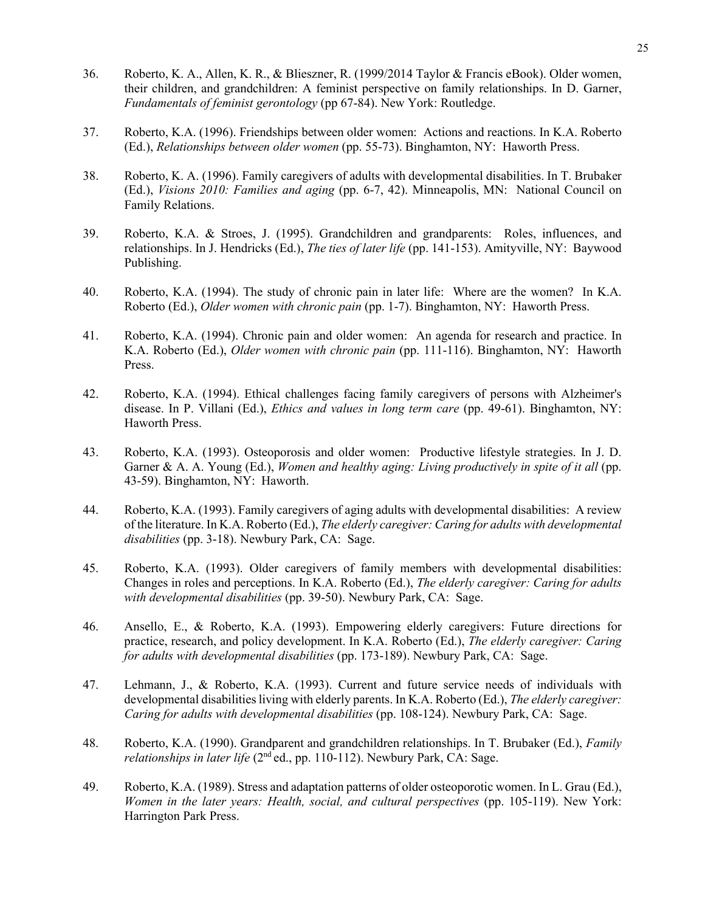36. Roberto, K. A., Allen, K. R., & Blieszner, R. (1999/2014 Taylor & Francis eBook). Older women, their children, and grandchildren: A feminist perspective on family relationships. In D. Garner, *Fundamentals of feminist gerontology* (pp 67-84). New York: Routledge.

37. Roberto, K.A. (1996). Friendships between older women: Actions and reactions. In K.A. Roberto (Ed.), *Relationships between older women* (pp. 55-73). Binghamton, NY: Haworth Press.

38. Roberto, K. A. (1996). Family caregivers of adults with developmental disabilities. In T. Brubaker (Ed.), *Visions 2010: Families and aging* (pp. 6-7, 42). Minneapolis, MN: National Council on Family Relations.

39. Roberto, K.A. & Stroes, J. (1995). Grandchildren and grandparents: Roles, influences, and relationships. In J. Hendricks (Ed.), *The ties of later life* (pp. 141-153). Amityville, NY: Baywood Publishing.

40. Roberto, K.A. (1994). The study of chronic pain in later life: Where are the women? In K.A. Roberto (Ed.), *Older women with chronic pain* (pp. 1-7). Binghamton, NY: Haworth Press.

41. Roberto, K.A. (1994). Chronic pain and older women: An agenda for research and practice. In K.A. Roberto (Ed.), *Older women with chronic pain* (pp. 111-116). Binghamton, NY: Haworth Press.

42. Roberto, K.A. (1994). Ethical challenges facing family caregivers of persons with Alzheimer's disease. In P. Villani (Ed.), *Ethics and values in long term care* (pp. 49-61). Binghamton, NY: Haworth Press.

43. Roberto, K.A. (1993). Osteoporosis and older women: Productive lifestyle strategies. In J. D. Garner & A. A. Young (Ed.), *Women and healthy aging: Living productively in spite of it all* (pp. 43-59). Binghamton, NY: Haworth.

44. Roberto, K.A. (1993). Family caregivers of aging adults with developmental disabilities: A review of the literature. In K.A. Roberto (Ed.), *The elderly caregiver: Caring for adults with developmental disabilities* (pp. 3-18). Newbury Park, CA: Sage.

45. Roberto, K.A. (1993). Older caregivers of family members with developmental disabilities: Changes in roles and perceptions. In K.A. Roberto (Ed.), *The elderly caregiver: Caring for adults with developmental disabilities* (pp. 39-50). Newbury Park, CA: Sage.

46. Ansello, E., & Roberto, K.A. (1993). Empowering elderly caregivers: Future directions for practice, research, and policy development. In K.A. Roberto (Ed.), *The elderly caregiver: Caring for adults with developmental disabilities* (pp. 173-189). Newbury Park, CA: Sage.

47. Lehmann, J., & Roberto, K.A. (1993). Current and future service needs of individuals with developmental disabilities living with elderly parents. In K.A. Roberto (Ed.), *The elderly caregiver: Caring for adults with developmental disabilities* (pp. 108-124). Newbury Park, CA: Sage.

48. Roberto, K.A. (1990). Grandparent and grandchildren relationships. In T. Brubaker (Ed.), *Family relationships in later life* (2nd ed., pp. 110-112). Newbury Park, CA: Sage.

49. Roberto, K.A. (1989). Stress and adaptation patterns of older osteoporotic women. In L. Grau (Ed.), *Women in the later years: Health, social, and cultural perspectives* (pp. 105-119). New York: Harrington Park Press.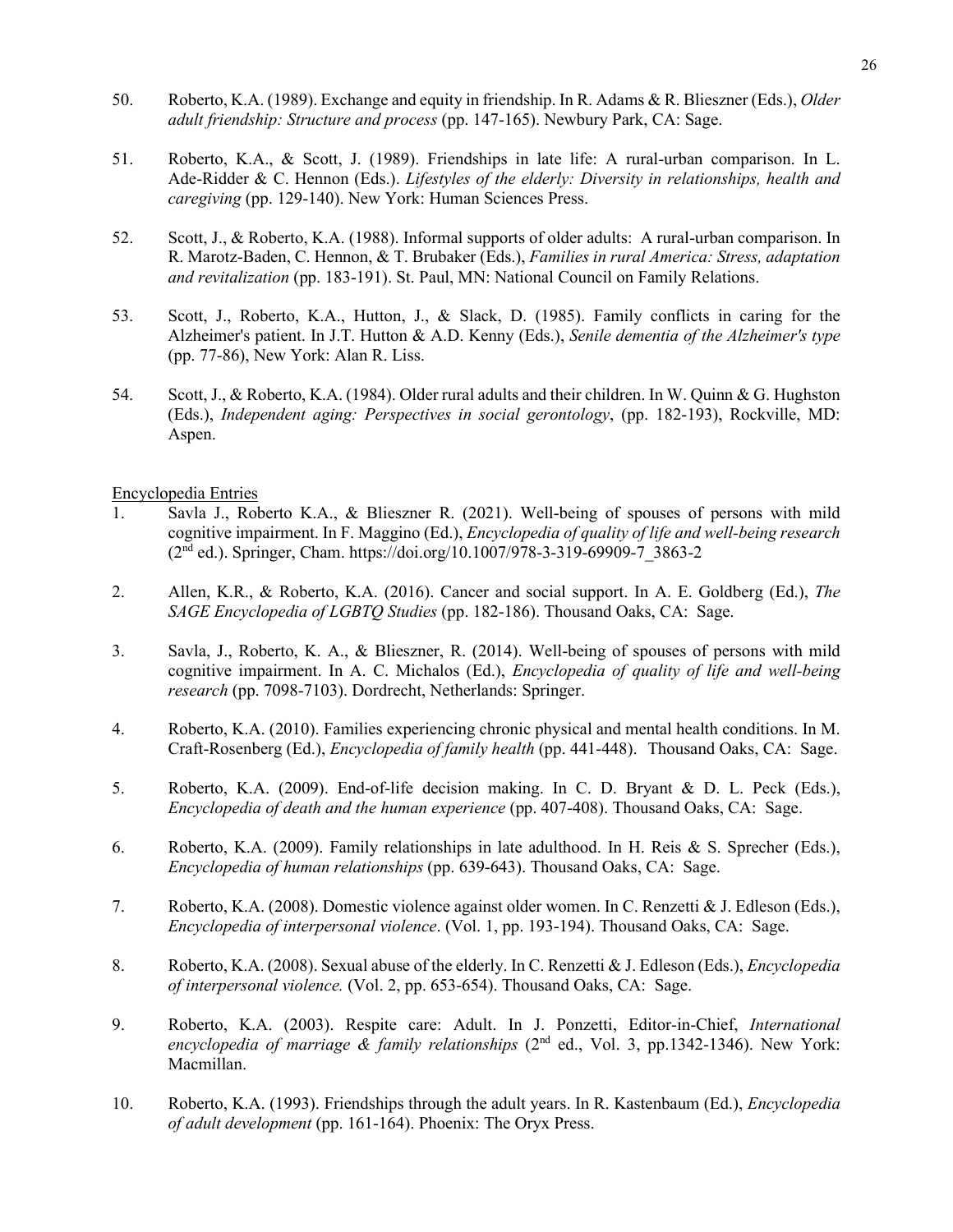50. Roberto, K.A. (1989). Exchange and equity in friendship. In R. Adams & R. Blieszner (Eds.), *Older adult friendship: Structure and process* (pp. 147-165). Newbury Park, CA: Sage.

51. Roberto, K.A., & Scott, J. (1989). Friendships in late life: A rural-urban comparison. In L. Ade-Ridder & C. Hennon (Eds.). *Lifestyles of the elderly: Diversity in relationships, health and caregiving* (pp. 129-140). New York: Human Sciences Press.

52. Scott, J., & Roberto, K.A. (1988). Informal supports of older adults: A rural-urban comparison. In R. Marotz-Baden, C. Hennon, & T. Brubaker (Eds.), *Families in rural America: Stress, adaptation and revitalization* (pp. 183-191). St. Paul, MN: National Council on Family Relations.

53. Scott, J., Roberto, K.A., Hutton, J., & Slack, D. (1985). Family conflicts in caring for the Alzheimer's patient. In J.T. Hutton & A.D. Kenny (Eds.), *Senile dementia of the Alzheimer's type* (pp. 77-86), New York: Alan R. Liss.

54. Scott, J., & Roberto, K.A. (1984). Older rural adults and their children. In W. Quinn & G. Hughston (Eds.), *Independent aging: Perspectives in social gerontology*, (pp. 182-193), Rockville, MD: Aspen.

Encyclopedia Entries

1. Savla J., Roberto K.A., & Blieszner R. (2021). Well-being of spouses of persons with mild cognitive impairment. In F. Maggino (Ed.), *Encyclopedia of quality of life and well-being research* (2nd ed.). Springer, Cham. https://doi.org/10.1007/978-3-319-69909-7_3863-2

2. Allen, K.R., & Roberto, K.A. (2016). Cancer and social support. In A. E. Goldberg (Ed.), *The SAGE Encyclopedia of LGBTQ Studies* (pp. 182-186). Thousand Oaks, CA: Sage.

3. Savla, J., Roberto, K. A., & Blieszner, R. (2014). Well-being of spouses of persons with mild cognitive impairment. In A. C. Michalos (Ed.), *Encyclopedia of quality of life and well-being research* (pp. 7098-7103). Dordrecht, Netherlands: Springer.

4. Roberto, K.A. (2010). Families experiencing chronic physical and mental health conditions. In M. Craft-Rosenberg (Ed.), *Encyclopedia of family health* (pp. 441-448). Thousand Oaks, CA: Sage.

5. Roberto, K.A. (2009). End-of-life decision making. In C. D. Bryant & D. L. Peck (Eds.), *Encyclopedia of death and the human experience* (pp. 407-408). Thousand Oaks, CA: Sage.

6. Roberto, K.A. (2009). Family relationships in late adulthood. In H. Reis & S. Sprecher (Eds.), *Encyclopedia of human relationships* (pp. 639-643). Thousand Oaks, CA: Sage.

7. Roberto, K.A. (2008). Domestic violence against older women. In C. Renzetti & J. Edleson (Eds.), *Encyclopedia of interpersonal violence*. (Vol. 1, pp. 193-194). Thousand Oaks, CA: Sage.

8. Roberto, K.A. (2008). Sexual abuse of the elderly. In C. Renzetti & J. Edleson (Eds.), *Encyclopedia of interpersonal violence.* (Vol. 2, pp. 653-654). Thousand Oaks, CA: Sage.

9. Roberto, K.A. (2003). Respite care: Adult. In J. Ponzetti, Editor-in-Chief, *International encyclopedia of marriage & family relationships* (2nd ed., Vol. 3, pp.1342-1346). New York: Macmillan.

10. Roberto, K.A. (1993). Friendships through the adult years. In R. Kastenbaum (Ed.), *Encyclopedia of adult development* (pp. 161-164). Phoenix: The Oryx Press.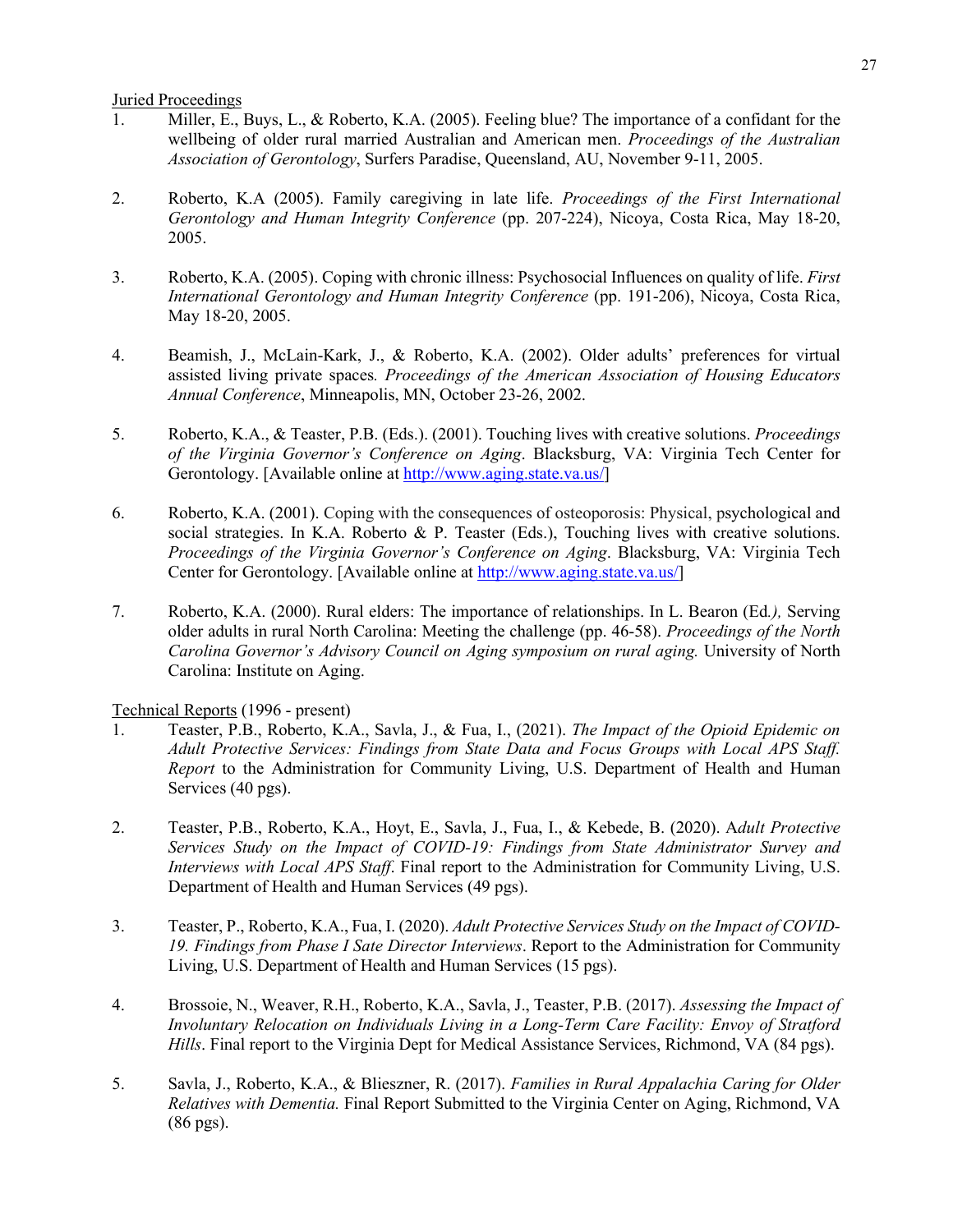Juried Proceedings

1. Miller, E., Buys, L., & Roberto, K.A. (2005). Feeling blue? The importance of a confidant for the wellbeing of older rural married Australian and American men. *Proceedings of the Australian Association of Gerontology*, Surfers Paradise, Queensland, AU, November 9-11, 2005.

2. Roberto, K.A (2005). Family caregiving in late life. *Proceedings of the First International Gerontology and Human Integrity Conference* (pp. 207-224), Nicoya, Costa Rica, May 18-20, 2005.

3. Roberto, K.A. (2005). Coping with chronic illness: Psychosocial Influences on quality of life. *First International Gerontology and Human Integrity Conference* (pp. 191-206), Nicoya, Costa Rica, May 18-20, 2005.

4. Beamish, J., McLain-Kark, J., & Roberto, K.A. (2002). Older adults' preferences for virtual assisted living private spaces*. Proceedings of the American Association of Housing Educators Annual Conference*, Minneapolis, MN, October 23-26, 2002.

5. Roberto, K.A., & Teaster, P.B. (Eds.). (2001). Touching lives with creative solutions. *Proceedings of the Virginia Governor's Conference on Aging*. Blacksburg, VA: Virginia Tech Center for Gerontology. [Available online at http://www.aging.state.va.us/]

6. Roberto, K.A. (2001). Coping with the consequences of osteoporosis: Physical, psychological and social strategies. In K.A. Roberto & P. Teaster (Eds.), Touching lives with creative solutions. *Proceedings of the Virginia Governor's Conference on Aging*. Blacksburg, VA: Virginia Tech Center for Gerontology. [Available online at http://www.aging.state.va.us/]

7. Roberto, K.A. (2000). Rural elders: The importance of relationships. In L. Bearon (Ed*.),* Serving older adults in rural North Carolina: Meeting the challenge (pp. 46-58). *Proceedings of the North Carolina Governor's Advisory Council on Aging symposium on rural aging.* University of North Carolina: Institute on Aging.

Technical Reports (1996 - present)

1. Teaster, P.B., Roberto, K.A., Savla, J., & Fua, I., (2021). *The Impact of the Opioid Epidemic on Adult Protective Services: Findings from State Data and Focus Groups with Local APS Staff. Report* to the Administration for Community Living, U.S. Department of Health and Human Services (40 pgs).

2. Teaster, P.B., Roberto, K.A., Hoyt, E., Savla, J., Fua, I., & Kebede, B. (2020). A*dult Protective Services Study on the Impact of COVID-19: Findings from State Administrator Survey and Interviews with Local APS Staff*. Final report to the Administration for Community Living, U.S. Department of Health and Human Services (49 pgs).

3. Teaster, P., Roberto, K.A., Fua, I. (2020). *Adult Protective Services Study on the Impact of COVID-19. Findings from Phase I Sate Director Interviews*. Report to the Administration for Community Living, U.S. Department of Health and Human Services (15 pgs).

4. Brossoie, N., Weaver, R.H., Roberto, K.A., Savla, J., Teaster, P.B. (2017). *Assessing the Impact of Involuntary Relocation on Individuals Living in a Long-Term Care Facility: Envoy of Stratford Hills*. Final report to the Virginia Dept for Medical Assistance Services, Richmond, VA (84 pgs).

5. Savla, J., Roberto, K.A., & Blieszner, R. (2017). *Families in Rural Appalachia Caring for Older Relatives with Dementia.* Final Report Submitted to the Virginia Center on Aging, Richmond, VA (86 pgs).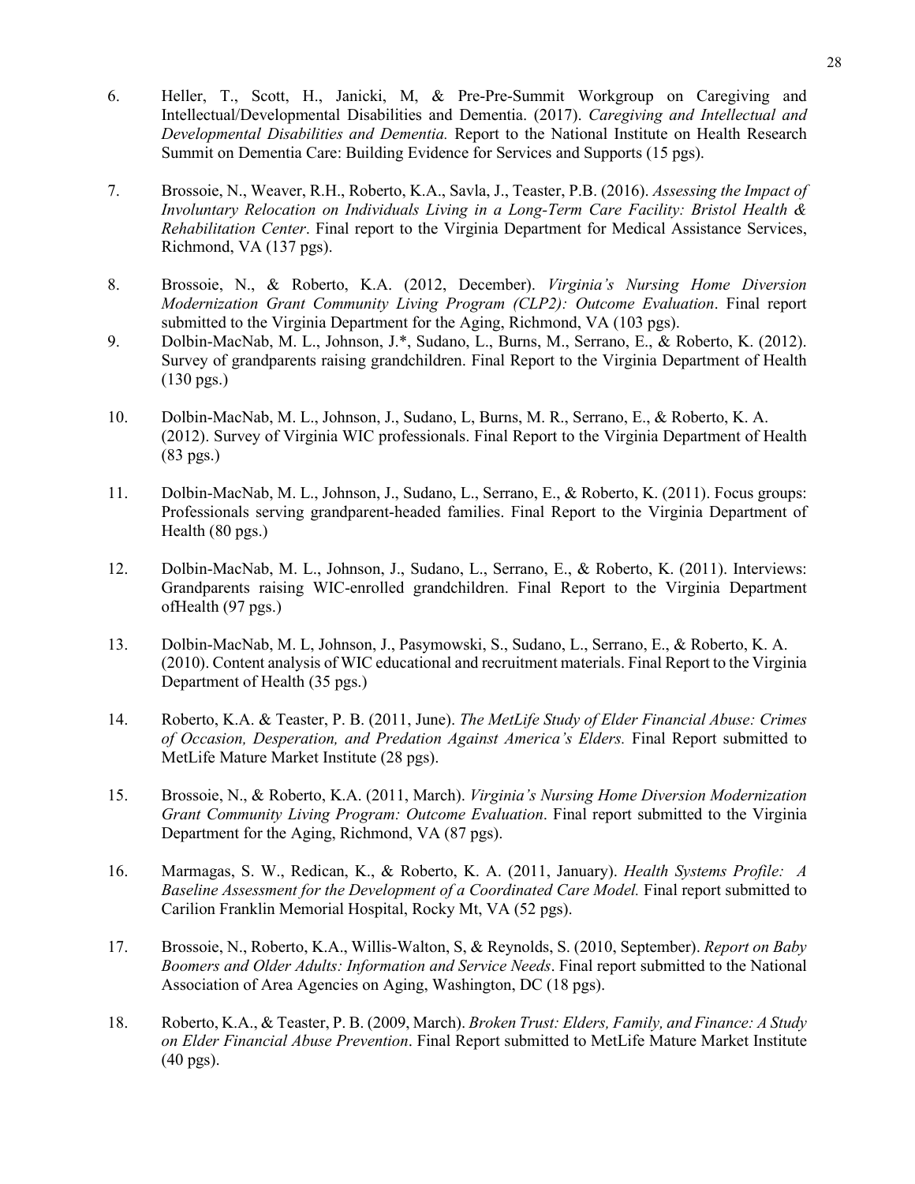6. Heller, T., Scott, H., Janicki, M, & Pre-Pre-Summit Workgroup on Caregiving and Intellectual/Developmental Disabilities and Dementia. (2017). *Caregiving and Intellectual and Developmental Disabilities and Dementia.* Report to the National Institute on Health Research Summit on Dementia Care: Building Evidence for Services and Supports (15 pgs).

7. Brossoie, N., Weaver, R.H., Roberto, K.A., Savla, J., Teaster, P.B. (2016). *Assessing the Impact of Involuntary Relocation on Individuals Living in a Long-Term Care Facility: Bristol Health & Rehabilitation Center*. Final report to the Virginia Department for Medical Assistance Services, Richmond, VA (137 pgs).

8. Brossoie, N., & Roberto, K.A. (2012, December). *Virginia's Nursing Home Diversion Modernization Grant Community Living Program (CLP2): Outcome Evaluation*. Final report submitted to the Virginia Department for the Aging, Richmond, VA (103 pgs).

9. Dolbin-MacNab, M. L., Johnson, J.*, Sudano, L., Burns, M., Serrano, E., & Roberto, K. (2012). Survey of grandparents raising grandchildren. Final Report to the Virginia Department of Health (130 pgs.)

10. Dolbin-MacNab, M. L., Johnson, J., Sudano, L, Burns, M. R., Serrano, E., & Roberto, K. A. (2012). Survey of Virginia WIC professionals. Final Report to the Virginia Department of Health (83 pgs.)

11. Dolbin-MacNab, M. L., Johnson, J., Sudano, L., Serrano, E., & Roberto, K. (2011). Focus groups: Professionals serving grandparent-headed families. Final Report to the Virginia Department of Health (80 pgs.)

12. Dolbin-MacNab, M. L., Johnson, J., Sudano, L., Serrano, E., & Roberto, K. (2011). Interviews: Grandparents raising WIC-enrolled grandchildren. Final Report to the Virginia Department ofHealth (97 pgs.)

13. Dolbin-MacNab, M. L, Johnson, J., Pasymowski, S., Sudano, L., Serrano, E., & Roberto, K. A. (2010). Content analysis of WIC educational and recruitment materials. Final Report to the Virginia Department of Health (35 pgs.)

14. Roberto, K.A. & Teaster, P. B. (2011, June). *The MetLife Study of Elder Financial Abuse: Crimes of Occasion, Desperation, and Predation Against America's Elders.* Final Report submitted to MetLife Mature Market Institute (28 pgs).

15. Brossoie, N., & Roberto, K.A. (2011, March). *Virginia's Nursing Home Diversion Modernization Grant Community Living Program: Outcome Evaluation*. Final report submitted to the Virginia Department for the Aging, Richmond, VA (87 pgs).

16. Marmagas, S. W., Redican, K., & Roberto, K. A. (2011, January). *Health Systems Profile: A Baseline Assessment for the Development of a Coordinated Care Model.* Final report submitted to Carilion Franklin Memorial Hospital, Rocky Mt, VA (52 pgs).

17. Brossoie, N., Roberto, K.A., Willis-Walton, S, & Reynolds, S. (2010, September). *Report on Baby Boomers and Older Adults: Information and Service Needs*. Final report submitted to the National Association of Area Agencies on Aging, Washington, DC (18 pgs).

18. Roberto, K.A., & Teaster, P. B. (2009, March). *Broken Trust: Elders, Family, and Finance: A Study on Elder Financial Abuse Prevention*. Final Report submitted to MetLife Mature Market Institute (40 pgs).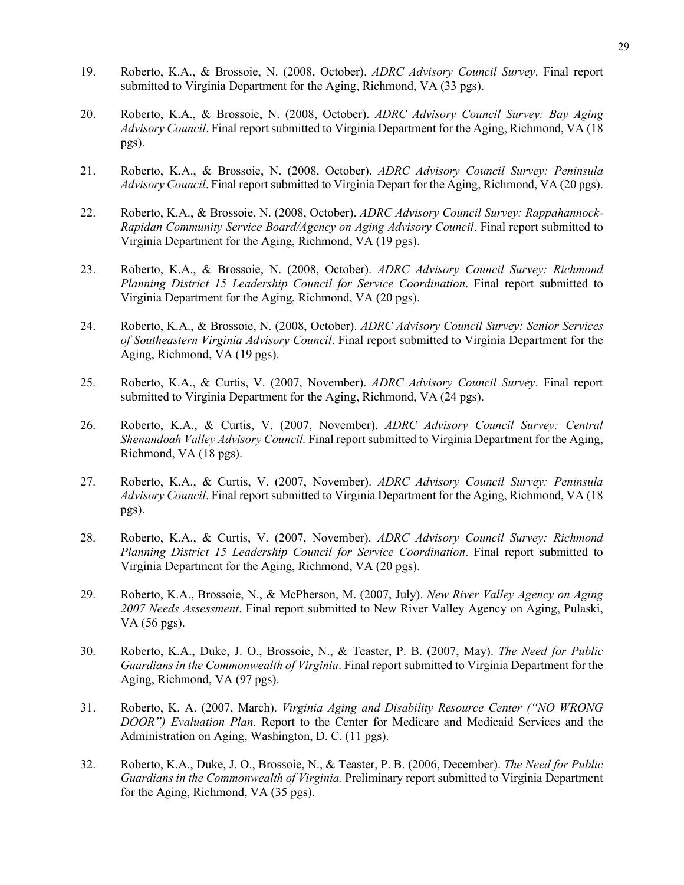19. Roberto, K.A., & Brossoie, N. (2008, October). *ADRC Advisory Council Survey*. Final report submitted to Virginia Department for the Aging, Richmond, VA (33 pgs).

20. Roberto, K.A., & Brossoie, N. (2008, October). *ADRC Advisory Council Survey: Bay Aging Advisory Council*. Final report submitted to Virginia Department for the Aging, Richmond, VA (18 pgs).

21. Roberto, K.A., & Brossoie, N. (2008, October). *ADRC Advisory Council Survey: Peninsula Advisory Council*. Final report submitted to Virginia Depart for the Aging, Richmond, VA (20 pgs).

22. Roberto, K.A., & Brossoie, N. (2008, October). *ADRC Advisory Council Survey: Rappahannock-Rapidan Community Service Board/Agency on Aging Advisory Council*. Final report submitted to Virginia Department for the Aging, Richmond, VA (19 pgs).

23. Roberto, K.A., & Brossoie, N. (2008, October). *ADRC Advisory Council Survey: Richmond Planning District 15 Leadership Council for Service Coordination*. Final report submitted to Virginia Department for the Aging, Richmond, VA (20 pgs).

24. Roberto, K.A., & Brossoie, N. (2008, October). *ADRC Advisory Council Survey: Senior Services of Southeastern Virginia Advisory Council*. Final report submitted to Virginia Department for the Aging, Richmond, VA (19 pgs).

25. Roberto, K.A., & Curtis, V. (2007, November). *ADRC Advisory Council Survey*. Final report submitted to Virginia Department for the Aging, Richmond, VA (24 pgs).

26. Roberto, K.A., & Curtis, V. (2007, November). *ADRC Advisory Council Survey: Central Shenandoah Valley Advisory Council.* Final report submitted to Virginia Department for the Aging, Richmond, VA (18 pgs).

27. Roberto, K.A., & Curtis, V. (2007, November). *ADRC Advisory Council Survey: Peninsula Advisory Council*. Final report submitted to Virginia Department for the Aging, Richmond, VA (18 pgs).

28. Roberto, K.A., & Curtis, V. (2007, November). *ADRC Advisory Council Survey: Richmond Planning District 15 Leadership Council for Service Coordination*. Final report submitted to Virginia Department for the Aging, Richmond, VA (20 pgs).

29. Roberto, K.A., Brossoie, N., & McPherson, M. (2007, July). *New River Valley Agency on Aging 2007 Needs Assessment*. Final report submitted to New River Valley Agency on Aging, Pulaski, VA (56 pgs).

30. Roberto, K.A., Duke, J. O., Brossoie, N., & Teaster, P. B. (2007, May). *The Need for Public Guardians in the Commonwealth of Virginia*. Final report submitted to Virginia Department for the Aging, Richmond, VA (97 pgs).

31. Roberto, K. A. (2007, March). *Virginia Aging and Disability Resource Center ("NO WRONG DOOR") Evaluation Plan.* Report to the Center for Medicare and Medicaid Services and the Administration on Aging, Washington, D. C. (11 pgs).

32. Roberto, K.A., Duke, J. O., Brossoie, N., & Teaster, P. B. (2006, December). *The Need for Public Guardians in the Commonwealth of Virginia.* Preliminary report submitted to Virginia Department for the Aging, Richmond, VA (35 pgs).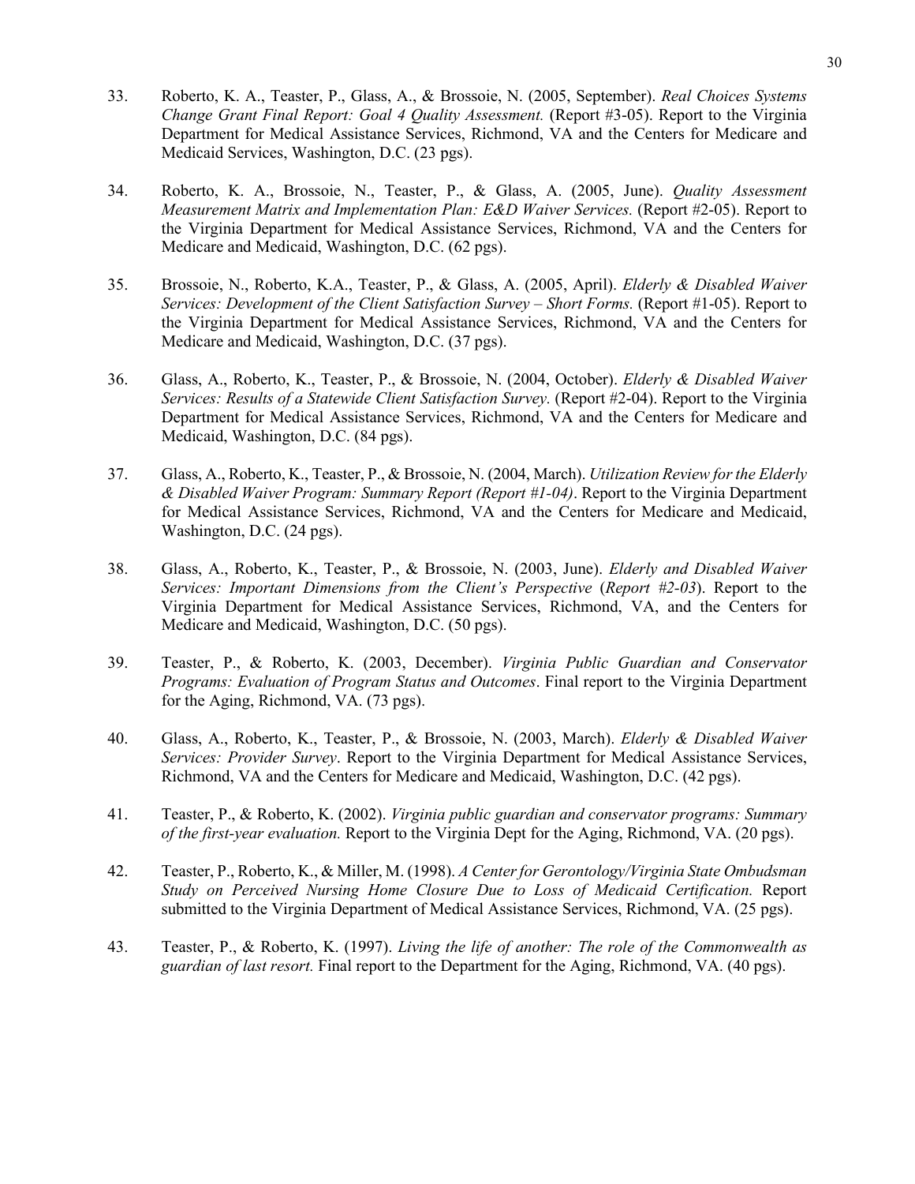33. Roberto, K. A., Teaster, P., Glass, A., & Brossoie, N. (2005, September). *Real Choices Systems Change Grant Final Report: Goal 4 Quality Assessment.* (Report #3-05). Report to the Virginia Department for Medical Assistance Services, Richmond, VA and the Centers for Medicare and Medicaid Services, Washington, D.C. (23 pgs).

34. Roberto, K. A., Brossoie, N., Teaster, P., & Glass, A. (2005, June). *Quality Assessment Measurement Matrix and Implementation Plan: E&D Waiver Services.* (Report #2-05). Report to the Virginia Department for Medical Assistance Services, Richmond, VA and the Centers for Medicare and Medicaid, Washington, D.C. (62 pgs).

35. Brossoie, N., Roberto, K.A., Teaster, P., & Glass, A. (2005, April). *Elderly & Disabled Waiver Services: Development of the Client Satisfaction Survey – Short Forms.* (Report #1-05). Report to the Virginia Department for Medical Assistance Services, Richmond, VA and the Centers for Medicare and Medicaid, Washington, D.C. (37 pgs).

36. Glass, A., Roberto, K., Teaster, P., & Brossoie, N. (2004, October). *Elderly & Disabled Waiver Services: Results of a Statewide Client Satisfaction Survey.* (Report #2-04). Report to the Virginia Department for Medical Assistance Services, Richmond, VA and the Centers for Medicare and Medicaid, Washington, D.C. (84 pgs).

37. Glass, A., Roberto, K., Teaster, P., & Brossoie, N. (2004, March). *Utilization Review for the Elderly & Disabled Waiver Program: Summary Report (Report #1-04)*. Report to the Virginia Department for Medical Assistance Services, Richmond, VA and the Centers for Medicare and Medicaid, Washington, D.C. (24 pgs).

38. Glass, A., Roberto, K., Teaster, P., & Brossoie, N. (2003, June). *Elderly and Disabled Waiver Services: Important Dimensions from the Client's Perspective* (*Report #2-03*). Report to the Virginia Department for Medical Assistance Services, Richmond, VA, and the Centers for Medicare and Medicaid, Washington, D.C. (50 pgs).

39. Teaster, P., & Roberto, K. (2003, December). *Virginia Public Guardian and Conservator Programs: Evaluation of Program Status and Outcomes*. Final report to the Virginia Department for the Aging, Richmond, VA. (73 pgs).

40. Glass, A., Roberto, K., Teaster, P., & Brossoie, N. (2003, March). *Elderly & Disabled Waiver Services: Provider Survey*. Report to the Virginia Department for Medical Assistance Services, Richmond, VA and the Centers for Medicare and Medicaid, Washington, D.C. (42 pgs).

41. Teaster, P., & Roberto, K. (2002). *Virginia public guardian and conservator programs: Summary of the first-year evaluation.* Report to the Virginia Dept for the Aging, Richmond, VA. (20 pgs).

42. Teaster, P., Roberto, K., & Miller, M. (1998). *A Center for Gerontology/Virginia State Ombudsman Study on Perceived Nursing Home Closure Due to Loss of Medicaid Certification.* Report submitted to the Virginia Department of Medical Assistance Services, Richmond, VA. (25 pgs).

43. Teaster, P., & Roberto, K. (1997). *Living the life of another: The role of the Commonwealth as guardian of last resort.* Final report to the Department for the Aging, Richmond, VA. (40 pgs).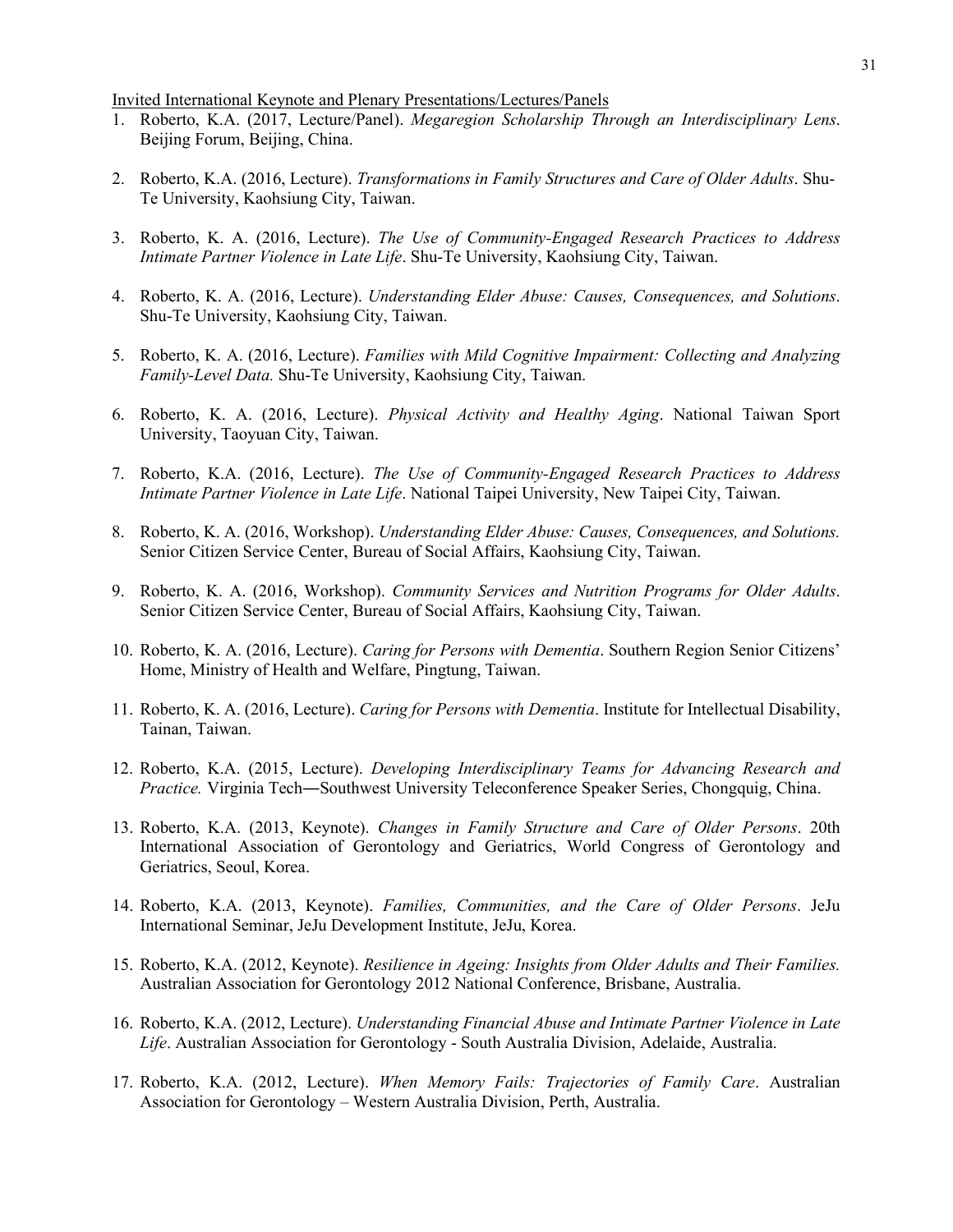Invited International Keynote and Plenary Presentations/Lectures/Panels

1. Roberto, K.A. (2017, Lecture/Panel). *Megaregion Scholarship Through an Interdisciplinary Lens*. Beijing Forum, Beijing, China.

2. Roberto, K.A. (2016, Lecture). *Transformations in Family Structures and Care of Older Adults*. Shu-Te University, Kaohsiung City, Taiwan.

3. Roberto, K. A. (2016, Lecture). *The Use of Community-Engaged Research Practices to Address Intimate Partner Violence in Late Life*. Shu-Te University, Kaohsiung City, Taiwan.

4. Roberto, K. A. (2016, Lecture). *Understanding Elder Abuse: Causes, Consequences, and Solutions*. Shu-Te University, Kaohsiung City, Taiwan.

5. Roberto, K. A. (2016, Lecture). *Families with Mild Cognitive Impairment: Collecting and Analyzing Family-Level Data.* Shu-Te University, Kaohsiung City, Taiwan.

6. Roberto, K. A. (2016, Lecture). *Physical Activity and Healthy Aging*. National Taiwan Sport University, Taoyuan City, Taiwan.

7. Roberto, K.A. (2016, Lecture). *The Use of Community-Engaged Research Practices to Address Intimate Partner Violence in Late Life*. National Taipei University, New Taipei City, Taiwan.

8. Roberto, K. A. (2016, Workshop). *Understanding Elder Abuse: Causes, Consequences, and Solutions.* Senior Citizen Service Center, Bureau of Social Affairs, Kaohsiung City, Taiwan.

9. Roberto, K. A. (2016, Workshop). *Community Services and Nutrition Programs for Older Adults*. Senior Citizen Service Center, Bureau of Social Affairs, Kaohsiung City, Taiwan.

10. Roberto, K. A. (2016, Lecture). *Caring for Persons with Dementia*. Southern Region Senior Citizens' Home, Ministry of Health and Welfare, Pingtung, Taiwan.

11. Roberto, K. A. (2016, Lecture). *Caring for Persons with Dementia*. Institute for Intellectual Disability, Tainan, Taiwan.

12. Roberto, K.A. (2015, Lecture). *Developing Interdisciplinary Teams for Advancing Research and Practice.* Virginia Tech―Southwest University Teleconference Speaker Series, Chongquig, China.

13. Roberto, K.A. (2013, Keynote). *Changes in Family Structure and Care of Older Persons*. 20th International Association of Gerontology and Geriatrics, World Congress of Gerontology and Geriatrics, Seoul, Korea.

14. Roberto, K.A. (2013, Keynote). *Families, Communities, and the Care of Older Persons*. JeJu International Seminar, JeJu Development Institute, JeJu, Korea.

15. Roberto, K.A. (2012, Keynote). *Resilience in Ageing: Insights from Older Adults and Their Families.* Australian Association for Gerontology 2012 National Conference, Brisbane, Australia.

16. Roberto, K.A. (2012, Lecture). *Understanding Financial Abuse and Intimate Partner Violence in Late Life*. Australian Association for Gerontology - South Australia Division, Adelaide, Australia.

17. Roberto, K.A. (2012, Lecture). *When Memory Fails: Trajectories of Family Care*. Australian Association for Gerontology – Western Australia Division, Perth, Australia.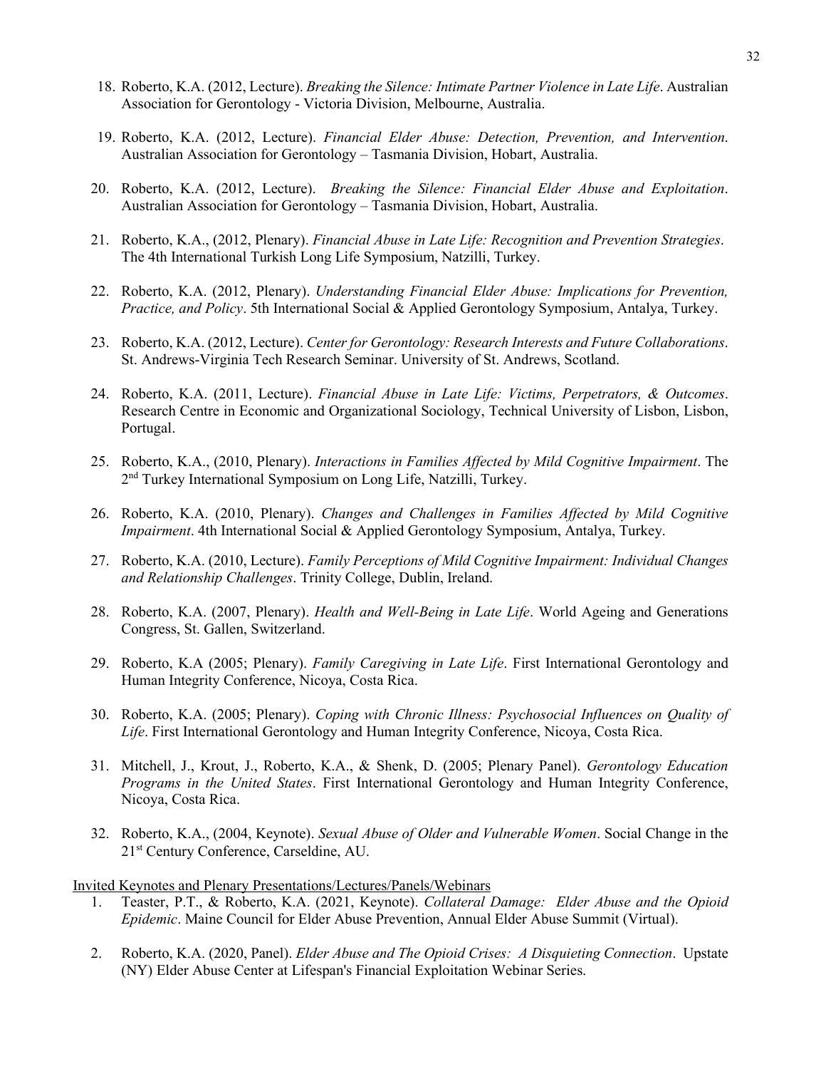18. Roberto, K.A. (2012, Lecture). *Breaking the Silence: Intimate Partner Violence in Late Life*. Australian Association for Gerontology - Victoria Division, Melbourne, Australia.

19. Roberto, K.A. (2012, Lecture). *Financial Elder Abuse: Detection, Prevention, and Intervention*. Australian Association for Gerontology – Tasmania Division, Hobart, Australia.

20. Roberto, K.A. (2012, Lecture). *Breaking the Silence: Financial Elder Abuse and Exploitation*. Australian Association for Gerontology – Tasmania Division, Hobart, Australia.

21. Roberto, K.A., (2012, Plenary). *Financial Abuse in Late Life: Recognition and Prevention Strategies*. The 4th International Turkish Long Life Symposium, Natzilli, Turkey.

22. Roberto, K.A. (2012, Plenary). *Understanding Financial Elder Abuse: Implications for Prevention, Practice, and Policy*. 5th International Social & Applied Gerontology Symposium, Antalya, Turkey.

23. Roberto, K.A. (2012, Lecture). *Center for Gerontology: Research Interests and Future Collaborations*. St. Andrews-Virginia Tech Research Seminar. University of St. Andrews, Scotland.

24. Roberto, K.A. (2011, Lecture). *Financial Abuse in Late Life: Victims, Perpetrators, & Outcomes*. Research Centre in Economic and Organizational Sociology, Technical University of Lisbon, Lisbon, Portugal.

25. Roberto, K.A., (2010, Plenary). *Interactions in Families Affected by Mild Cognitive Impairment*. The 2nd Turkey International Symposium on Long Life, Natzilli, Turkey.

26. Roberto, K.A. (2010, Plenary). *Changes and Challenges in Families Affected by Mild Cognitive Impairment*. 4th International Social & Applied Gerontology Symposium, Antalya, Turkey.

27. Roberto, K.A. (2010, Lecture). *Family Perceptions of Mild Cognitive Impairment: Individual Changes and Relationship Challenges*. Trinity College, Dublin, Ireland.

28. Roberto, K.A. (2007, Plenary). *Health and Well-Being in Late Life*. World Ageing and Generations Congress, St. Gallen, Switzerland.

29. Roberto, K.A (2005; Plenary). *Family Caregiving in Late Life*. First International Gerontology and Human Integrity Conference, Nicoya, Costa Rica.

30. Roberto, K.A. (2005; Plenary). *Coping with Chronic Illness: Psychosocial Influences on Quality of Life*. First International Gerontology and Human Integrity Conference, Nicoya, Costa Rica.

31. Mitchell, J., Krout, J., Roberto, K.A., & Shenk, D. (2005; Plenary Panel). *Gerontology Education Programs in the United States*. First International Gerontology and Human Integrity Conference, Nicoya, Costa Rica.

32. Roberto, K.A., (2004, Keynote). *Sexual Abuse of Older and Vulnerable Women*. Social Change in the 21st Century Conference, Carseldine, AU.

Invited Keynotes and Plenary Presentations/Lectures/Panels/Webinars

1. Teaster, P.T., & Roberto, K.A. (2021, Keynote). *Collateral Damage: Elder Abuse and the Opioid Epidemic*. Maine Council for Elder Abuse Prevention, Annual Elder Abuse Summit (Virtual).

2. Roberto, K.A. (2020, Panel). *Elder Abuse and The Opioid Crises: A Disquieting Connection*. Upstate (NY) Elder Abuse Center at Lifespan's Financial Exploitation Webinar Series.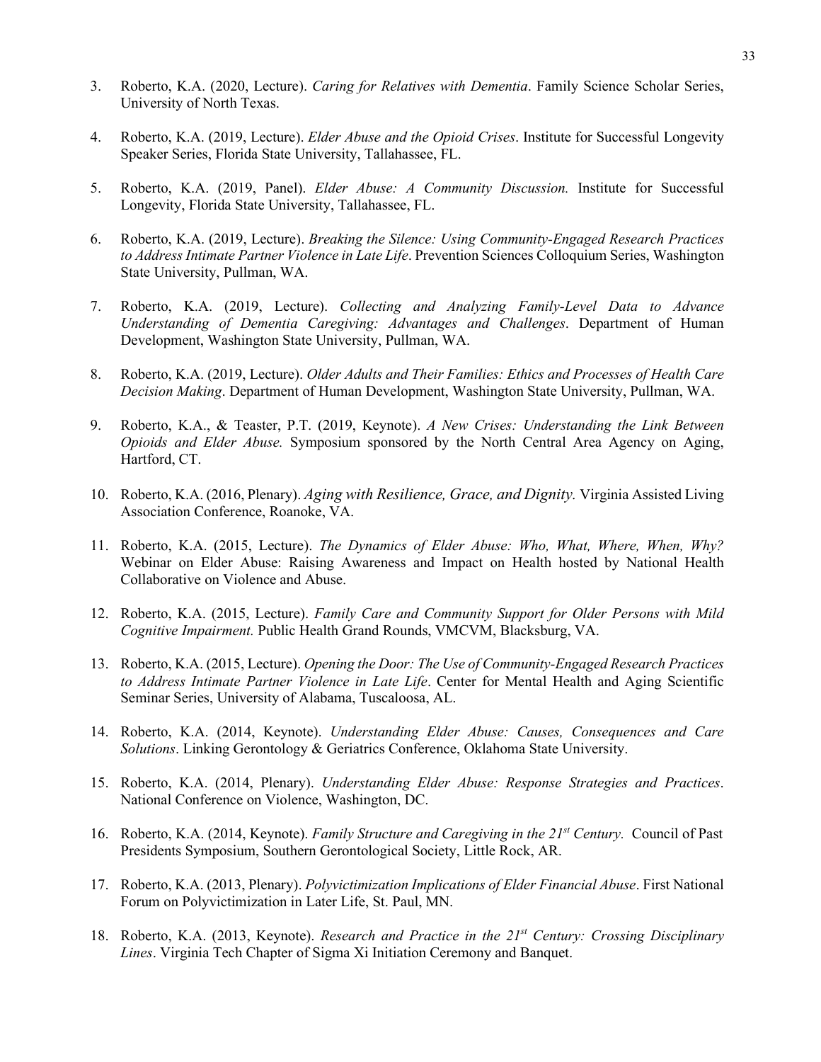3. Roberto, K.A. (2020, Lecture). *Caring for Relatives with Dementia*. Family Science Scholar Series, University of North Texas.

4. Roberto, K.A. (2019, Lecture). *Elder Abuse and the Opioid Crises*. Institute for Successful Longevity Speaker Series, Florida State University, Tallahassee, FL.

5. Roberto, K.A. (2019, Panel). *Elder Abuse: A Community Discussion.* Institute for Successful Longevity, Florida State University, Tallahassee, FL.

6. Roberto, K.A. (2019, Lecture). *Breaking the Silence: Using Community-Engaged Research Practices to Address Intimate Partner Violence in Late Life*. Prevention Sciences Colloquium Series, Washington State University, Pullman, WA.

7. Roberto, K.A. (2019, Lecture). *Collecting and Analyzing Family-Level Data to Advance Understanding of Dementia Caregiving: Advantages and Challenges*. Department of Human Development, Washington State University, Pullman, WA.

8. Roberto, K.A. (2019, Lecture). *Older Adults and Their Families: Ethics and Processes of Health Care Decision Making*. Department of Human Development, Washington State University, Pullman, WA.

9. Roberto, K.A., & Teaster, P.T. (2019, Keynote). *A New Crises: Understanding the Link Between Opioids and Elder Abuse.* Symposium sponsored by the North Central Area Agency on Aging, Hartford, CT.

10. Roberto, K.A. (2016, Plenary). *Aging with Resilience, Grace, and Dignity.* Virginia Assisted Living Association Conference, Roanoke, VA.

11. Roberto, K.A. (2015, Lecture). *The Dynamics of Elder Abuse: Who, What, Where, When, Why?* Webinar on Elder Abuse: Raising Awareness and Impact on Health hosted by National Health Collaborative on Violence and Abuse.

12. Roberto, K.A. (2015, Lecture). *Family Care and Community Support for Older Persons with Mild Cognitive Impairment.* Public Health Grand Rounds, VMCVM, Blacksburg, VA.

13. Roberto, K.A. (2015, Lecture). *Opening the Door: The Use of Community-Engaged Research Practices to Address Intimate Partner Violence in Late Life*. Center for Mental Health and Aging Scientific Seminar Series, University of Alabama, Tuscaloosa, AL.

14. Roberto, K.A. (2014, Keynote). *Understanding Elder Abuse: Causes, Consequences and Care Solutions*. Linking Gerontology & Geriatrics Conference, Oklahoma State University.

15. Roberto, K.A. (2014, Plenary). *Understanding Elder Abuse: Response Strategies and Practices*. National Conference on Violence, Washington, DC.

16. Roberto, K.A. (2014, Keynote). *Family Structure and Caregiving in the 21st Century.* Council of Past Presidents Symposium, Southern Gerontological Society, Little Rock, AR.

17. Roberto, K.A. (2013, Plenary). *Polyvictimization Implications of Elder Financial Abuse*. First National Forum on Polyvictimization in Later Life, St. Paul, MN.

18. Roberto, K.A. (2013, Keynote). *Research and Practice in the 21st Century: Crossing Disciplinary Lines*. Virginia Tech Chapter of Sigma Xi Initiation Ceremony and Banquet.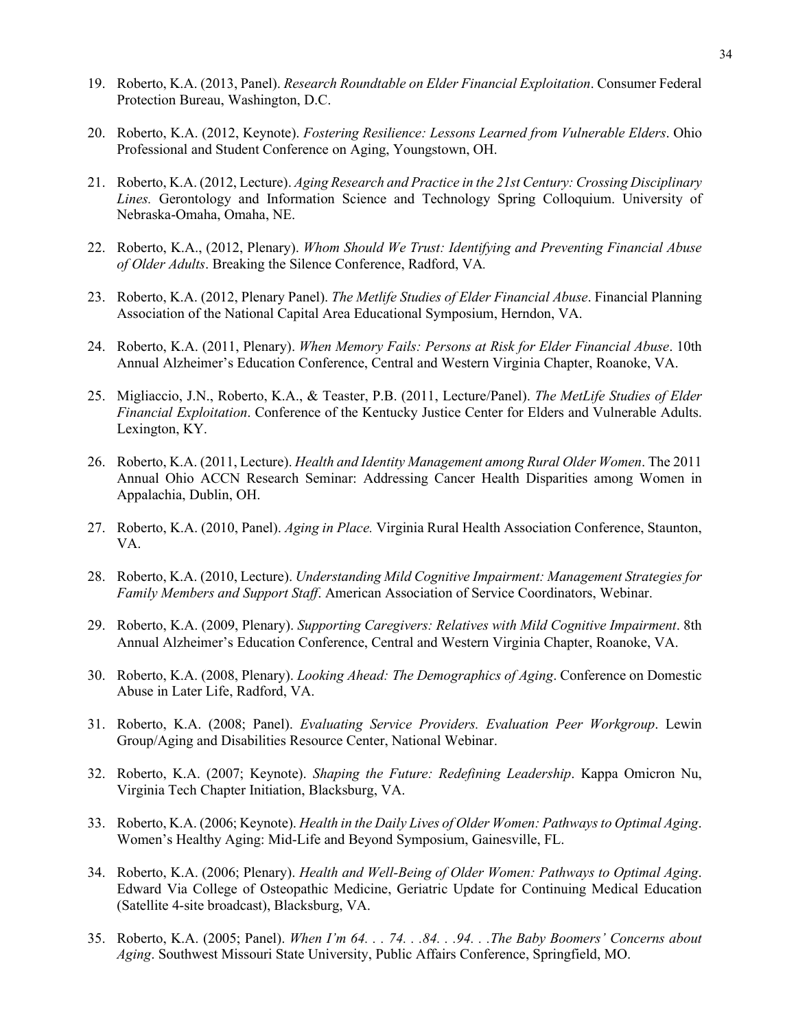19. Roberto, K.A. (2013, Panel). *Research Roundtable on Elder Financial Exploitation*. Consumer Federal Protection Bureau, Washington, D.C.

20. Roberto, K.A. (2012, Keynote). *Fostering Resilience: Lessons Learned from Vulnerable Elders*. Ohio Professional and Student Conference on Aging, Youngstown, OH.

21. Roberto, K.A. (2012, Lecture). *Aging Research and Practice in the 21st Century: Crossing Disciplinary Lines.* Gerontology and Information Science and Technology Spring Colloquium. University of Nebraska-Omaha, Omaha, NE.

22. Roberto, K.A., (2012, Plenary). *Whom Should We Trust: Identifying and Preventing Financial Abuse of Older Adults*. Breaking the Silence Conference, Radford, VA.

23. Roberto, K.A. (2012, Plenary Panel). *The Metlife Studies of Elder Financial Abuse*. Financial Planning Association of the National Capital Area Educational Symposium, Herndon, VA.

24. Roberto, K.A. (2011, Plenary). *When Memory Fails: Persons at Risk for Elder Financial Abuse*. 10th Annual Alzheimer's Education Conference, Central and Western Virginia Chapter, Roanoke, VA.

25. Migliaccio, J.N., Roberto, K.A., & Teaster, P.B. (2011, Lecture/Panel). *The MetLife Studies of Elder Financial Exploitation*. Conference of the Kentucky Justice Center for Elders and Vulnerable Adults. Lexington, KY.

26. Roberto, K.A. (2011, Lecture). *Health and Identity Management among Rural Older Women*. The 2011 Annual Ohio ACCN Research Seminar: Addressing Cancer Health Disparities among Women in Appalachia, Dublin, OH.

27. Roberto, K.A. (2010, Panel). *Aging in Place.* Virginia Rural Health Association Conference, Staunton, VA.

28. Roberto, K.A. (2010, Lecture). *Understanding Mild Cognitive Impairment: Management Strategies for Family Members and Support Staff*. American Association of Service Coordinators, Webinar.

29. Roberto, K.A. (2009, Plenary). *Supporting Caregivers: Relatives with Mild Cognitive Impairment*. 8th Annual Alzheimer's Education Conference, Central and Western Virginia Chapter, Roanoke, VA.

30. Roberto, K.A. (2008, Plenary). *Looking Ahead: The Demographics of Aging*. Conference on Domestic Abuse in Later Life, Radford, VA.

31. Roberto, K.A. (2008; Panel). *Evaluating Service Providers. Evaluation Peer Workgroup*. Lewin Group/Aging and Disabilities Resource Center, National Webinar.

32. Roberto, K.A. (2007; Keynote). *Shaping the Future: Redefining Leadership*. Kappa Omicron Nu, Virginia Tech Chapter Initiation, Blacksburg, VA.

33. Roberto, K.A. (2006; Keynote). *Health in the Daily Lives of Older Women: Pathways to Optimal Aging*. Women's Healthy Aging: Mid-Life and Beyond Symposium, Gainesville, FL.

34. Roberto, K.A. (2006; Plenary). *Health and Well-Being of Older Women: Pathways to Optimal Aging*. Edward Via College of Osteopathic Medicine, Geriatric Update for Continuing Medical Education (Satellite 4-site broadcast), Blacksburg, VA.

35. Roberto, K.A. (2005; Panel). *When I'm 64. . . 74. . .84. . .94. . .The Baby Boomers' Concerns about Aging*. Southwest Missouri State University, Public Affairs Conference, Springfield, MO.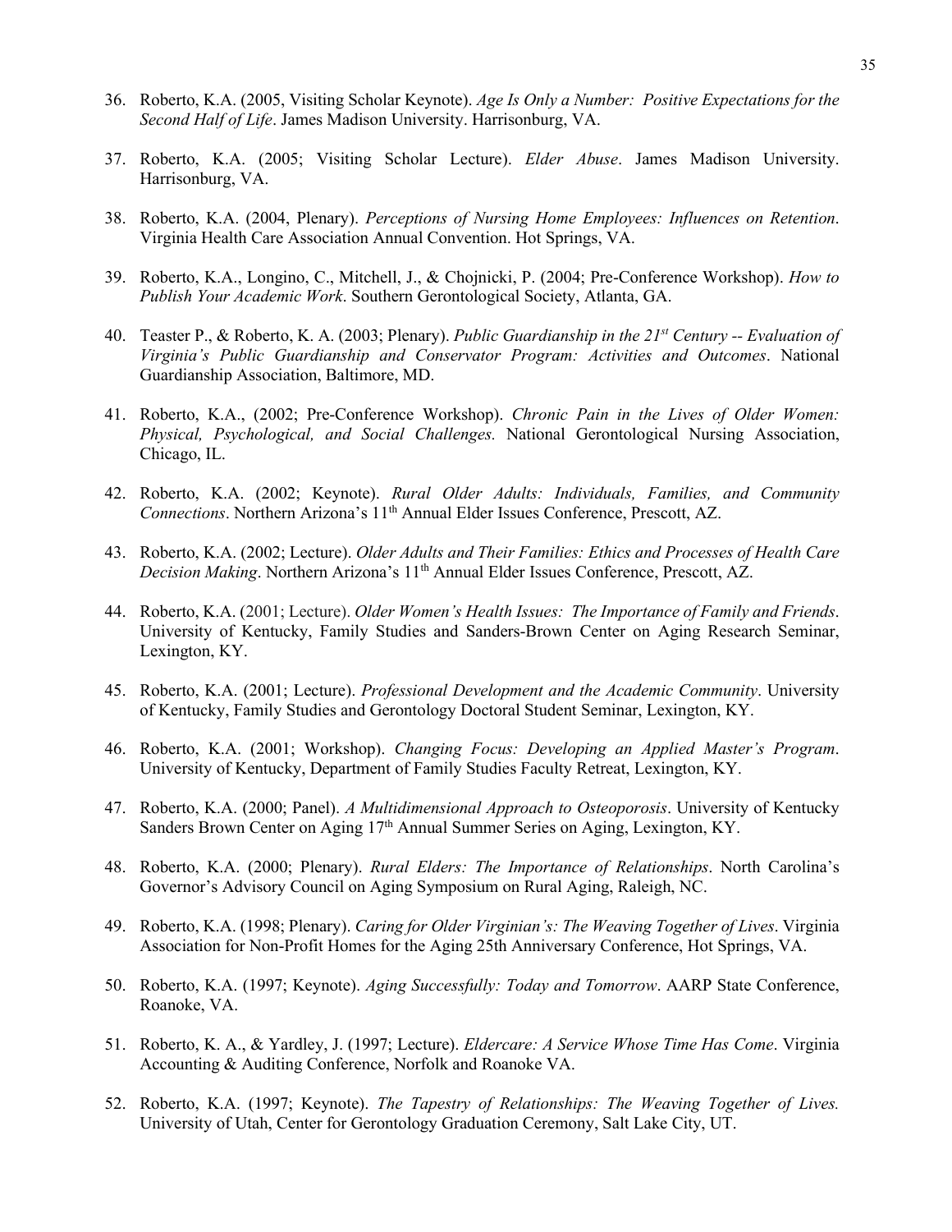36. Roberto, K.A. (2005, Visiting Scholar Keynote). *Age Is Only a Number: Positive Expectations for the Second Half of Life*. James Madison University. Harrisonburg, VA.

37. Roberto, K.A. (2005; Visiting Scholar Lecture). *Elder Abuse*. James Madison University. Harrisonburg, VA.

38. Roberto, K.A. (2004, Plenary). *Perceptions of Nursing Home Employees: Influences on Retention*. Virginia Health Care Association Annual Convention. Hot Springs, VA.

39. Roberto, K.A., Longino, C., Mitchell, J., & Chojnicki, P. (2004; Pre-Conference Workshop). *How to Publish Your Academic Work*. Southern Gerontological Society, Atlanta, GA.

40. Teaster P., & Roberto, K. A. (2003; Plenary). *Public Guardianship in the 21st Century -- Evaluation of Virginia's Public Guardianship and Conservator Program: Activities and Outcomes*. National Guardianship Association, Baltimore, MD.

41. Roberto, K.A., (2002; Pre-Conference Workshop). *Chronic Pain in the Lives of Older Women: Physical, Psychological, and Social Challenges.* National Gerontological Nursing Association, Chicago, IL.

42. Roberto, K.A. (2002; Keynote). *Rural Older Adults: Individuals, Families, and Community Connections*. Northern Arizona's 11th Annual Elder Issues Conference, Prescott, AZ.

43. Roberto, K.A. (2002; Lecture). *Older Adults and Their Families: Ethics and Processes of Health Care Decision Making*. Northern Arizona's 11th Annual Elder Issues Conference, Prescott, AZ.

44. Roberto, K.A. (2001; Lecture). *Older Women's Health Issues: The Importance of Family and Friends*. University of Kentucky, Family Studies and Sanders-Brown Center on Aging Research Seminar, Lexington, KY.

45. Roberto, K.A. (2001; Lecture). *Professional Development and the Academic Community*. University of Kentucky, Family Studies and Gerontology Doctoral Student Seminar, Lexington, KY.

46. Roberto, K.A. (2001; Workshop). *Changing Focus: Developing an Applied Master's Program*. University of Kentucky, Department of Family Studies Faculty Retreat, Lexington, KY.

47. Roberto, K.A. (2000; Panel). *A Multidimensional Approach to Osteoporosis*. University of Kentucky Sanders Brown Center on Aging 17th Annual Summer Series on Aging, Lexington, KY.

48. Roberto, K.A. (2000; Plenary). *Rural Elders: The Importance of Relationships*. North Carolina's Governor's Advisory Council on Aging Symposium on Rural Aging, Raleigh, NC.

49. Roberto, K.A. (1998; Plenary). *Caring for Older Virginian's: The Weaving Together of Lives*. Virginia Association for Non-Profit Homes for the Aging 25th Anniversary Conference, Hot Springs, VA.

50. Roberto, K.A. (1997; Keynote). *Aging Successfully: Today and Tomorrow*. AARP State Conference, Roanoke, VA.

51. Roberto, K. A., & Yardley, J. (1997; Lecture). *Eldercare: A Service Whose Time Has Come*. Virginia Accounting & Auditing Conference, Norfolk and Roanoke VA.

52. Roberto, K.A. (1997; Keynote). *The Tapestry of Relationships: The Weaving Together of Lives.* University of Utah, Center for Gerontology Graduation Ceremony, Salt Lake City, UT.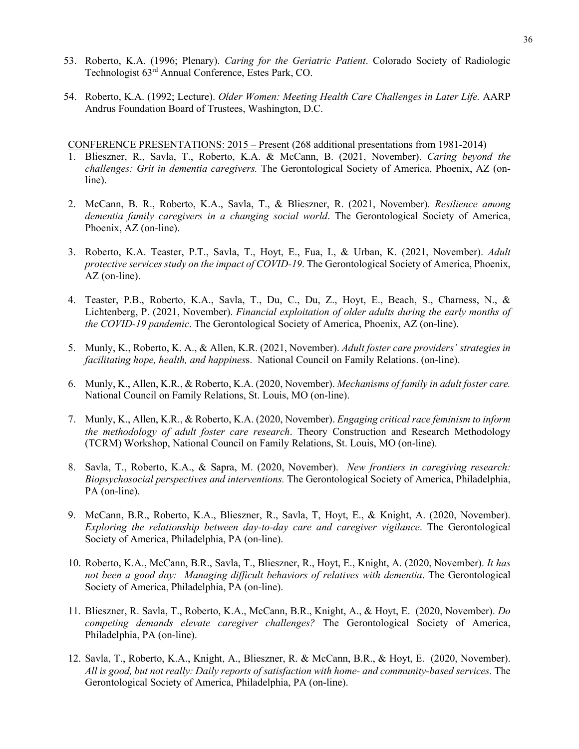53. Roberto, K.A. (1996; Plenary). *Caring for the Geriatric Patient*. Colorado Society of Radiologic Technologist 63rd Annual Conference, Estes Park, CO.

54. Roberto, K.A. (1992; Lecture). *Older Women: Meeting Health Care Challenges in Later Life.* AARP Andrus Foundation Board of Trustees, Washington, D.C.

<u>CONFERENCE PRESENTATIONS: 2015 – Present</u> (268 additional presentations from 1981-2014)

1. Blieszner, R., Savla, T., Roberto, K.A. & McCann, B. (2021, November). *Caring beyond the challenges: Grit in dementia caregivers.* The Gerontological Society of America, Phoenix, AZ (on-line).

2. McCann, B. R., Roberto, K.A., Savla, T., & Blieszner, R. (2021, November). *Resilience among dementia family caregivers in a changing social world*. The Gerontological Society of America, Phoenix, AZ (on-line).

3. Roberto, K.A. Teaster, P.T., Savla, T., Hoyt, E., Fua, I., & Urban, K. (2021, November). *Adult protective services study on the impact of COVID-19*. The Gerontological Society of America, Phoenix, AZ (on-line).

4. Teaster, P.B., Roberto, K.A., Savla, T., Du, C., Du, Z., Hoyt, E., Beach, S., Charness, N., & Lichtenberg, P. (2021, November). *Financial exploitation of older adults during the early months of the COVID-19 pandemic*. The Gerontological Society of America, Phoenix, AZ (on-line).

5. Munly, K., Roberto, K. A., & Allen, K.R. (2021, November). *Adult foster care providers' strategies in facilitating hope, health, and happines*s. National Council on Family Relations. (on-line).

6. Munly, K., Allen, K.R., & Roberto, K.A. (2020, November). *Mechanisms of family in adult foster care.* National Council on Family Relations, St. Louis, MO (on-line).

7. Munly, K., Allen, K.R., & Roberto, K.A. (2020, November). *Engaging critical race feminism to inform the methodology of adult foster care research*. Theory Construction and Research Methodology (TCRM) Workshop, National Council on Family Relations, St. Louis, MO (on-line).

8. Savla, T., Roberto, K.A., & Sapra, M. (2020, November). *New frontiers in caregiving research: Biopsychosocial perspectives and interventions.* The Gerontological Society of America, Philadelphia, PA (on-line).

9. McCann, B.R., Roberto, K.A., Blieszner, R., Savla, T, Hoyt, E., & Knight, A. (2020, November). *Exploring the relationship between day-to-day care and caregiver vigilance*. The Gerontological Society of America, Philadelphia, PA (on-line).

10. Roberto, K.A., McCann, B.R., Savla, T., Blieszner, R., Hoyt, E., Knight, A. (2020, November). *It has not been a good day: Managing difficult behaviors of relatives with dementia*. The Gerontological Society of America, Philadelphia, PA (on-line).

11. Blieszner, R. Savla, T., Roberto, K.A., McCann, B.R., Knight, A., & Hoyt, E. (2020, November). *Do competing demands elevate caregiver challenges?* The Gerontological Society of America, Philadelphia, PA (on-line).

12. Savla, T., Roberto, K.A., Knight, A., Blieszner, R. & McCann, B.R., & Hoyt, E. (2020, November). *All is good, but not really: Daily reports of satisfaction with home- and community-based services.* The Gerontological Society of America, Philadelphia, PA (on-line).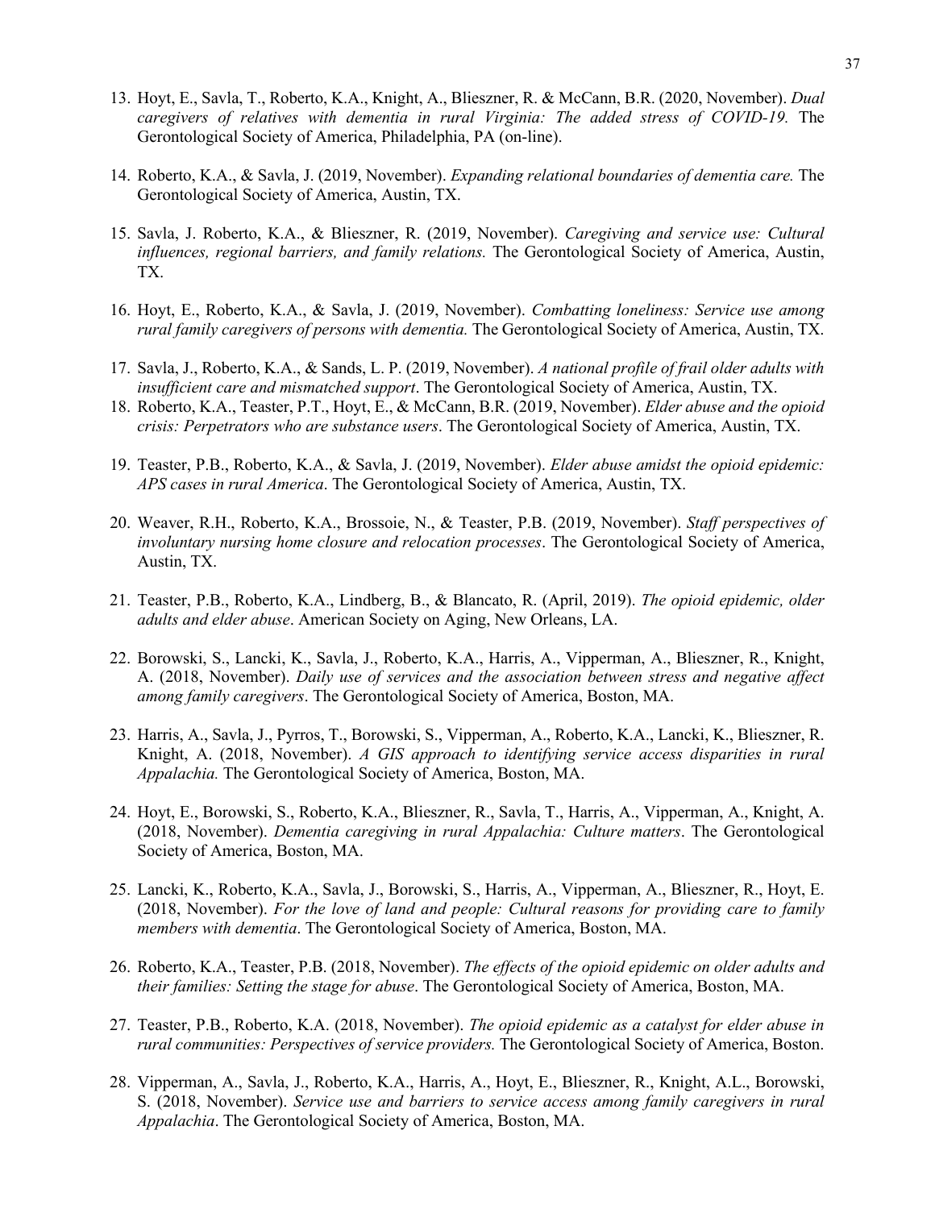13. Hoyt, E., Savla, T., Roberto, K.A., Knight, A., Blieszner, R. & McCann, B.R. (2020, November). *Dual caregivers of relatives with dementia in rural Virginia: The added stress of COVID-19.* The Gerontological Society of America, Philadelphia, PA (on-line).

14. Roberto, K.A., & Savla, J. (2019, November). *Expanding relational boundaries of dementia care.* The Gerontological Society of America, Austin, TX.

15. Savla, J. Roberto, K.A., & Blieszner, R. (2019, November). *Caregiving and service use: Cultural influences, regional barriers, and family relations.* The Gerontological Society of America, Austin, TX.

16. Hoyt, E., Roberto, K.A., & Savla, J. (2019, November). *Combatting loneliness: Service use among rural family caregivers of persons with dementia.* The Gerontological Society of America, Austin, TX.

17. Savla, J., Roberto, K.A., & Sands, L. P. (2019, November). *A national profile of frail older adults with insufficient care and mismatched support*. The Gerontological Society of America, Austin, TX.

18. Roberto, K.A., Teaster, P.T., Hoyt, E., & McCann, B.R. (2019, November). *Elder abuse and the opioid crisis: Perpetrators who are substance users*. The Gerontological Society of America, Austin, TX.

19. Teaster, P.B., Roberto, K.A., & Savla, J. (2019, November). *Elder abuse amidst the opioid epidemic: APS cases in rural America*. The Gerontological Society of America, Austin, TX.

20. Weaver, R.H., Roberto, K.A., Brossoie, N., & Teaster, P.B. (2019, November). *Staff perspectives of involuntary nursing home closure and relocation processes*. The Gerontological Society of America, Austin, TX.

21. Teaster, P.B., Roberto, K.A., Lindberg, B., & Blancato, R. (April, 2019). *The opioid epidemic, older adults and elder abuse*. American Society on Aging, New Orleans, LA.

22. Borowski, S., Lancki, K., Savla, J., Roberto, K.A., Harris, A., Vipperman, A., Blieszner, R., Knight, A. (2018, November). *Daily use of services and the association between stress and negative affect among family caregivers*. The Gerontological Society of America, Boston, MA.

23. Harris, A., Savla, J., Pyrros, T., Borowski, S., Vipperman, A., Roberto, K.A., Lancki, K., Blieszner, R. Knight, A. (2018, November). *A GIS approach to identifying service access disparities in rural Appalachia.* The Gerontological Society of America, Boston, MA.

24. Hoyt, E., Borowski, S., Roberto, K.A., Blieszner, R., Savla, T., Harris, A., Vipperman, A., Knight, A. (2018, November). *Dementia caregiving in rural Appalachia: Culture matters*. The Gerontological Society of America, Boston, MA.

25. Lancki, K., Roberto, K.A., Savla, J., Borowski, S., Harris, A., Vipperman, A., Blieszner, R., Hoyt, E. (2018, November). *For the love of land and people: Cultural reasons for providing care to family members with dementia*. The Gerontological Society of America, Boston, MA.

26. Roberto, K.A., Teaster, P.B. (2018, November). *The effects of the opioid epidemic on older adults and their families: Setting the stage for abuse*. The Gerontological Society of America, Boston, MA.

27. Teaster, P.B., Roberto, K.A. (2018, November). *The opioid epidemic as a catalyst for elder abuse in rural communities: Perspectives of service providers.* The Gerontological Society of America, Boston.

28. Vipperman, A., Savla, J., Roberto, K.A., Harris, A., Hoyt, E., Blieszner, R., Knight, A.L., Borowski, S. (2018, November). *Service use and barriers to service access among family caregivers in rural Appalachia*. The Gerontological Society of America, Boston, MA.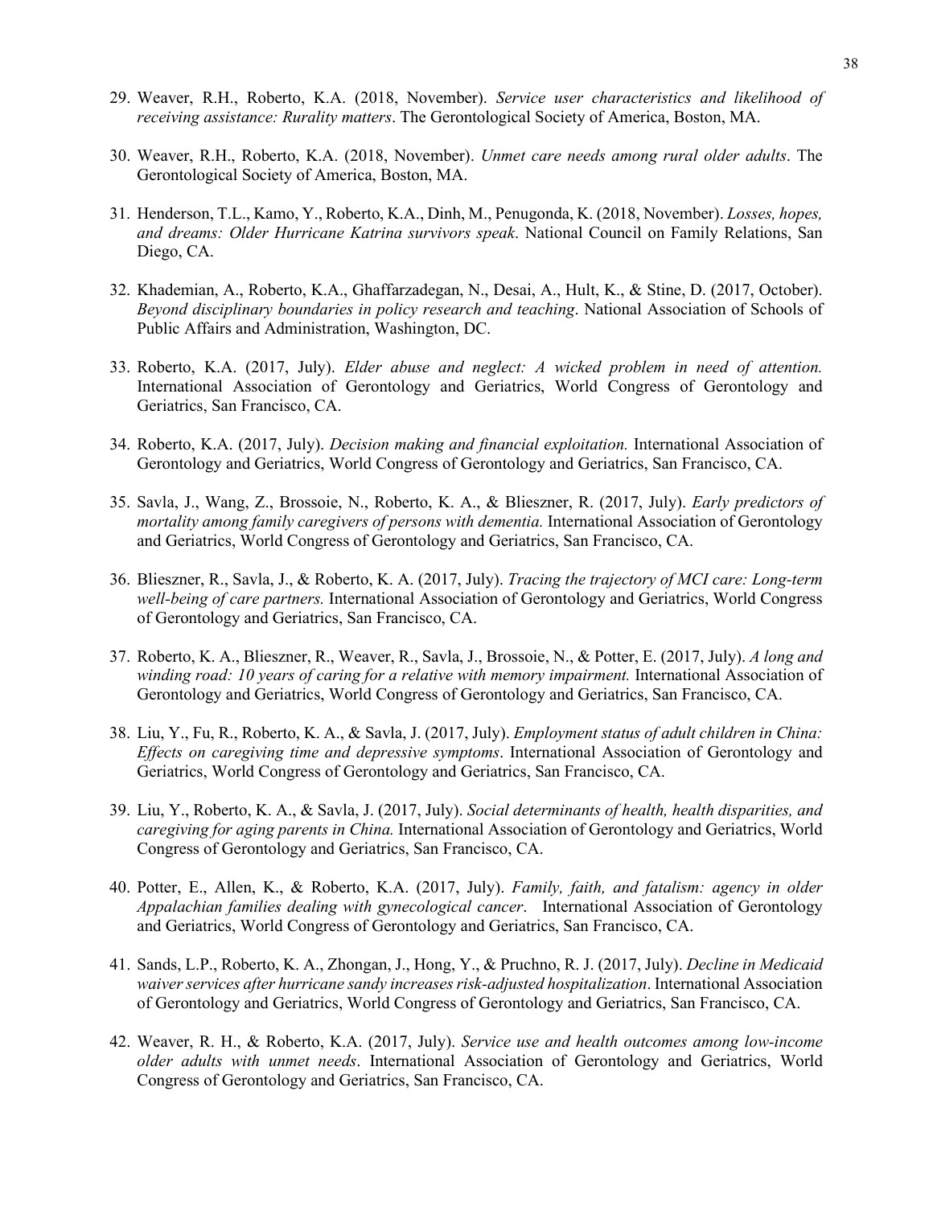29. Weaver, R.H., Roberto, K.A. (2018, November). *Service user characteristics and likelihood of receiving assistance: Rurality matters*. The Gerontological Society of America, Boston, MA.

30. Weaver, R.H., Roberto, K.A. (2018, November). *Unmet care needs among rural older adults*. The Gerontological Society of America, Boston, MA.

31. Henderson, T.L., Kamo, Y., Roberto, K.A., Dinh, M., Penugonda, K. (2018, November). *Losses, hopes, and dreams: Older Hurricane Katrina survivors speak*. National Council on Family Relations, San Diego, CA.

32. Khademian, A., Roberto, K.A., Ghaffarzadegan, N., Desai, A., Hult, K., & Stine, D. (2017, October). *Beyond disciplinary boundaries in policy research and teaching*. National Association of Schools of Public Affairs and Administration, Washington, DC.

33. Roberto, K.A. (2017, July). *Elder abuse and neglect: A wicked problem in need of attention.* International Association of Gerontology and Geriatrics, World Congress of Gerontology and Geriatrics, San Francisco, CA.

34. Roberto, K.A. (2017, July). *Decision making and financial exploitation.* International Association of Gerontology and Geriatrics, World Congress of Gerontology and Geriatrics, San Francisco, CA.

35. Savla, J., Wang, Z., Brossoie, N., Roberto, K. A., & Blieszner, R. (2017, July). *Early predictors of mortality among family caregivers of persons with dementia.* International Association of Gerontology and Geriatrics, World Congress of Gerontology and Geriatrics, San Francisco, CA.

36. Blieszner, R., Savla, J., & Roberto, K. A. (2017, July). *Tracing the trajectory of MCI care: Long-term well-being of care partners.* International Association of Gerontology and Geriatrics, World Congress of Gerontology and Geriatrics, San Francisco, CA.

37. Roberto, K. A., Blieszner, R., Weaver, R., Savla, J., Brossoie, N., & Potter, E. (2017, July). *A long and winding road: 10 years of caring for a relative with memory impairment.* International Association of Gerontology and Geriatrics, World Congress of Gerontology and Geriatrics, San Francisco, CA.

38. Liu, Y., Fu, R., Roberto, K. A., & Savla, J. (2017, July). *Employment status of adult children in China: Effects on caregiving time and depressive symptoms*. International Association of Gerontology and Geriatrics, World Congress of Gerontology and Geriatrics, San Francisco, CA.

39. Liu, Y., Roberto, K. A., & Savla, J. (2017, July). *Social determinants of health, health disparities, and caregiving for aging parents in China.* International Association of Gerontology and Geriatrics, World Congress of Gerontology and Geriatrics, San Francisco, CA.

40. Potter, E., Allen, K., & Roberto, K.A. (2017, July). *Family, faith, and fatalism: agency in older Appalachian families dealing with gynecological cancer*. International Association of Gerontology and Geriatrics, World Congress of Gerontology and Geriatrics, San Francisco, CA.

41. Sands, L.P., Roberto, K. A., Zhongan, J., Hong, Y., & Pruchno, R. J. (2017, July). *Decline in Medicaid waiver services after hurricane sandy increases risk-adjusted hospitalization*. International Association of Gerontology and Geriatrics, World Congress of Gerontology and Geriatrics, San Francisco, CA.

42. Weaver, R. H., & Roberto, K.A. (2017, July). *Service use and health outcomes among low-income older adults with unmet needs*. International Association of Gerontology and Geriatrics, World Congress of Gerontology and Geriatrics, San Francisco, CA.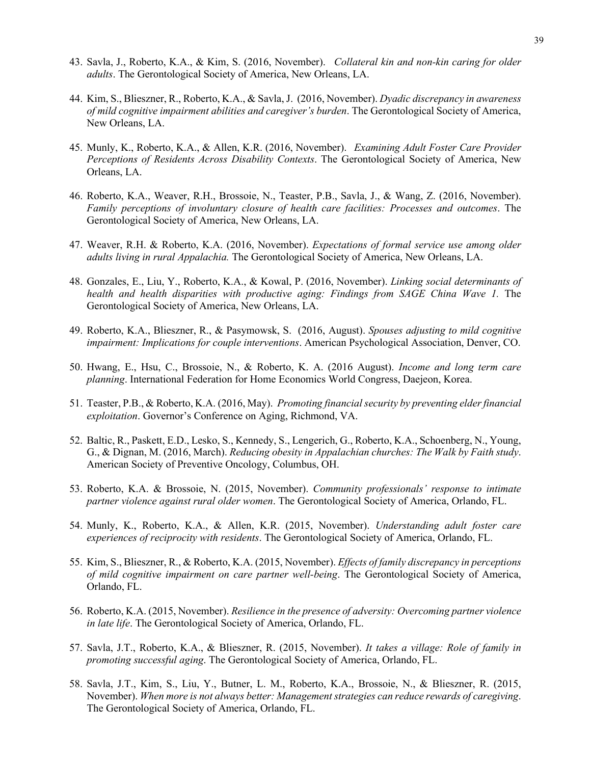43. Savla, J., Roberto, K.A., & Kim, S. (2016, November). *Collateral kin and non-kin caring for older adults*. The Gerontological Society of America, New Orleans, LA.

44. Kim, S., Blieszner, R., Roberto, K.A., & Savla, J. (2016, November). *Dyadic discrepancy in awareness of mild cognitive impairment abilities and caregiver's burden*. The Gerontological Society of America, New Orleans, LA.

45. Munly, K., Roberto, K.A., & Allen, K.R. (2016, November). *Examining Adult Foster Care Provider Perceptions of Residents Across Disability Contexts*. The Gerontological Society of America, New Orleans, LA.

46. Roberto, K.A., Weaver, R.H., Brossoie, N., Teaster, P.B., Savla, J., & Wang, Z. (2016, November). *Family perceptions of involuntary closure of health care facilities: Processes and outcomes*. The Gerontological Society of America, New Orleans, LA.

47. Weaver, R.H. & Roberto, K.A. (2016, November). *Expectations of formal service use among older adults living in rural Appalachia.* The Gerontological Society of America, New Orleans, LA.

48. Gonzales, E., Liu, Y., Roberto, K.A., & Kowal, P. (2016, November). *Linking social determinants of health and health disparities with productive aging: Findings from SAGE China Wave 1.* The Gerontological Society of America, New Orleans, LA.

49. Roberto, K.A., Blieszner, R., & Pasymowsk, S. (2016, August). *Spouses adjusting to mild cognitive impairment: Implications for couple interventions*. American Psychological Association, Denver, CO.

50. Hwang, E., Hsu, C., Brossoie, N., & Roberto, K. A. (2016 August). *Income and long term care planning*. International Federation for Home Economics World Congress, Daejeon, Korea.

51. Teaster, P.B., & Roberto, K.A. (2016, May). *Promoting financial security by preventing elder financial exploitation*. Governor's Conference on Aging, Richmond, VA.

52. Baltic, R., Paskett, E.D., Lesko, S., Kennedy, S., Lengerich, G., Roberto, K.A., Schoenberg, N., Young, G., & Dignan, M. (2016, March). *Reducing obesity in Appalachian churches: The Walk by Faith study*. American Society of Preventive Oncology, Columbus, OH.

53. Roberto, K.A. & Brossoie, N. (2015, November). *Community professionals' response to intimate partner violence against rural older women*. The Gerontological Society of America, Orlando, FL.

54. Munly, K., Roberto, K.A., & Allen, K.R. (2015, November). *Understanding adult foster care experiences of reciprocity with residents*. The Gerontological Society of America, Orlando, FL.

55. Kim, S., Blieszner, R., & Roberto, K.A. (2015, November). *Effects of family discrepancy in perceptions of mild cognitive impairment on care partner well-being*. The Gerontological Society of America, Orlando, FL.

56. Roberto, K.A. (2015, November). *Resilience in the presence of adversity: Overcoming partner violence in late life*. The Gerontological Society of America, Orlando, FL.

57. Savla, J.T., Roberto, K.A., & Blieszner, R. (2015, November). *It takes a village: Role of family in promoting successful aging*. The Gerontological Society of America, Orlando, FL.

58. Savla, J.T., Kim, S., Liu, Y., Butner, L. M., Roberto, K.A., Brossoie, N., & Blieszner, R. (2015, November). *When more is not always better: Management strategies can reduce rewards of caregiving*. The Gerontological Society of America, Orlando, FL.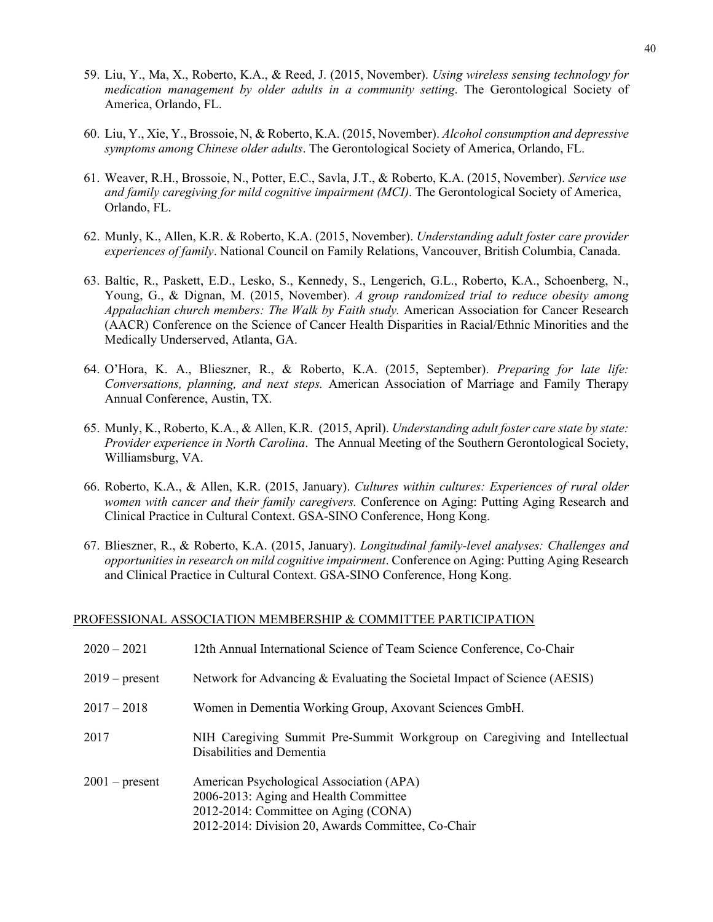59. Liu, Y., Ma, X., Roberto, K.A., & Reed, J. (2015, November). *Using wireless sensing technology for medication management by older adults in a community setting*. The Gerontological Society of America, Orlando, FL.

60. Liu, Y., Xie, Y., Brossoie, N, & Roberto, K.A. (2015, November). *Alcohol consumption and depressive symptoms among Chinese older adults*. The Gerontological Society of America, Orlando, FL.

61. Weaver, R.H., Brossoie, N., Potter, E.C., Savla, J.T., & Roberto, K.A. (2015, November). *Service use and family caregiving for mild cognitive impairment (MCI)*. The Gerontological Society of America, Orlando, FL.

62. Munly, K., Allen, K.R. & Roberto, K.A. (2015, November). *Understanding adult foster care provider experiences of family*. National Council on Family Relations, Vancouver, British Columbia, Canada.

63. Baltic, R., Paskett, E.D., Lesko, S., Kennedy, S., Lengerich, G.L., Roberto, K.A., Schoenberg, N., Young, G., & Dignan, M. (2015, November). *A group randomized trial to reduce obesity among Appalachian church members: The Walk by Faith study.* American Association for Cancer Research (AACR) Conference on the Science of Cancer Health Disparities in Racial/Ethnic Minorities and the Medically Underserved, Atlanta, GA.

64. O'Hora, K. A., Blieszner, R., & Roberto, K.A. (2015, September). *Preparing for late life: Conversations, planning, and next steps.* American Association of Marriage and Family Therapy Annual Conference, Austin, TX.

65. Munly, K., Roberto, K.A., & Allen, K.R. (2015, April). *Understanding adult foster care state by state: Provider experience in North Carolina*. The Annual Meeting of the Southern Gerontological Society, Williamsburg, VA.

66. Roberto, K.A., & Allen, K.R. (2015, January). *Cultures within cultures: Experiences of rural older women with cancer and their family caregivers.* Conference on Aging: Putting Aging Research and Clinical Practice in Cultural Context. GSA-SINO Conference, Hong Kong.

67. Blieszner, R., & Roberto, K.A. (2015, January). *Longitudinal family-level analyses: Challenges and opportunities in research on mild cognitive impairment*. Conference on Aging: Putting Aging Research and Clinical Practice in Cultural Context. GSA-SINO Conference, Hong Kong.

## PROFESSIONAL ASSOCIATION MEMBERSHIP & COMMITTEE PARTICIPATION

| | |
|---|---|
| 2020 – 2021 | 12th Annual International Science of Team Science Conference, Co-Chair |
| 2019 – present | Network for Advancing & Evaluating the Societal Impact of Science (AESIS) |
| 2017 – 2018 | Women in Dementia Working Group, Axovant Sciences GmbH. |
| 2017 | NIH Caregiving Summit Pre-Summit Workgroup on Caregiving and Intellectual Disabilities and Dementia |
| 2001 – present | American Psychological Association (APA)<br>2006-2013: Aging and Health Committee<br>2012-2014: Committee on Aging (CONA)<br>2012-2014: Division 20, Awards Committee, Co-Chair |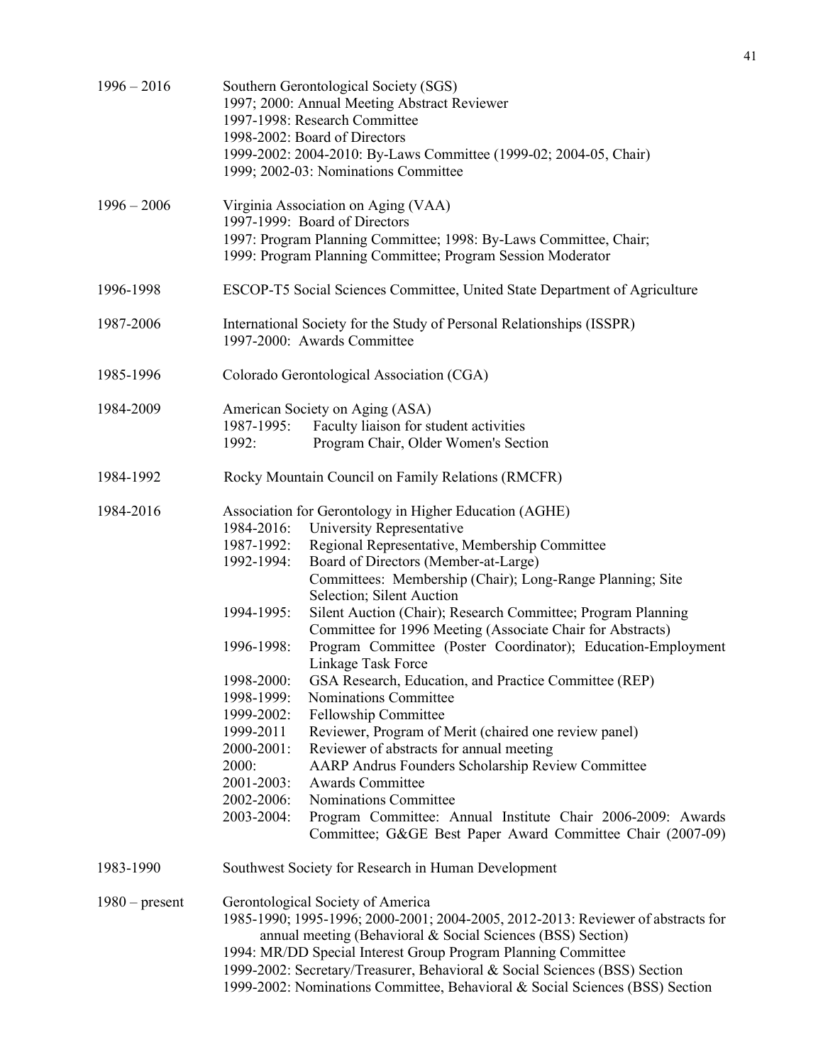1996 – 2016 Southern Gerontological Society (SGS)
1997; 2000: Annual Meeting Abstract Reviewer
1997-1998: Research Committee
1998-2002: Board of Directors
1999-2002: 2004-2010: By-Laws Committee (1999-02; 2004-05, Chair)
1999; 2002-03: Nominations Committee

1996 – 2006 Virginia Association on Aging (VAA)
1997-1999: Board of Directors
1997: Program Planning Committee; 1998: By-Laws Committee, Chair;
1999: Program Planning Committee; Program Session Moderator

1996-1998 ESCOP-T5 Social Sciences Committee, United State Department of Agriculture

1987-2006 International Society for the Study of Personal Relationships (ISSPR)
1997-2000: Awards Committee

1985-1996 Colorado Gerontological Association (CGA)

1984-2009 American Society on Aging (ASA)
1987-1995: Faculty liaison for student activities
1992: Program Chair, Older Women's Section

1984-1992 Rocky Mountain Council on Family Relations (RMCFR)

1984-2016 Association for Gerontology in Higher Education (AGHE)
1984-2016: University Representative
1987-1992: Regional Representative, Membership Committee
1992-1994: Board of Directors (Member-at-Large)
Committees: Membership (Chair); Long-Range Planning; Site Selection; Silent Auction
1994-1995: Silent Auction (Chair); Research Committee; Program Planning Committee for 1996 Meeting (Associate Chair for Abstracts)
1996-1998: Program Committee (Poster Coordinator); Education-Employment Linkage Task Force
1998-2000: GSA Research, Education, and Practice Committee (REP)
1998-1999: Nominations Committee
1999-2002: Fellowship Committee
1999-2011 Reviewer, Program of Merit (chaired one review panel)
2000-2001: Reviewer of abstracts for annual meeting
2000: AARP Andrus Founders Scholarship Review Committee
2001-2003: Awards Committee
2002-2006: Nominations Committee
2003-2004: Program Committee: Annual Institute Chair 2006-2009: Awards Committee; G&GE Best Paper Award Committee Chair (2007-09)

1983-1990 Southwest Society for Research in Human Development

1980 – present Gerontological Society of America
1985-1990; 1995-1996; 2000-2001; 2004-2005, 2012-2013: Reviewer of abstracts for annual meeting (Behavioral & Social Sciences (BSS) Section)
1994: MR/DD Special Interest Group Program Planning Committee
1999-2002: Secretary/Treasurer, Behavioral & Social Sciences (BSS) Section
1999-2002: Nominations Committee, Behavioral & Social Sciences (BSS) Section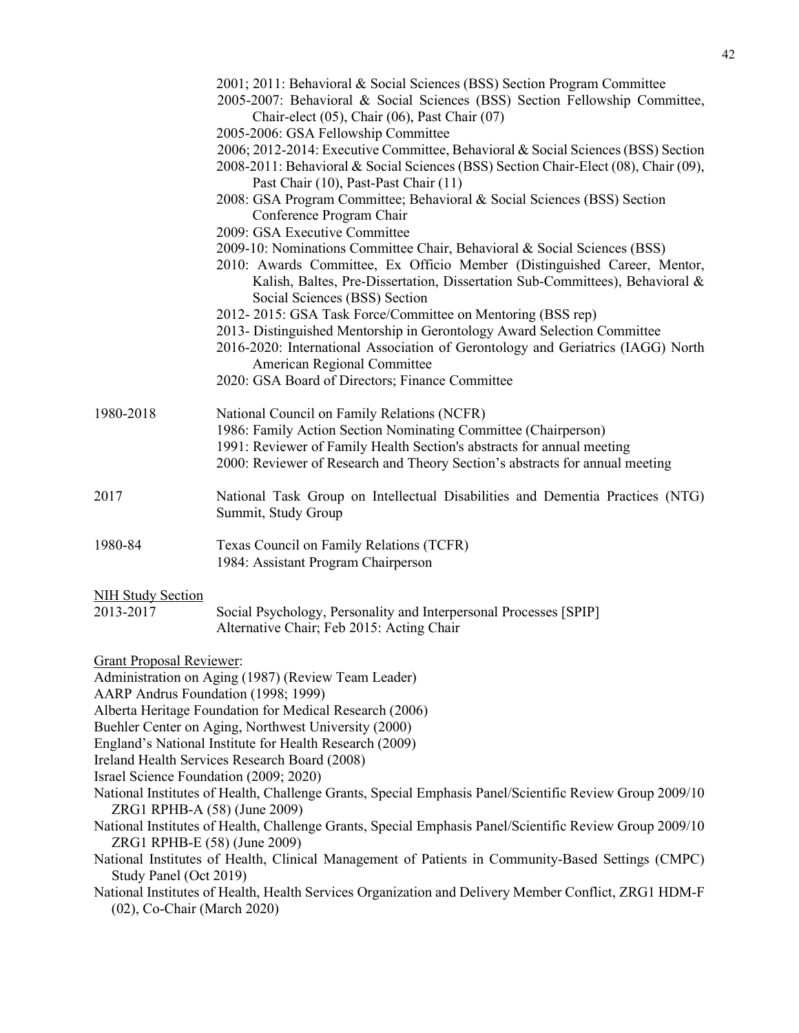2001; 2011: Behavioral & Social Sciences (BSS) Section Program Committee
2005-2007: Behavioral & Social Sciences (BSS) Section Fellowship Committee, Chair-elect (05), Chair (06), Past Chair (07)
2005-2006: GSA Fellowship Committee
2006; 2012-2014: Executive Committee, Behavioral & Social Sciences (BSS) Section
2008-2011: Behavioral & Social Sciences (BSS) Section Chair-Elect (08), Chair (09), Past Chair (10), Past-Past Chair (11)
2008: GSA Program Committee; Behavioral & Social Sciences (BSS) Section Conference Program Chair
2009: GSA Executive Committee
2009-10: Nominations Committee Chair, Behavioral & Social Sciences (BSS)
2010: Awards Committee, Ex Officio Member (Distinguished Career, Mentor, Kalish, Baltes, Pre-Dissertation, Dissertation Sub-Committees), Behavioral & Social Sciences (BSS) Section
2012- 2015: GSA Task Force/Committee on Mentoring (BSS rep)
2013- Distinguished Mentorship in Gerontology Award Selection Committee
2016-2020: International Association of Gerontology and Geriatrics (IAGG) North American Regional Committee
2020: GSA Board of Directors; Finance Committee

1980-2018 National Council on Family Relations (NCFR)
1986: Family Action Section Nominating Committee (Chairperson)
1991: Reviewer of Family Health Section's abstracts for annual meeting
2000: Reviewer of Research and Theory Section's abstracts for annual meeting

2017 National Task Group on Intellectual Disabilities and Dementia Practices (NTG) Summit, Study Group

1980-84 Texas Council on Family Relations (TCFR)
1984: Assistant Program Chairperson

<u>NIH Study Section</u>

2013-2017 Social Psychology, Personality and Interpersonal Processes [SPIP]
Alternative Chair; Feb 2015: Acting Chair

<u>Grant Proposal Reviewer</u>:

Administration on Aging (1987) (Review Team Leader)
AARP Andrus Foundation (1998; 1999)
Alberta Heritage Foundation for Medical Research (2006)
Buehler Center on Aging, Northwest University (2000)
England's National Institute for Health Research (2009)
Ireland Health Services Research Board (2008)
Israel Science Foundation (2009; 2020)
National Institutes of Health, Challenge Grants, Special Emphasis Panel/Scientific Review Group 2009/10 ZRG1 RPHB-A (58) (June 2009)
National Institutes of Health, Challenge Grants, Special Emphasis Panel/Scientific Review Group 2009/10 ZRG1 RPHB-E (58) (June 2009)
National Institutes of Health, Clinical Management of Patients in Community-Based Settings (CMPC) Study Panel (Oct 2019)
National Institutes of Health, Health Services Organization and Delivery Member Conflict, ZRG1 HDM-F (02), Co-Chair (March 2020)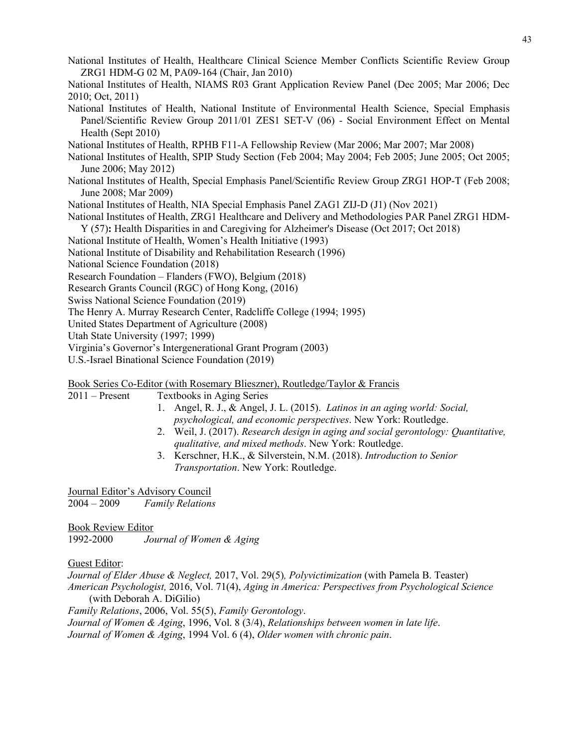National Institutes of Health, Healthcare Clinical Science Member Conflicts Scientific Review Group ZRG1 HDM-G 02 M, PA09-164 (Chair, Jan 2010)

National Institutes of Health, NIAMS R03 Grant Application Review Panel (Dec 2005; Mar 2006; Dec 2010; Oct, 2011)

National Institutes of Health, National Institute of Environmental Health Science, Special Emphasis Panel/Scientific Review Group 2011/01 ZES1 SET-V (06) - Social Environment Effect on Mental Health (Sept 2010)

National Institutes of Health, RPHB F11-A Fellowship Review (Mar 2006; Mar 2007; Mar 2008)

National Institutes of Health, SPIP Study Section (Feb 2004; May 2004; Feb 2005; June 2005; Oct 2005; June 2006; May 2012)

National Institutes of Health, Special Emphasis Panel/Scientific Review Group ZRG1 HOP-T (Feb 2008; June 2008; Mar 2009)

National Institutes of Health, NIA Special Emphasis Panel ZAG1 ZIJ-D (J1) (Nov 2021)

National Institutes of Health, ZRG1 Healthcare and Delivery and Methodologies PAR Panel ZRG1 HDM-Y (57)**:** Health Disparities in and Caregiving for Alzheimer's Disease (Oct 2017; Oct 2018)

National Institute of Health, Women's Health Initiative (1993)

National Institute of Disability and Rehabilitation Research (1996)

National Science Foundation (2018)

Research Foundation – Flanders (FWO), Belgium (2018)

Research Grants Council (RGC) of Hong Kong, (2016)

Swiss National Science Foundation (2019)

The Henry A. Murray Research Center, Radcliffe College (1994; 1995)

United States Department of Agriculture (2008)

Utah State University (1997; 1999)

Virginia's Governor's Intergenerational Grant Program (2003)

U.S.-Israel Binational Science Foundation (2019)

<u>Book Series Co-Editor (with Rosemary Blieszner), Routledge/Taylor & Francis</u>

2011 – Present Textbooks in Aging Series

1. Angel, R. J., & Angel, J. L. (2015). *Latinos in an aging world: Social, psychological, and economic perspectives*. New York: Routledge.
2. Weil, J. (2017). *Research design in aging and social gerontology: Quantitative, qualitative, and mixed methods*. New York: Routledge.
3. Kerschner, H.K., & Silverstein, N.M. (2018). *Introduction to Senior Transportation*. New York: Routledge.

<u>Journal Editor's Advisory Council</u>

2004 – 2009 *Family Relations*

<u>Book Review Editor</u>

1992-2000 *Journal of Women & Aging*

<u>Guest Editor</u>:

*Journal of Elder Abuse & Neglect,* 2017, Vol. 29(5)*, Polyvictimization* (with Pamela B. Teaster)

*American Psychologist,* 2016, Vol. 71(4), *Aging in America: Perspectives from Psychological Science* (with Deborah A. DiGilio)

*Family Relations*, 2006, Vol. 55(5), *Family Gerontology*.

*Journal of Women & Aging*, 1996, Vol. 8 (3/4), *Relationships between women in late life*.

*Journal of Women & Aging*, 1994 Vol. 6 (4), *Older women with chronic pain*.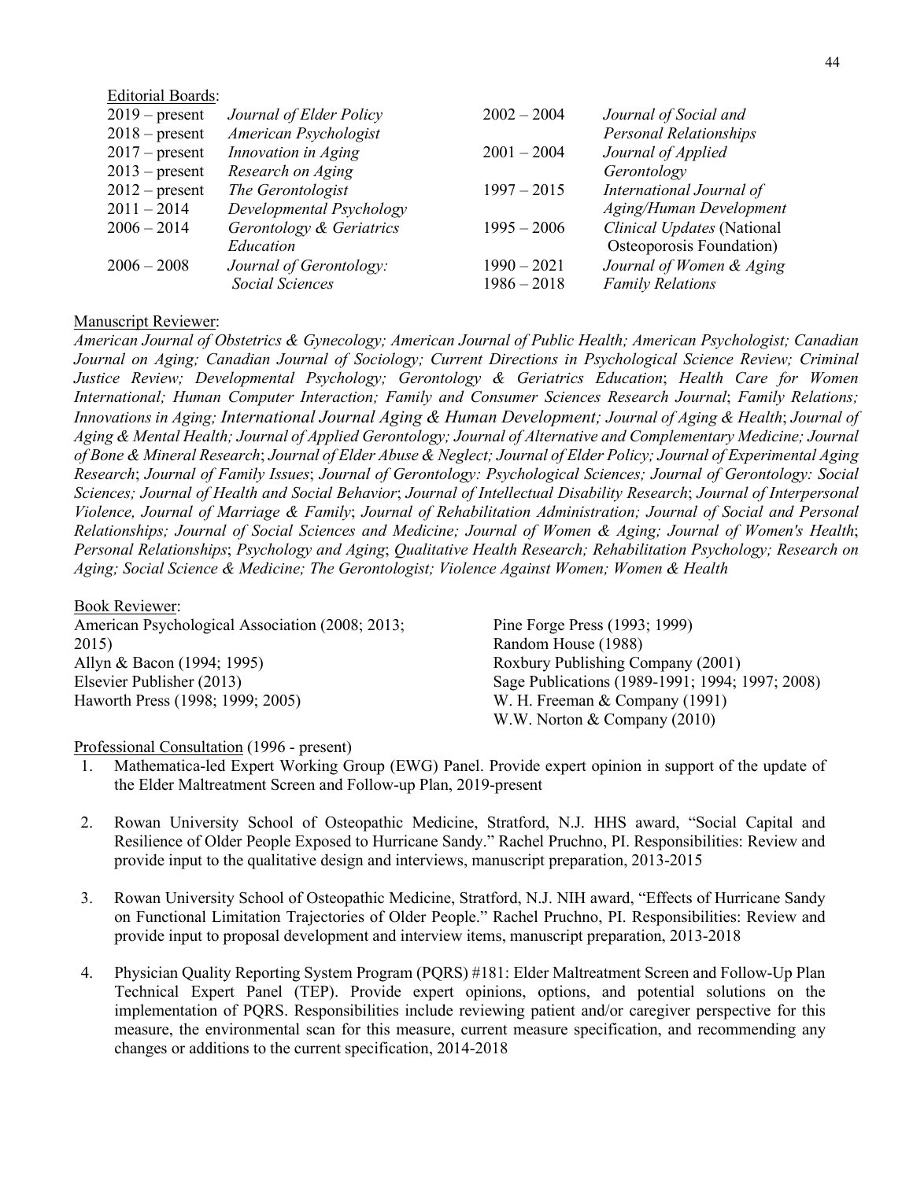Editorial Boards:

| | | | |
|---|---|---|---|
| 2019 – present | *Journal of Elder Policy* | 2002 – 2004 | *Journal of Social and Personal Relationships* |
| 2018 – present | *American Psychologist* | 2001 – 2004 | *Journal of Applied Gerontology* |
| 2017 – present | *Innovation in Aging* | 1997 – 2015 | *International Journal of Aging/Human Development* |
| 2013 – present | *Research on Aging* | 1995 – 2006 | *Clinical Updates* (National Osteoporosis Foundation) |
| 2012 – present | *The Gerontologist* | 1990 – 2021 | *Journal of Women & Aging* |
| 2011 – 2014 | *Developmental Psychology* | 1986 – 2018 | *Family Relations* |
| 2006 – 2014 | *Gerontology & Geriatrics Education* | | |
| 2006 – 2008 | *Journal of Gerontology: Social Sciences* | | |

Manuscript Reviewer:

*American Journal of Obstetrics & Gynecology; American Journal of Public Health; American Psychologist; Canadian Journal on Aging; Canadian Journal of Sociology; Current Directions in Psychological Science Review; Criminal Justice Review; Developmental Psychology; Gerontology & Geriatrics Education*; *Health Care for Women International; Human Computer Interaction; Family and Consumer Sciences Research Journal*; *Family Relations; Innovations in Aging; International Journal Aging & Human Development; Journal of Aging & Health*; *Journal of Aging & Mental Health; Journal of Applied Gerontology; Journal of Alternative and Complementary Medicine; Journal of Bone & Mineral Research*; *Journal of Elder Abuse & Neglect; Journal of Elder Policy; Journal of Experimental Aging Research*; *Journal of Family Issues*; *Journal of Gerontology: Psychological Sciences; Journal of Gerontology: Social Sciences; Journal of Health and Social Behavior*; *Journal of Intellectual Disability Research*; *Journal of Interpersonal Violence, Journal of Marriage & Family*; *Journal of Rehabilitation Administration; Journal of Social and Personal Relationships; Journal of Social Sciences and Medicine; Journal of Women & Aging; Journal of Women's Health*; *Personal Relationships*; *Psychology and Aging*; *Qualitative Health Research; Rehabilitation Psychology; Research on Aging; Social Science & Medicine; The Gerontologist; Violence Against Women; Women & Health*

Book Reviewer:

American Psychological Association (2008; 2013; 2015)
Allyn & Bacon (1994; 1995)
Elsevier Publisher (2013)
Haworth Press (1998; 1999; 2005)
Pine Forge Press (1993; 1999)
Random House (1988)
Roxbury Publishing Company (2001)
Sage Publications (1989-1991; 1994; 1997; 2008)
W. H. Freeman & Company (1991)
W.W. Norton & Company (2010)

Professional Consultation (1996 - present)

1. Mathematica-led Expert Working Group (EWG) Panel. Provide expert opinion in support of the update of the Elder Maltreatment Screen and Follow-up Plan, 2019-present

2. Rowan University School of Osteopathic Medicine, Stratford, N.J. HHS award, "Social Capital and Resilience of Older People Exposed to Hurricane Sandy." Rachel Pruchno, PI. Responsibilities: Review and provide input to the qualitative design and interviews, manuscript preparation, 2013-2015

3. Rowan University School of Osteopathic Medicine, Stratford, N.J. NIH award, "Effects of Hurricane Sandy on Functional Limitation Trajectories of Older People." Rachel Pruchno, PI. Responsibilities: Review and provide input to proposal development and interview items, manuscript preparation, 2013-2018

4. Physician Quality Reporting System Program (PQRS) #181: Elder Maltreatment Screen and Follow-Up Plan Technical Expert Panel (TEP). Provide expert opinions, options, and potential solutions on the implementation of PQRS. Responsibilities include reviewing patient and/or caregiver perspective for this measure, the environmental scan for this measure, current measure specification, and recommending any changes or additions to the current specification, 2014-2018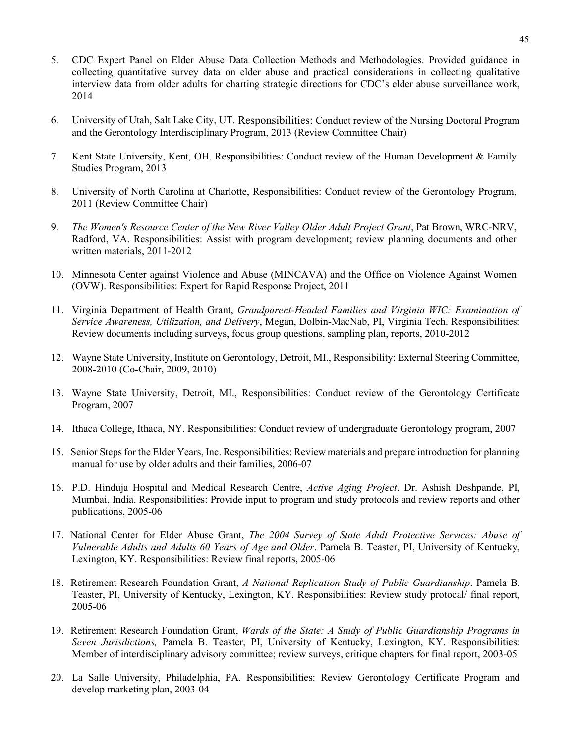5. CDC Expert Panel on Elder Abuse Data Collection Methods and Methodologies. Provided guidance in collecting quantitative survey data on elder abuse and practical considerations in collecting qualitative interview data from older adults for charting strategic directions for CDC's elder abuse surveillance work, 2014

6. University of Utah, Salt Lake City, UT. Responsibilities: Conduct review of the Nursing Doctoral Program and the Gerontology Interdisciplinary Program, 2013 (Review Committee Chair)

7. Kent State University, Kent, OH. Responsibilities: Conduct review of the Human Development & Family Studies Program, 2013

8. University of North Carolina at Charlotte, Responsibilities: Conduct review of the Gerontology Program, 2011 (Review Committee Chair)

9. *The Women's Resource Center of the New River Valley Older Adult Project Grant*, Pat Brown, WRC-NRV, Radford, VA. Responsibilities: Assist with program development; review planning documents and other written materials, 2011-2012

10. Minnesota Center against Violence and Abuse (MINCAVA) and the Office on Violence Against Women (OVW). Responsibilities: Expert for Rapid Response Project, 2011

11. Virginia Department of Health Grant, *Grandparent-Headed Families and Virginia WIC: Examination of Service Awareness, Utilization, and Delivery*, Megan, Dolbin-MacNab, PI, Virginia Tech. Responsibilities: Review documents including surveys, focus group questions, sampling plan, reports, 2010-2012

12. Wayne State University, Institute on Gerontology, Detroit, MI., Responsibility: External Steering Committee, 2008-2010 (Co-Chair, 2009, 2010)

13. Wayne State University, Detroit, MI., Responsibilities: Conduct review of the Gerontology Certificate Program, 2007

14. Ithaca College, Ithaca, NY. Responsibilities: Conduct review of undergraduate Gerontology program, 2007

15. Senior Steps for the Elder Years, Inc. Responsibilities: Review materials and prepare introduction for planning manual for use by older adults and their families, 2006-07

16. P.D. Hinduja Hospital and Medical Research Centre, *Active Aging Project*. Dr. Ashish Deshpande, PI, Mumbai, India. Responsibilities: Provide input to program and study protocols and review reports and other publications, 2005-06

17. National Center for Elder Abuse Grant, *The 2004 Survey of State Adult Protective Services: Abuse of Vulnerable Adults and Adults 60 Years of Age and Older*. Pamela B. Teaster, PI, University of Kentucky, Lexington, KY. Responsibilities: Review final reports, 2005-06

18. Retirement Research Foundation Grant, *A National Replication Study of Public Guardianship*. Pamela B. Teaster, PI, University of Kentucky, Lexington, KY. Responsibilities: Review study protocal/ final report, 2005-06

19. Retirement Research Foundation Grant, *Wards of the State: A Study of Public Guardianship Programs in Seven Jurisdictions,* Pamela B. Teaster, PI, University of Kentucky, Lexington, KY. Responsibilities: Member of interdisciplinary advisory committee; review surveys, critique chapters for final report, 2003-05

20. La Salle University, Philadelphia, PA. Responsibilities: Review Gerontology Certificate Program and develop marketing plan, 2003-04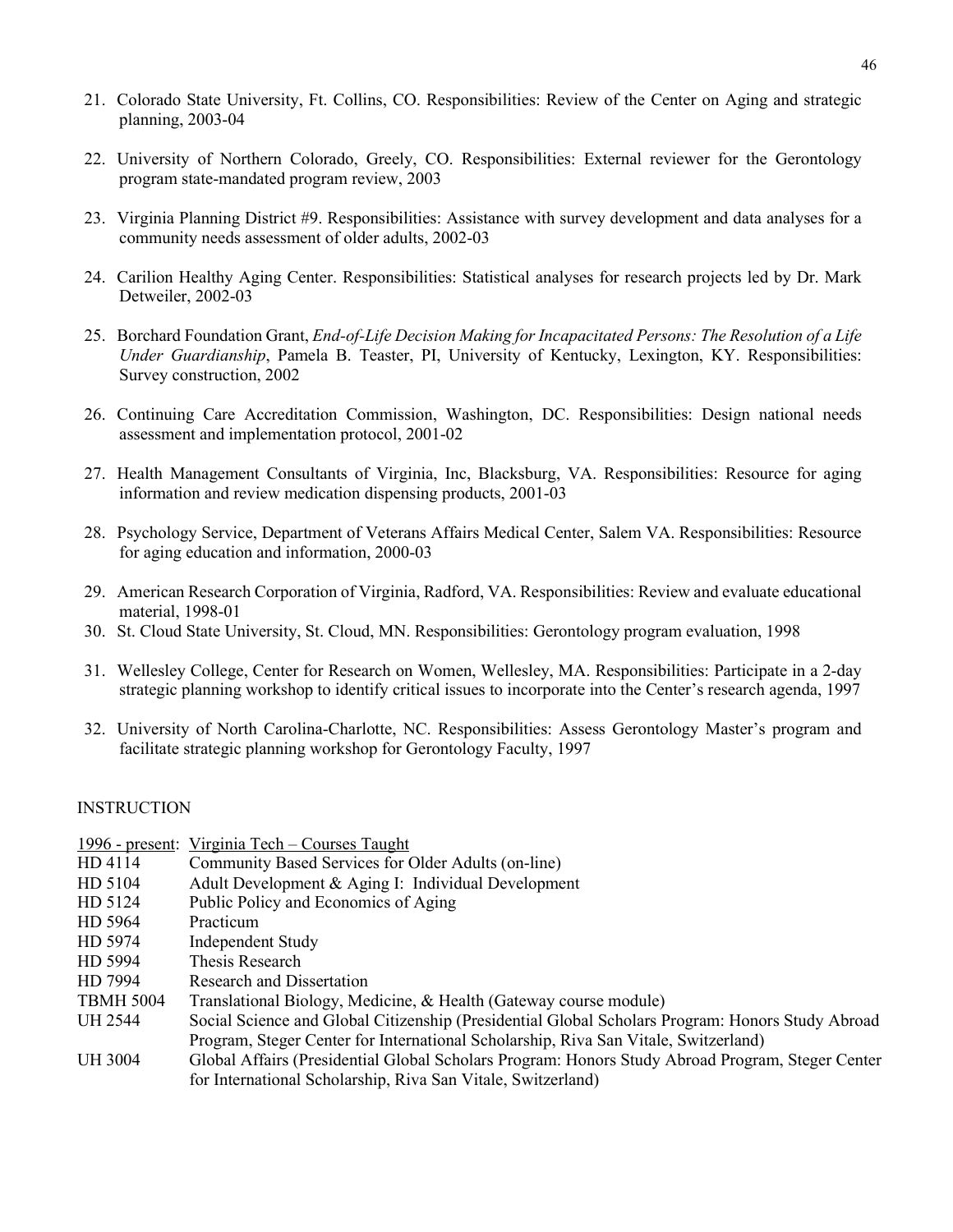21. Colorado State University, Ft. Collins, CO. Responsibilities: Review of the Center on Aging and strategic planning, 2003-04

22. University of Northern Colorado, Greely, CO. Responsibilities: External reviewer for the Gerontology program state-mandated program review, 2003

23. Virginia Planning District #9. Responsibilities: Assistance with survey development and data analyses for a community needs assessment of older adults, 2002-03

24. Carilion Healthy Aging Center. Responsibilities: Statistical analyses for research projects led by Dr. Mark Detweiler, 2002-03

25. Borchard Foundation Grant, *End-of-Life Decision Making for Incapacitated Persons: The Resolution of a Life Under Guardianship*, Pamela B. Teaster, PI, University of Kentucky, Lexington, KY. Responsibilities: Survey construction, 2002

26. Continuing Care Accreditation Commission, Washington, DC. Responsibilities: Design national needs assessment and implementation protocol, 2001-02

27. Health Management Consultants of Virginia, Inc, Blacksburg, VA. Responsibilities: Resource for aging information and review medication dispensing products, 2001-03

28. Psychology Service, Department of Veterans Affairs Medical Center, Salem VA. Responsibilities: Resource for aging education and information, 2000-03

29. American Research Corporation of Virginia, Radford, VA. Responsibilities: Review and evaluate educational material, 1998-01

30. St. Cloud State University, St. Cloud, MN. Responsibilities: Gerontology program evaluation, 1998

31. Wellesley College, Center for Research on Women, Wellesley, MA. Responsibilities: Participate in a 2-day strategic planning workshop to identify critical issues to incorporate into the Center's research agenda, 1997

32. University of North Carolina-Charlotte, NC. Responsibilities: Assess Gerontology Master's program and facilitate strategic planning workshop for Gerontology Faculty, 1997

INSTRUCTION

1996 - present: Virginia Tech – Courses Taught

| | |
|---|---|
| HD 4114 | Community Based Services for Older Adults (on-line) |
| HD 5104 | Adult Development & Aging I: Individual Development |
| HD 5124 | Public Policy and Economics of Aging |
| HD 5964 | Practicum |
| HD 5974 | Independent Study |
| HD 5994 | Thesis Research |
| HD 7994 | Research and Dissertation |
| TBMH 5004 | Translational Biology, Medicine, & Health (Gateway course module) |
| UH 2544 | Social Science and Global Citizenship (Presidential Global Scholars Program: Honors Study Abroad Program, Steger Center for International Scholarship, Riva San Vitale, Switzerland) |
| UH 3004 | Global Affairs (Presidential Global Scholars Program: Honors Study Abroad Program, Steger Center for International Scholarship, Riva San Vitale, Switzerland) |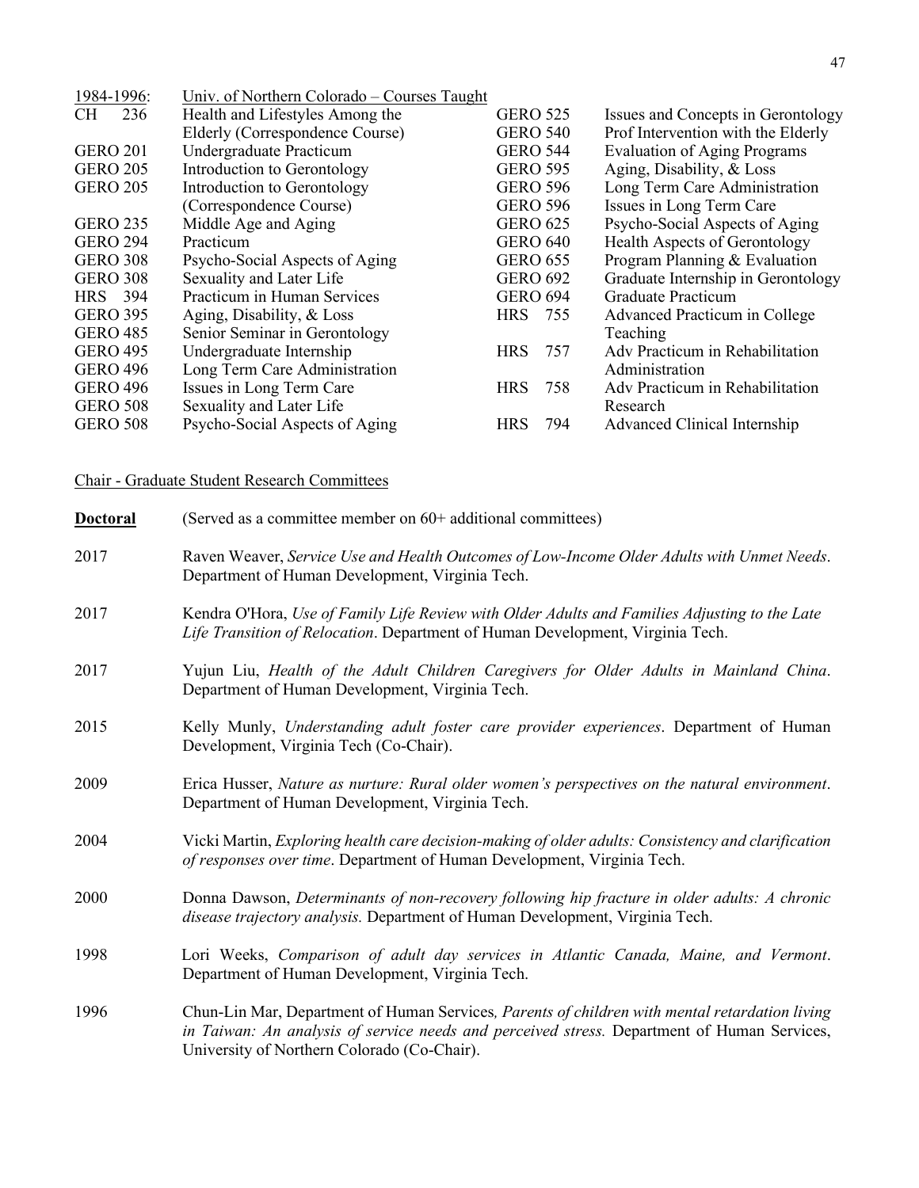1984-1996: Univ. of Northern Colorado – Courses Taught

| Course | Title | Course | Title |
|---|---|---|---|
| CH 236 | Health and Lifestyles Among the Elderly (Correspondence Course) | GERO 525 | Issues and Concepts in Gerontology |
| GERO 201 | Undergraduate Practicum | GERO 540 | Prof Intervention with the Elderly |
| GERO 205 | Introduction to Gerontology | GERO 544 | Evaluation of Aging Programs |
| GERO 205 | Introduction to Gerontology (Correspondence Course) | GERO 595 | Aging, Disability, & Loss |
| GERO 235 | Middle Age and Aging | GERO 596 | Long Term Care Administration |
| GERO 294 | Practicum | GERO 596 | Issues in Long Term Care |
| GERO 308 | Psycho-Social Aspects of Aging | GERO 625 | Psycho-Social Aspects of Aging |
| GERO 308 | Sexuality and Later Life | GERO 640 | Health Aspects of Gerontology |
| HRS 394 | Practicum in Human Services | GERO 655 | Program Planning & Evaluation |
| GERO 395 | Aging, Disability, & Loss | GERO 692 | Graduate Internship in Gerontology |
| GERO 485 | Senior Seminar in Gerontology | GERO 694 | Graduate Practicum |
| GERO 495 | Undergraduate Internship | HRS 755 | Advanced Practicum in College Teaching |
| GERO 496 | Long Term Care Administration | HRS 757 | Adv Practicum in Rehabilitation Administration |
| GERO 496 | Issues in Long Term Care | HRS 758 | Adv Practicum in Rehabilitation Research |
| GERO 508 | Sexuality and Later Life | HRS 794 | Advanced Clinical Internship |
| GERO 508 | Psycho-Social Aspects of Aging | | |

Chair - Graduate Student Research Committees

**Doctoral** (Served as a committee member on 60+ additional committees)

2017 Raven Weaver, *Service Use and Health Outcomes of Low-Income Older Adults with Unmet Needs*. Department of Human Development, Virginia Tech.

2017 Kendra O'Hora, *Use of Family Life Review with Older Adults and Families Adjusting to the Late Life Transition of Relocation*. Department of Human Development, Virginia Tech.

2017 Yujun Liu, *Health of the Adult Children Caregivers for Older Adults in Mainland China*. Department of Human Development, Virginia Tech.

2015 Kelly Munly, *Understanding adult foster care provider experiences*. Department of Human Development, Virginia Tech (Co-Chair).

2009 Erica Husser, *Nature as nurture: Rural older women's perspectives on the natural environment*. Department of Human Development, Virginia Tech.

2004 Vicki Martin, *Exploring health care decision-making of older adults: Consistency and clarification of responses over time*. Department of Human Development, Virginia Tech.

2000 Donna Dawson, *Determinants of non-recovery following hip fracture in older adults: A chronic disease trajectory analysis.* Department of Human Development, Virginia Tech.

1998 Lori Weeks, *Comparison of adult day services in Atlantic Canada, Maine, and Vermont*. Department of Human Development, Virginia Tech.

1996 Chun-Lin Mar, Department of Human Services*, Parents of children with mental retardation living in Taiwan: An analysis of service needs and perceived stress.* Department of Human Services, University of Northern Colorado (Co-Chair).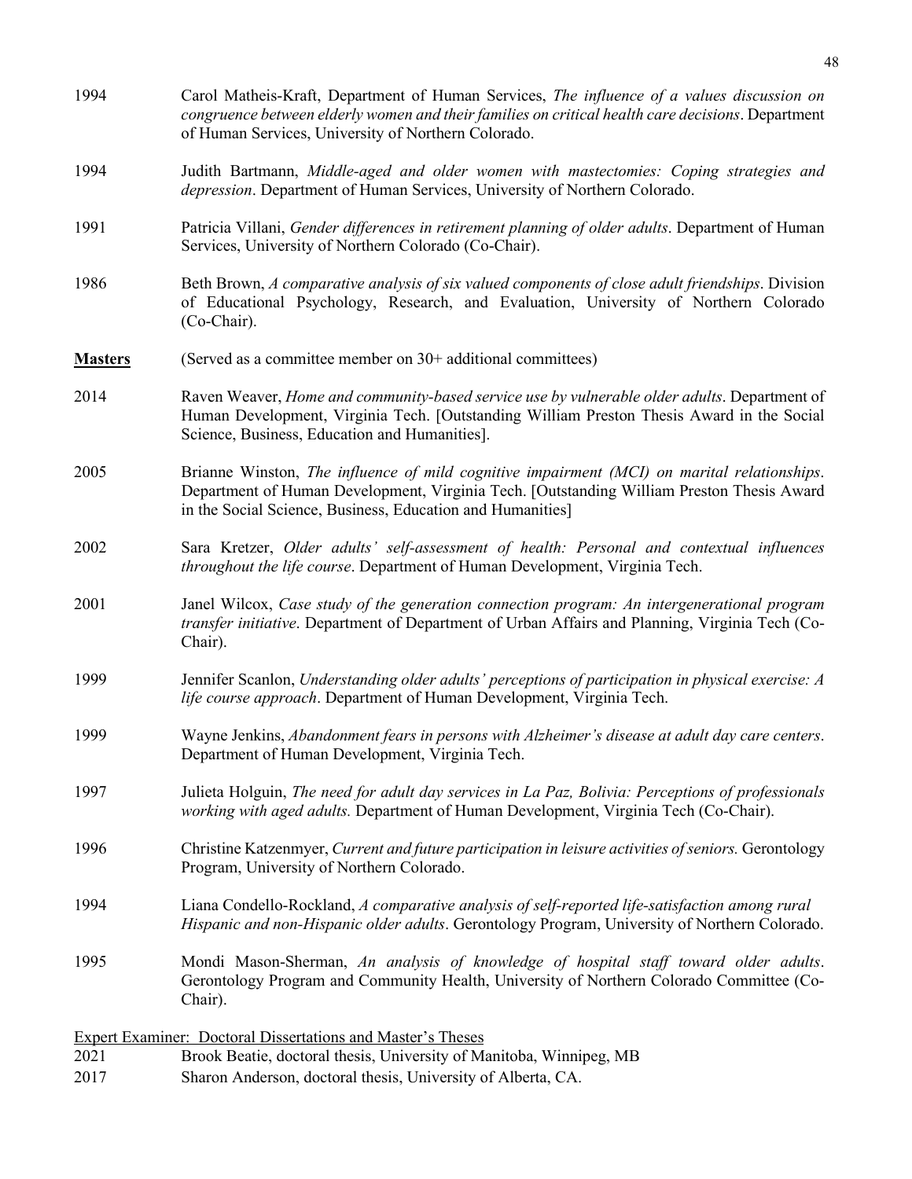1994 Carol Matheis-Kraft, Department of Human Services, *The influence of a values discussion on congruence between elderly women and their families on critical health care decisions*. Department of Human Services, University of Northern Colorado.

1994 Judith Bartmann, *Middle-aged and older women with mastectomies: Coping strategies and depression*. Department of Human Services, University of Northern Colorado.

1991 Patricia Villani, *Gender differences in retirement planning of older adults*. Department of Human Services, University of Northern Colorado (Co-Chair).

1986 Beth Brown, *A comparative analysis of six valued components of close adult friendships*. Division of Educational Psychology, Research, and Evaluation, University of Northern Colorado (Co-Chair).

**Masters** (Served as a committee member on 30+ additional committees)

2014 Raven Weaver, *Home and community-based service use by vulnerable older adults*. Department of Human Development, Virginia Tech. [Outstanding William Preston Thesis Award in the Social Science, Business, Education and Humanities].

2005 Brianne Winston, *The influence of mild cognitive impairment (MCI) on marital relationships*. Department of Human Development, Virginia Tech. [Outstanding William Preston Thesis Award in the Social Science, Business, Education and Humanities]

2002 Sara Kretzer, *Older adults' self-assessment of health: Personal and contextual influences throughout the life course*. Department of Human Development, Virginia Tech.

2001 Janel Wilcox, *Case study of the generation connection program: An intergenerational program transfer initiative*. Department of Department of Urban Affairs and Planning, Virginia Tech (Co-Chair).

1999 Jennifer Scanlon, *Understanding older adults' perceptions of participation in physical exercise: A life course approach*. Department of Human Development, Virginia Tech.

1999 Wayne Jenkins, *Abandonment fears in persons with Alzheimer's disease at adult day care centers*. Department of Human Development, Virginia Tech.

1997 Julieta Holguin, *The need for adult day services in La Paz, Bolivia: Perceptions of professionals working with aged adults.* Department of Human Development, Virginia Tech (Co-Chair).

1996 Christine Katzenmyer, *Current and future participation in leisure activities of seniors.* Gerontology Program, University of Northern Colorado.

1994 Liana Condello-Rockland, *A comparative analysis of self-reported life-satisfaction among rural Hispanic and non-Hispanic older adults*. Gerontology Program, University of Northern Colorado.

1995 Mondi Mason-Sherman, *An analysis of knowledge of hospital staff toward older adults*. Gerontology Program and Community Health, University of Northern Colorado Committee (Co-Chair).

Expert Examiner: Doctoral Dissertations and Master's Theses

2021 Brook Beatie, doctoral thesis, University of Manitoba, Winnipeg, MB

2017 Sharon Anderson, doctoral thesis, University of Alberta, CA.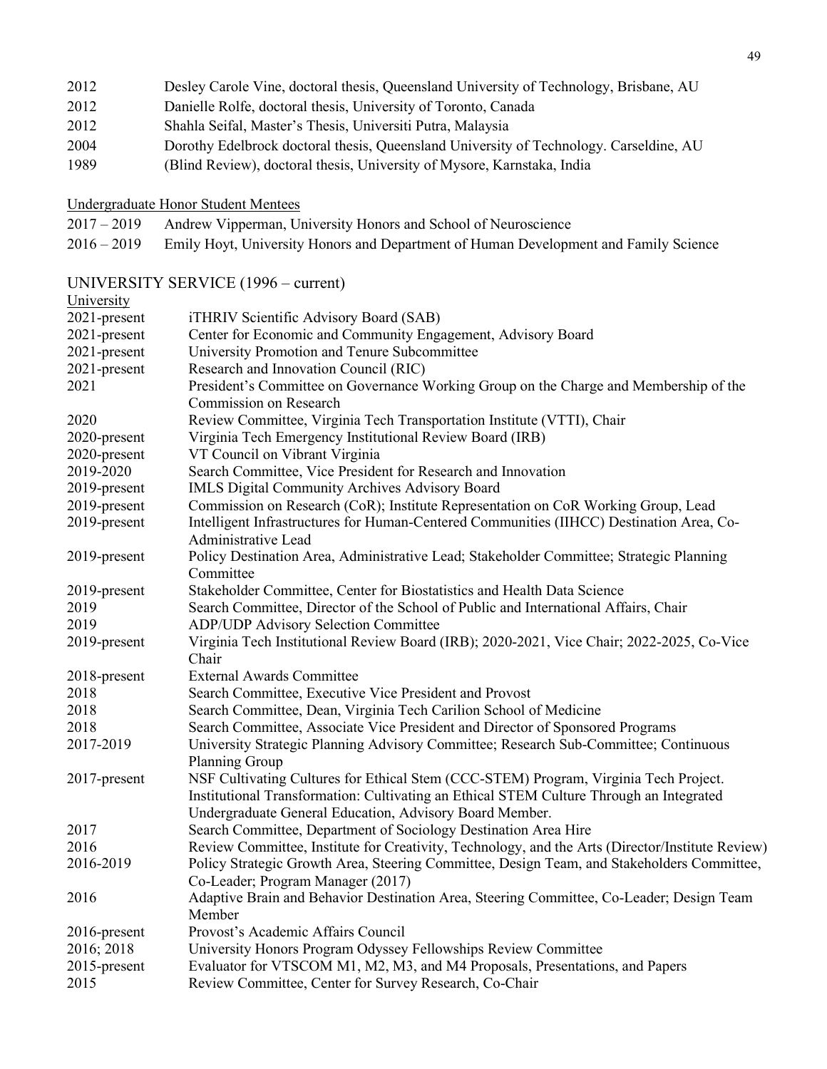2012 Desley Carole Vine, doctoral thesis, Queensland University of Technology, Brisbane, AU

2012 Danielle Rolfe, doctoral thesis, University of Toronto, Canada

2012 Shahla Seifal, Master's Thesis, Universiti Putra, Malaysia

2004 Dorothy Edelbrock doctoral thesis, Queensland University of Technology. Carseldine, AU

1989 (Blind Review), doctoral thesis, University of Mysore, Karnstaka, India

Undergraduate Honor Student Mentees

2017 – 2019 Andrew Vipperman, University Honors and School of Neuroscience

2016 – 2019 Emily Hoyt, University Honors and Department of Human Development and Family Science

## UNIVERSITY SERVICE (1996 – current)

University

| | |
|---|---|
| 2021-present | iTHRIV Scientific Advisory Board (SAB) |
| 2021-present | Center for Economic and Community Engagement, Advisory Board |
| 2021-present | University Promotion and Tenure Subcommittee |
| 2021-present | Research and Innovation Council (RIC) |
| 2021 | President's Committee on Governance Working Group on the Charge and Membership of the Commission on Research |
| 2020 | Review Committee, Virginia Tech Transportation Institute (VTTI), Chair |
| 2020-present | Virginia Tech Emergency Institutional Review Board (IRB) |
| 2020-present | VT Council on Vibrant Virginia |
| 2019-2020 | Search Committee, Vice President for Research and Innovation |
| 2019-present | IMLS Digital Community Archives Advisory Board |
| 2019-present | Commission on Research (CoR); Institute Representation on CoR Working Group, Lead |
| 2019-present | Intelligent Infrastructures for Human-Centered Communities (IIHCC) Destination Area, Co-Administrative Lead |
| 2019-present | Policy Destination Area, Administrative Lead; Stakeholder Committee; Strategic Planning Committee |
| 2019-present | Stakeholder Committee, Center for Biostatistics and Health Data Science |
| 2019 | Search Committee, Director of the School of Public and International Affairs, Chair |
| 2019 | ADP/UDP Advisory Selection Committee |
| 2019-present | Virginia Tech Institutional Review Board (IRB); 2020-2021, Vice Chair; 2022-2025, Co-Vice Chair |
| 2018-present | External Awards Committee |
| 2018 | Search Committee, Executive Vice President and Provost |
| 2018 | Search Committee, Dean, Virginia Tech Carilion School of Medicine |
| 2018 | Search Committee, Associate Vice President and Director of Sponsored Programs |
| 2017-2019 | University Strategic Planning Advisory Committee; Research Sub-Committee; Continuous Planning Group |
| 2017-present | NSF Cultivating Cultures for Ethical Stem (CCC-STEM) Program, Virginia Tech Project. Institutional Transformation: Cultivating an Ethical STEM Culture Through an Integrated Undergraduate General Education, Advisory Board Member. |
| 2017 | Search Committee, Department of Sociology Destination Area Hire |
| 2016 | Review Committee, Institute for Creativity, Technology, and the Arts (Director/Institute Review) |
| 2016-2019 | Policy Strategic Growth Area, Steering Committee, Design Team, and Stakeholders Committee, Co-Leader; Program Manager (2017) |
| 2016 | Adaptive Brain and Behavior Destination Area, Steering Committee, Co-Leader; Design Team Member |
| 2016-present | Provost's Academic Affairs Council |
| 2016; 2018 | University Honors Program Odyssey Fellowships Review Committee |
| 2015-present | Evaluator for VTSCOM M1, M2, M3, and M4 Proposals, Presentations, and Papers |
| 2015 | Review Committee, Center for Survey Research, Co-Chair |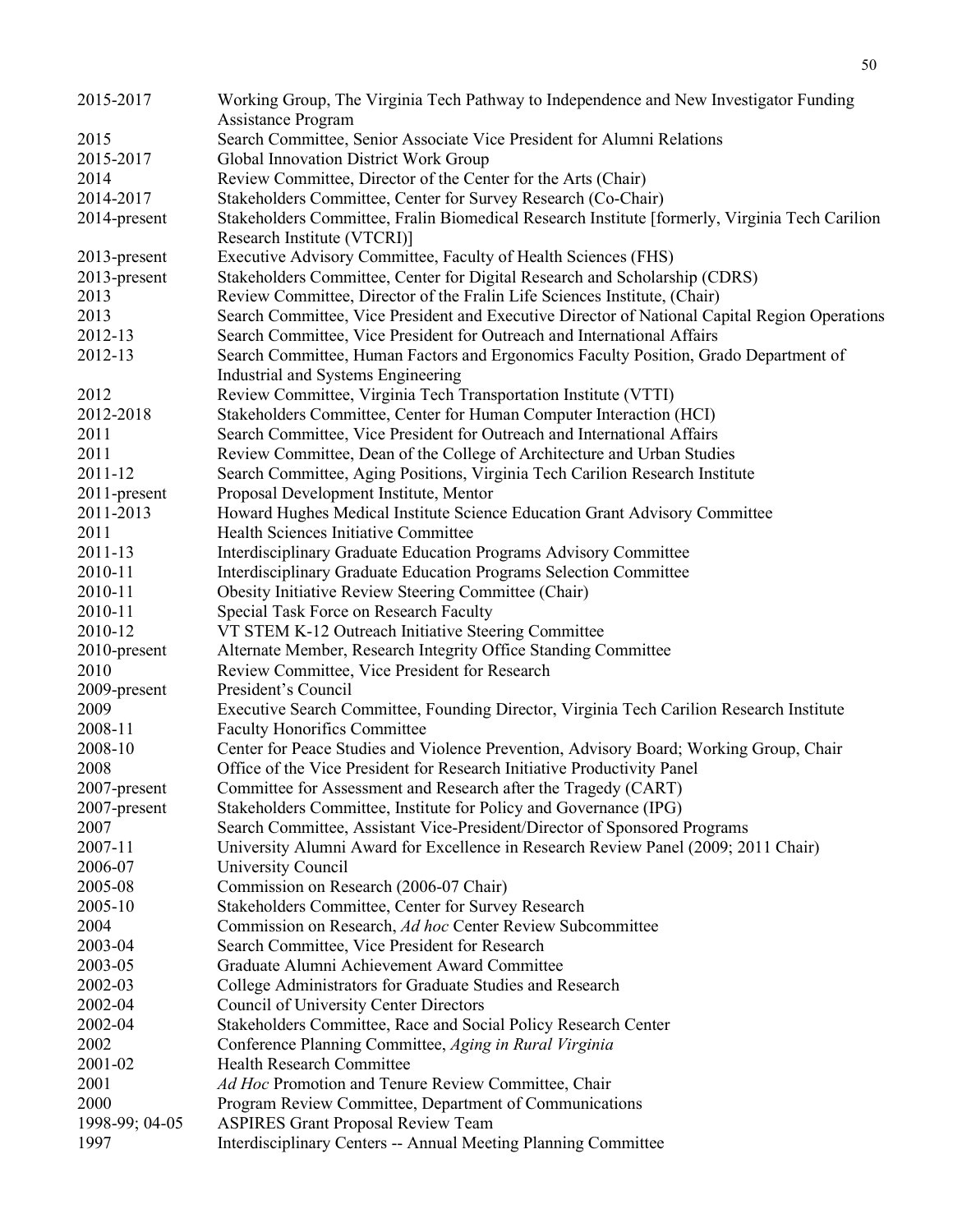| | |
|---|---|
| 2015-2017 | Working Group, The Virginia Tech Pathway to Independence and New Investigator Funding Assistance Program |
| 2015 | Search Committee, Senior Associate Vice President for Alumni Relations |
| 2015-2017 | Global Innovation District Work Group |
| 2014 | Review Committee, Director of the Center for the Arts (Chair) |
| 2014-2017 | Stakeholders Committee, Center for Survey Research (Co-Chair) |
| 2014-present | Stakeholders Committee, Fralin Biomedical Research Institute [formerly, Virginia Tech Carilion Research Institute (VTCRI)] |
| 2013-present | Executive Advisory Committee, Faculty of Health Sciences (FHS) |
| 2013-present | Stakeholders Committee, Center for Digital Research and Scholarship (CDRS) |
| 2013 | Review Committee, Director of the Fralin Life Sciences Institute, (Chair) |
| 2013 | Search Committee, Vice President and Executive Director of National Capital Region Operations |
| 2012-13 | Search Committee, Vice President for Outreach and International Affairs |
| 2012-13 | Search Committee, Human Factors and Ergonomics Faculty Position, Grado Department of Industrial and Systems Engineering |
| 2012 | Review Committee, Virginia Tech Transportation Institute (VTTI) |
| 2012-2018 | Stakeholders Committee, Center for Human Computer Interaction (HCI) |
| 2011 | Search Committee, Vice President for Outreach and International Affairs |
| 2011 | Review Committee, Dean of the College of Architecture and Urban Studies |
| 2011-12 | Search Committee, Aging Positions, Virginia Tech Carilion Research Institute |
| 2011-present | Proposal Development Institute, Mentor |
| 2011-2013 | Howard Hughes Medical Institute Science Education Grant Advisory Committee |
| 2011 | Health Sciences Initiative Committee |
| 2011-13 | Interdisciplinary Graduate Education Programs Advisory Committee |
| 2010-11 | Interdisciplinary Graduate Education Programs Selection Committee |
| 2010-11 | Obesity Initiative Review Steering Committee (Chair) |
| 2010-11 | Special Task Force on Research Faculty |
| 2010-12 | VT STEM K-12 Outreach Initiative Steering Committee |
| 2010-present | Alternate Member, Research Integrity Office Standing Committee |
| 2010 | Review Committee, Vice President for Research |
| 2009-present | President's Council |
| 2009 | Executive Search Committee, Founding Director, Virginia Tech Carilion Research Institute |
| 2008-11 | Faculty Honorifics Committee |
| 2008-10 | Center for Peace Studies and Violence Prevention, Advisory Board; Working Group, Chair |
| 2008 | Office of the Vice President for Research Initiative Productivity Panel |
| 2007-present | Committee for Assessment and Research after the Tragedy (CART) |
| 2007-present | Stakeholders Committee, Institute for Policy and Governance (IPG) |
| 2007 | Search Committee, Assistant Vice-President/Director of Sponsored Programs |
| 2007-11 | University Alumni Award for Excellence in Research Review Panel (2009; 2011 Chair) |
| 2006-07 | University Council |
| 2005-08 | Commission on Research (2006-07 Chair) |
| 2005-10 | Stakeholders Committee, Center for Survey Research |
| 2004 | Commission on Research, *Ad hoc* Center Review Subcommittee |
| 2003-04 | Search Committee, Vice President for Research |
| 2003-05 | Graduate Alumni Achievement Award Committee |
| 2002-03 | College Administrators for Graduate Studies and Research |
| 2002-04 | Council of University Center Directors |
| 2002-04 | Stakeholders Committee, Race and Social Policy Research Center |
| 2002 | Conference Planning Committee, *Aging in Rural Virginia* |
| 2001-02 | Health Research Committee |
| 2001 | *Ad Hoc* Promotion and Tenure Review Committee, Chair |
| 2000 | Program Review Committee, Department of Communications |
| 1998-99; 04-05 | ASPIRES Grant Proposal Review Team |
| 1997 | Interdisciplinary Centers -- Annual Meeting Planning Committee |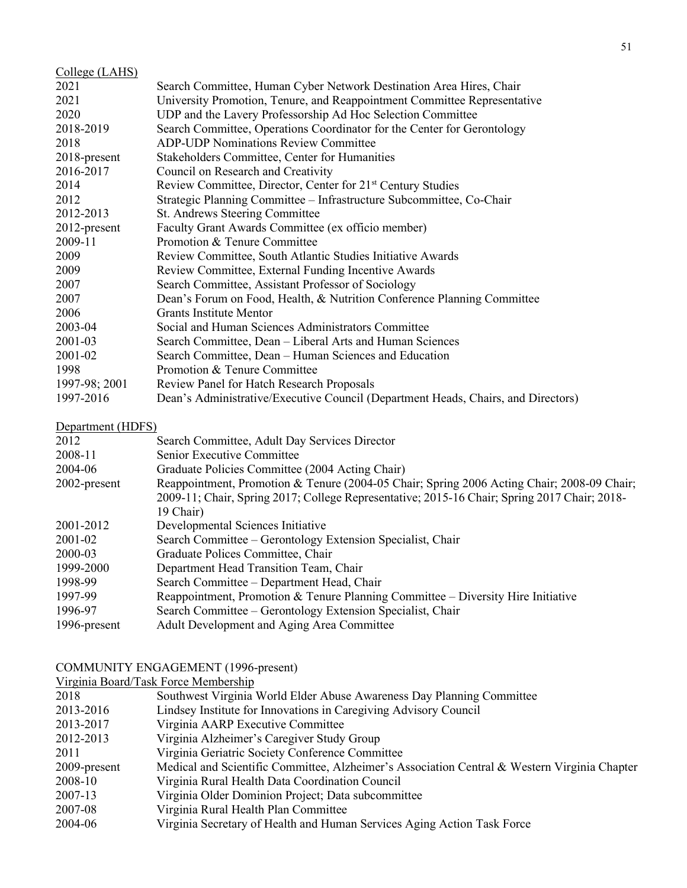College (LAHS)

| | |
|---|---|
| 2021 | Search Committee, Human Cyber Network Destination Area Hires, Chair |
| 2021 | University Promotion, Tenure, and Reappointment Committee Representative |
| 2020 | UDP and the Lavery Professorship Ad Hoc Selection Committee |
| 2018-2019 | Search Committee, Operations Coordinator for the Center for Gerontology |
| 2018 | ADP-UDP Nominations Review Committee |
| 2018-present | Stakeholders Committee, Center for Humanities |
| 2016-2017 | Council on Research and Creativity |
| 2014 | Review Committee, Director, Center for 21st Century Studies |
| 2012 | Strategic Planning Committee – Infrastructure Subcommittee, Co-Chair |
| 2012-2013 | St. Andrews Steering Committee |
| 2012-present | Faculty Grant Awards Committee (ex officio member) |
| 2009-11 | Promotion & Tenure Committee |
| 2009 | Review Committee, South Atlantic Studies Initiative Awards |
| 2009 | Review Committee, External Funding Incentive Awards |
| 2007 | Search Committee, Assistant Professor of Sociology |
| 2007 | Dean's Forum on Food, Health, & Nutrition Conference Planning Committee |
| 2006 | Grants Institute Mentor |
| 2003-04 | Social and Human Sciences Administrators Committee |
| 2001-03 | Search Committee, Dean – Liberal Arts and Human Sciences |
| 2001-02 | Search Committee, Dean – Human Sciences and Education |
| 1998 | Promotion & Tenure Committee |
| 1997-98; 2001 | Review Panel for Hatch Research Proposals |
| 1997-2016 | Dean's Administrative/Executive Council (Department Heads, Chairs, and Directors) |

Department (HDFS)

| | |
|---|---|
| 2012 | Search Committee, Adult Day Services Director |
| 2008-11 | Senior Executive Committee |
| 2004-06 | Graduate Policies Committee (2004 Acting Chair) |
| 2002-present | Reappointment, Promotion & Tenure (2004-05 Chair; Spring 2006 Acting Chair; 2008-09 Chair; 2009-11; Chair, Spring 2017; College Representative; 2015-16 Chair; Spring 2017 Chair; 2018-19 Chair) |
| 2001-2012 | Developmental Sciences Initiative |
| 2001-02 | Search Committee – Gerontology Extension Specialist, Chair |
| 2000-03 | Graduate Polices Committee, Chair |
| 1999-2000 | Department Head Transition Team, Chair |
| 1998-99 | Search Committee – Department Head, Chair |
| 1997-99 | Reappointment, Promotion & Tenure Planning Committee – Diversity Hire Initiative |
| 1996-97 | Search Committee – Gerontology Extension Specialist, Chair |
| 1996-present | Adult Development and Aging Area Committee |

COMMUNITY ENGAGEMENT (1996-present)

Virginia Board/Task Force Membership

| | |
|---|---|
| 2018 | Southwest Virginia World Elder Abuse Awareness Day Planning Committee |
| 2013-2016 | Lindsey Institute for Innovations in Caregiving Advisory Council |
| 2013-2017 | Virginia AARP Executive Committee |
| 2012-2013 | Virginia Alzheimer's Caregiver Study Group |
| 2011 | Virginia Geriatric Society Conference Committee |
| 2009-present | Medical and Scientific Committee, Alzheimer's Association Central & Western Virginia Chapter |
| 2008-10 | Virginia Rural Health Data Coordination Council |
| 2007-13 | Virginia Older Dominion Project; Data subcommittee |
| 2007-08 | Virginia Rural Health Plan Committee |
| 2004-06 | Virginia Secretary of Health and Human Services Aging Action Task Force |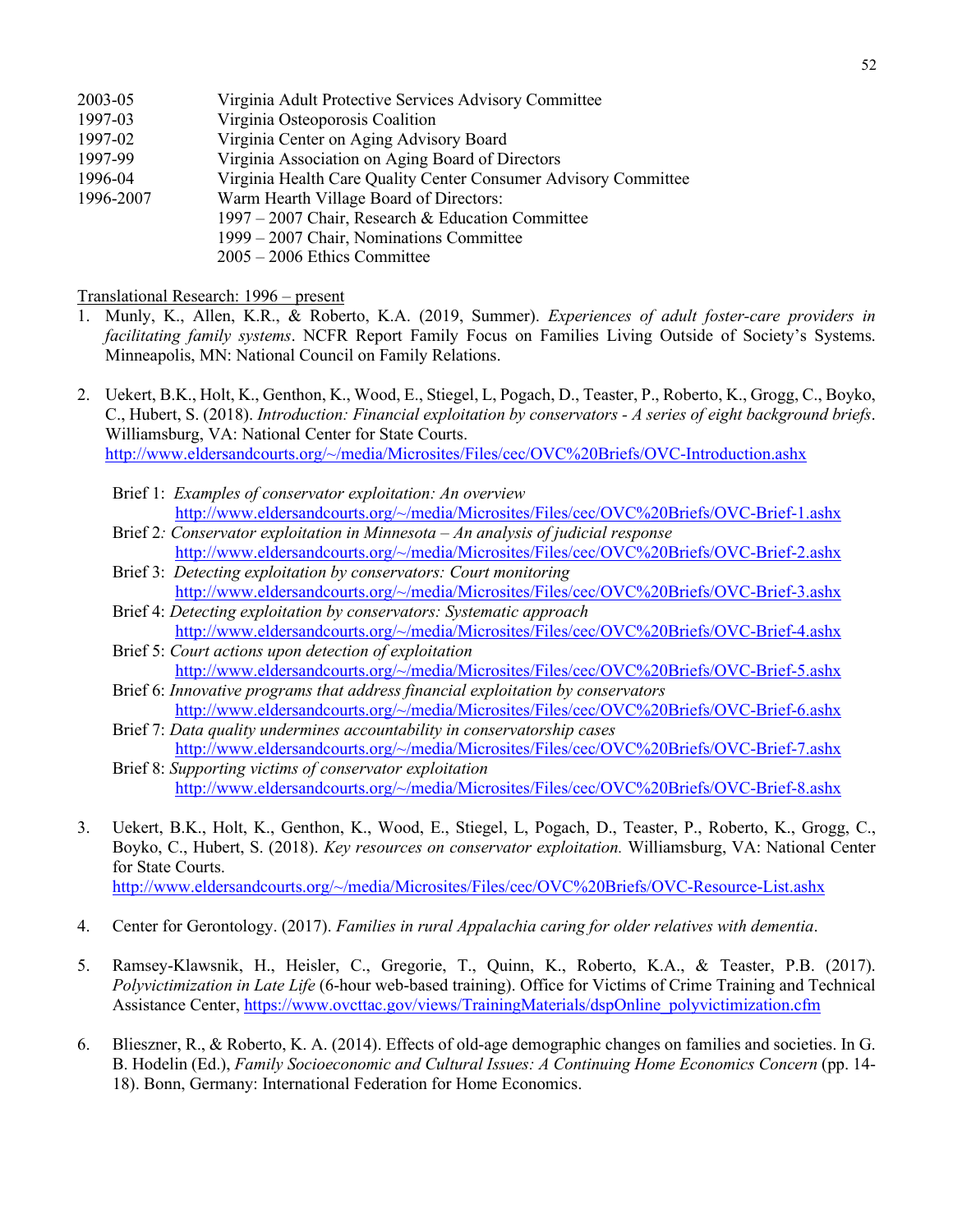2003-05 Virginia Adult Protective Services Advisory Committee
1997-03 Virginia Osteoporosis Coalition
1997-02 Virginia Center on Aging Advisory Board
1997-99 Virginia Association on Aging Board of Directors
1996-04 Virginia Health Care Quality Center Consumer Advisory Committee
1996-2007 Warm Hearth Village Board of Directors:
1997 – 2007 Chair, Research & Education Committee
1999 – 2007 Chair, Nominations Committee
2005 – 2006 Ethics Committee

Translational Research: 1996 – present

1. Munly, K., Allen, K.R., & Roberto, K.A. (2019, Summer). *Experiences of adult foster-care providers in facilitating family systems*. NCFR Report Family Focus on Families Living Outside of Society's Systems. Minneapolis, MN: National Council on Family Relations.

2. Uekert, B.K., Holt, K., Genthon, K., Wood, E., Stiegel, L, Pogach, D., Teaster, P., Roberto, K., Grogg, C., Boyko, C., Hubert, S. (2018). *Introduction: Financial exploitation by conservators - A series of eight background briefs*. Williamsburg, VA: National Center for State Courts. http://www.eldersandcourts.org/~/media/Microsites/Files/cec/OVC%20Briefs/OVC-Introduction.ashx

   Brief 1: *Examples of conservator exploitation: An overview* http://www.eldersandcourts.org/~/media/Microsites/Files/cec/OVC%20Briefs/OVC-Brief-1.ashx
   Brief 2*: Conservator exploitation in Minnesota – An analysis of judicial response* http://www.eldersandcourts.org/~/media/Microsites/Files/cec/OVC%20Briefs/OVC-Brief-2.ashx
   Brief 3: *Detecting exploitation by conservators: Court monitoring* http://www.eldersandcourts.org/~/media/Microsites/Files/cec/OVC%20Briefs/OVC-Brief-3.ashx
   Brief 4: *Detecting exploitation by conservators: Systematic approach* http://www.eldersandcourts.org/~/media/Microsites/Files/cec/OVC%20Briefs/OVC-Brief-4.ashx
   Brief 5: *Court actions upon detection of exploitation* http://www.eldersandcourts.org/~/media/Microsites/Files/cec/OVC%20Briefs/OVC-Brief-5.ashx
   Brief 6: *Innovative programs that address financial exploitation by conservators* http://www.eldersandcourts.org/~/media/Microsites/Files/cec/OVC%20Briefs/OVC-Brief-6.ashx
   Brief 7: *Data quality undermines accountability in conservatorship cases* http://www.eldersandcourts.org/~/media/Microsites/Files/cec/OVC%20Briefs/OVC-Brief-7.ashx
   Brief 8: *Supporting victims of conservator exploitation* http://www.eldersandcourts.org/~/media/Microsites/Files/cec/OVC%20Briefs/OVC-Brief-8.ashx

3. Uekert, B.K., Holt, K., Genthon, K., Wood, E., Stiegel, L, Pogach, D., Teaster, P., Roberto, K., Grogg, C., Boyko, C., Hubert, S. (2018). *Key resources on conservator exploitation.* Williamsburg, VA: National Center for State Courts. http://www.eldersandcourts.org/~/media/Microsites/Files/cec/OVC%20Briefs/OVC-Resource-List.ashx

4. Center for Gerontology. (2017). *Families in rural Appalachia caring for older relatives with dementia*.

5. Ramsey-Klawsnik, H., Heisler, C., Gregorie, T., Quinn, K., Roberto, K.A., & Teaster, P.B. (2017). *Polyvictimization in Late Life* (6-hour web-based training). Office for Victims of Crime Training and Technical Assistance Center, https://www.ovcttac.gov/views/TrainingMaterials/dspOnline_polyvictimization.cfm

6. Blieszner, R., & Roberto, K. A. (2014). Effects of old-age demographic changes on families and societies. In G. B. Hodelin (Ed.), *Family Socioeconomic and Cultural Issues: A Continuing Home Economics Concern* (pp. 14-18). Bonn, Germany: International Federation for Home Economics.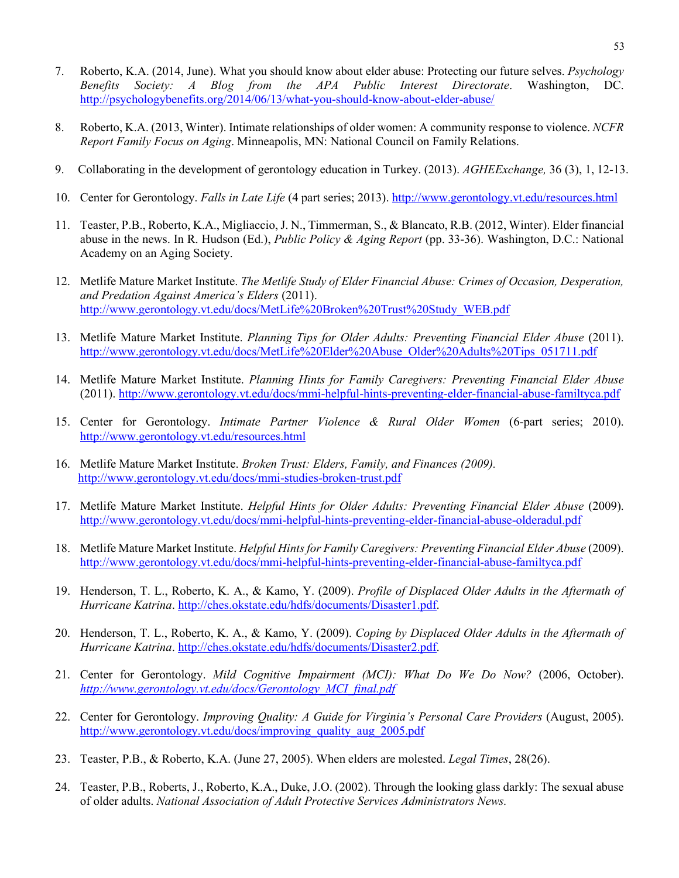7. Roberto, K.A. (2014, June). What you should know about elder abuse: Protecting our future selves. *Psychology Benefits Society: A Blog from the APA Public Interest Directorate*. Washington, DC. http://psychologybenefits.org/2014/06/13/what-you-should-know-about-elder-abuse/

8. Roberto, K.A. (2013, Winter). Intimate relationships of older women: A community response to violence. *NCFR Report Family Focus on Aging*. Minneapolis, MN: National Council on Family Relations.

9. Collaborating in the development of gerontology education in Turkey. (2013). *AGHEExchange,* 36 (3), 1, 12-13.

10. Center for Gerontology. *Falls in Late Life* (4 part series; 2013). http://www.gerontology.vt.edu/resources.html

11. Teaster, P.B., Roberto, K.A., Migliaccio, J. N., Timmerman, S., & Blancato, R.B. (2012, Winter). Elder financial abuse in the news. In R. Hudson (Ed.), *Public Policy & Aging Report* (pp. 33-36). Washington, D.C.: National Academy on an Aging Society.

12. Metlife Mature Market Institute. *The Metlife Study of Elder Financial Abuse: Crimes of Occasion, Desperation, and Predation Against America's Elders* (2011). http://www.gerontology.vt.edu/docs/MetLife%20Broken%20Trust%20Study_WEB.pdf

13. Metlife Mature Market Institute. *Planning Tips for Older Adults: Preventing Financial Elder Abuse* (2011). http://www.gerontology.vt.edu/docs/MetLife%20Elder%20Abuse_Older%20Adults%20Tips_051711.pdf

14. Metlife Mature Market Institute. *Planning Hints for Family Caregivers: Preventing Financial Elder Abuse* (2011). http://www.gerontology.vt.edu/docs/mmi-helpful-hints-preventing-elder-financial-abuse-familtyca.pdf

15. Center for Gerontology. *Intimate Partner Violence & Rural Older Women* (6-part series; 2010). http://www.gerontology.vt.edu/resources.html

16. Metlife Mature Market Institute. *Broken Trust: Elders, Family, and Finances (2009).* http://www.gerontology.vt.edu/docs/mmi-studies-broken-trust.pdf

17. Metlife Mature Market Institute. *Helpful Hints for Older Adults: Preventing Financial Elder Abuse* (2009). http://www.gerontology.vt.edu/docs/mmi-helpful-hints-preventing-elder-financial-abuse-olderadul.pdf

18. Metlife Mature Market Institute. *Helpful Hints for Family Caregivers: Preventing Financial Elder Abuse* (2009). http://www.gerontology.vt.edu/docs/mmi-helpful-hints-preventing-elder-financial-abuse-familtyca.pdf

19. Henderson, T. L., Roberto, K. A., & Kamo, Y. (2009). *Profile of Displaced Older Adults in the Aftermath of Hurricane Katrina*. http://ches.okstate.edu/hdfs/documents/Disaster1.pdf.

20. Henderson, T. L., Roberto, K. A., & Kamo, Y. (2009). *Coping by Displaced Older Adults in the Aftermath of Hurricane Katrina*. http://ches.okstate.edu/hdfs/documents/Disaster2.pdf.

21. Center for Gerontology. *Mild Cognitive Impairment (MCI): What Do We Do Now?* (2006, October). *http://www.gerontology.vt.edu/docs/Gerontology_MCI_final.pdf*

22. Center for Gerontology. *Improving Quality: A Guide for Virginia's Personal Care Providers* (August, 2005). http://www.gerontology.vt.edu/docs/improving_quality_aug_2005.pdf

23. Teaster, P.B., & Roberto, K.A. (June 27, 2005). When elders are molested. *Legal Times*, 28(26).

24. Teaster, P.B., Roberts, J., Roberto, K.A., Duke, J.O. (2002). Through the looking glass darkly: The sexual abuse of older adults. *National Association of Adult Protective Services Administrators News.*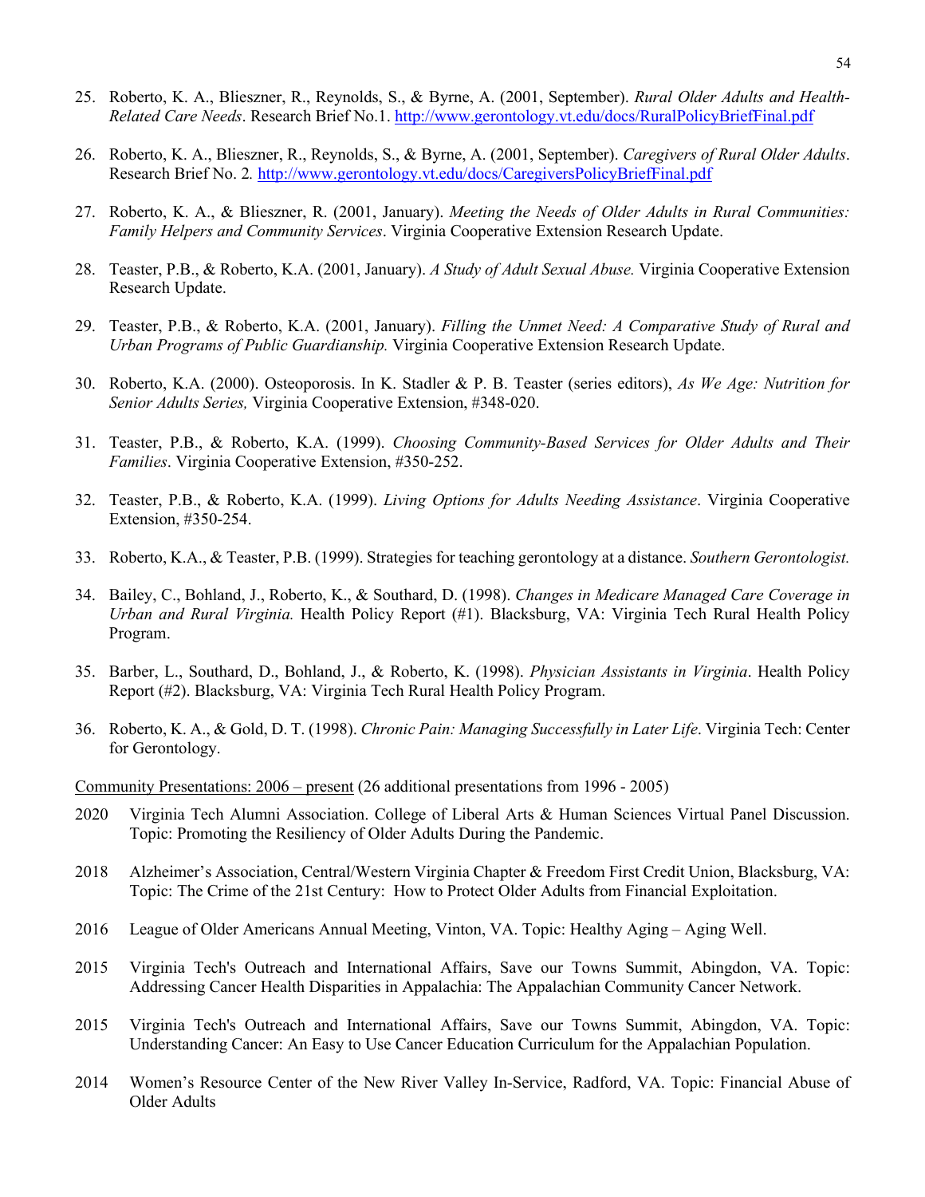25. Roberto, K. A., Blieszner, R., Reynolds, S., & Byrne, A. (2001, September). *Rural Older Adults and Health-Related Care Needs*. Research Brief No.1. http://www.gerontology.vt.edu/docs/RuralPolicyBriefFinal.pdf

26. Roberto, K. A., Blieszner, R., Reynolds, S., & Byrne, A. (2001, September). *Caregivers of Rural Older Adults*. Research Brief No. 2. http://www.gerontology.vt.edu/docs/CaregiversPolicyBriefFinal.pdf

27. Roberto, K. A., & Blieszner, R. (2001, January). *Meeting the Needs of Older Adults in Rural Communities: Family Helpers and Community Services*. Virginia Cooperative Extension Research Update.

28. Teaster, P.B., & Roberto, K.A. (2001, January). *A Study of Adult Sexual Abuse.* Virginia Cooperative Extension Research Update.

29. Teaster, P.B., & Roberto, K.A. (2001, January). *Filling the Unmet Need: A Comparative Study of Rural and Urban Programs of Public Guardianship.* Virginia Cooperative Extension Research Update.

30. Roberto, K.A. (2000). Osteoporosis. In K. Stadler & P. B. Teaster (series editors), *As We Age: Nutrition for Senior Adults Series,* Virginia Cooperative Extension, #348-020.

31. Teaster, P.B., & Roberto, K.A. (1999). *Choosing Community-Based Services for Older Adults and Their Families*. Virginia Cooperative Extension, #350-252.

32. Teaster, P.B., & Roberto, K.A. (1999). *Living Options for Adults Needing Assistance*. Virginia Cooperative Extension, #350-254.

33. Roberto, K.A., & Teaster, P.B. (1999). Strategies for teaching gerontology at a distance. *Southern Gerontologist.*

34. Bailey, C., Bohland, J., Roberto, K., & Southard, D. (1998). *Changes in Medicare Managed Care Coverage in Urban and Rural Virginia.* Health Policy Report (#1). Blacksburg, VA: Virginia Tech Rural Health Policy Program.

35. Barber, L., Southard, D., Bohland, J., & Roberto, K. (1998). *Physician Assistants in Virginia*. Health Policy Report (#2). Blacksburg, VA: Virginia Tech Rural Health Policy Program.

36. Roberto, K. A., & Gold, D. T. (1998). *Chronic Pain: Managing Successfully in Later Life*. Virginia Tech: Center for Gerontology.

Community Presentations: 2006 – present (26 additional presentations from 1996 - 2005)

2020 Virginia Tech Alumni Association. College of Liberal Arts & Human Sciences Virtual Panel Discussion. Topic: Promoting the Resiliency of Older Adults During the Pandemic.

2018 Alzheimer's Association, Central/Western Virginia Chapter & Freedom First Credit Union, Blacksburg, VA: Topic: The Crime of the 21st Century: How to Protect Older Adults from Financial Exploitation.

2016 League of Older Americans Annual Meeting, Vinton, VA. Topic: Healthy Aging – Aging Well.

2015 Virginia Tech's Outreach and International Affairs, Save our Towns Summit, Abingdon, VA. Topic: Addressing Cancer Health Disparities in Appalachia: The Appalachian Community Cancer Network.

2015 Virginia Tech's Outreach and International Affairs, Save our Towns Summit, Abingdon, VA. Topic: Understanding Cancer: An Easy to Use Cancer Education Curriculum for the Appalachian Population.

2014 Women's Resource Center of the New River Valley In-Service, Radford, VA. Topic: Financial Abuse of Older Adults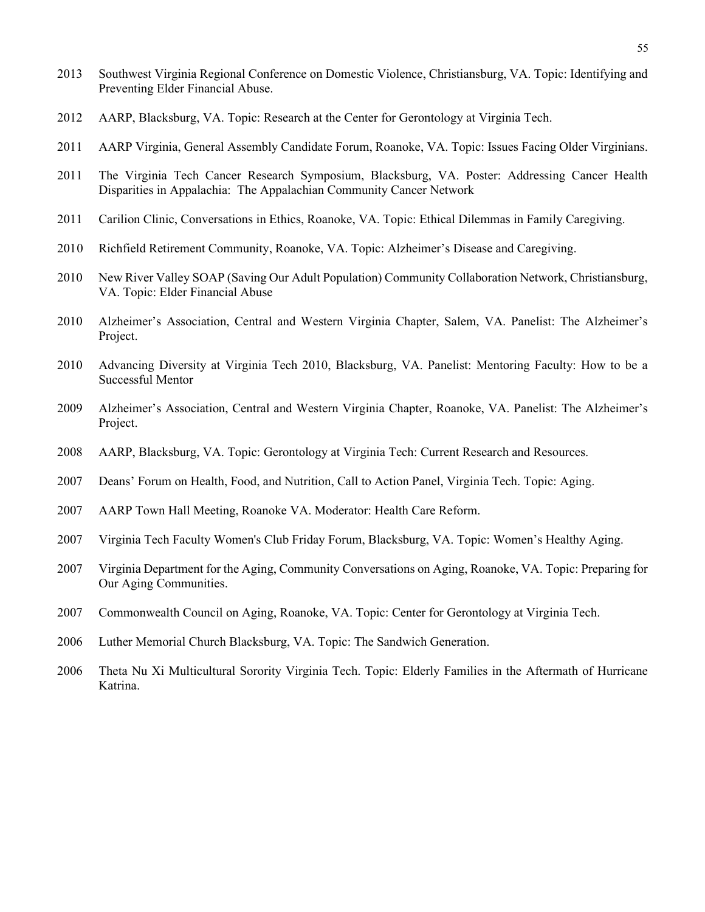2013 Southwest Virginia Regional Conference on Domestic Violence, Christiansburg, VA. Topic: Identifying and Preventing Elder Financial Abuse.

2012 AARP, Blacksburg, VA. Topic: Research at the Center for Gerontology at Virginia Tech.

2011 AARP Virginia, General Assembly Candidate Forum, Roanoke, VA. Topic: Issues Facing Older Virginians.

2011 The Virginia Tech Cancer Research Symposium, Blacksburg, VA. Poster: Addressing Cancer Health Disparities in Appalachia: The Appalachian Community Cancer Network

2011 Carilion Clinic, Conversations in Ethics, Roanoke, VA. Topic: Ethical Dilemmas in Family Caregiving.

2010 Richfield Retirement Community, Roanoke, VA. Topic: Alzheimer's Disease and Caregiving.

2010 New River Valley SOAP (Saving Our Adult Population) Community Collaboration Network, Christiansburg, VA. Topic: Elder Financial Abuse

2010 Alzheimer's Association, Central and Western Virginia Chapter, Salem, VA. Panelist: The Alzheimer's Project.

2010 Advancing Diversity at Virginia Tech 2010, Blacksburg, VA. Panelist: Mentoring Faculty: How to be a Successful Mentor

2009 Alzheimer's Association, Central and Western Virginia Chapter, Roanoke, VA. Panelist: The Alzheimer's Project.

2008 AARP, Blacksburg, VA. Topic: Gerontology at Virginia Tech: Current Research and Resources.

2007 Deans' Forum on Health, Food, and Nutrition, Call to Action Panel, Virginia Tech. Topic: Aging.

2007 AARP Town Hall Meeting, Roanoke VA. Moderator: Health Care Reform.

2007 Virginia Tech Faculty Women's Club Friday Forum, Blacksburg, VA. Topic: Women's Healthy Aging.

2007 Virginia Department for the Aging, Community Conversations on Aging, Roanoke, VA. Topic: Preparing for Our Aging Communities.

2007 Commonwealth Council on Aging, Roanoke, VA. Topic: Center for Gerontology at Virginia Tech.

2006 Luther Memorial Church Blacksburg, VA. Topic: The Sandwich Generation.

2006 Theta Nu Xi Multicultural Sorority Virginia Tech. Topic: Elderly Families in the Aftermath of Hurricane Katrina.